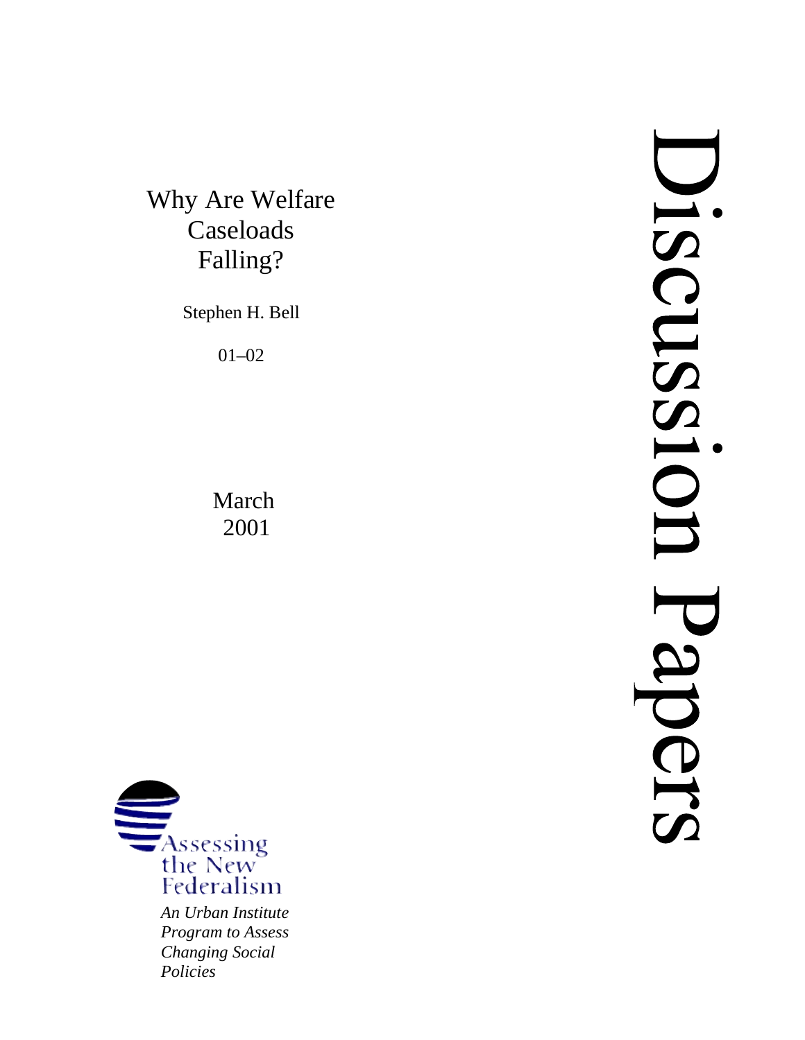# Why Are Welfare Caseloads Falling?

Stephen H. Bell

01–02

March 2001

Assessing the New Federalism

*An Urban Institute Program to Assess Changing Social Policies*

Discussion Papers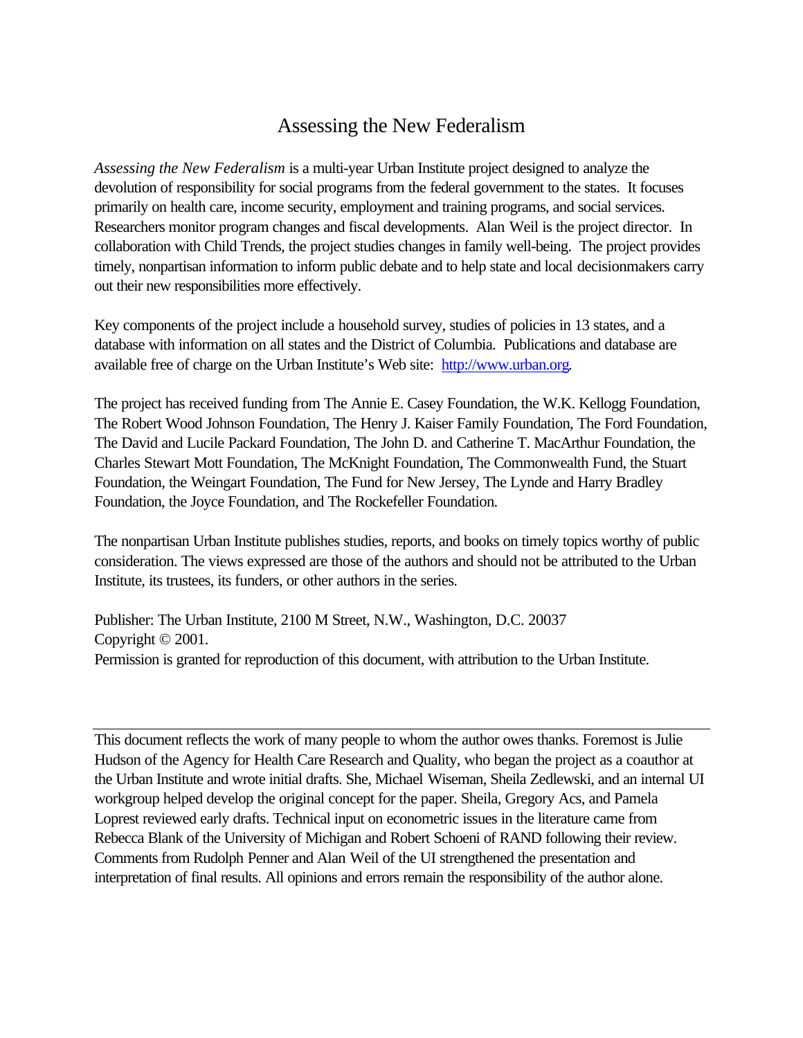# Assessing the New Federalism

*Assessing the New Federalism* is a multi-year Urban Institute project designed to analyze the devolution of responsibility for social programs from the federal government to the states. It focuses primarily on health care, income security, employment and training programs, and social services. Researchers monitor program changes and fiscal developments. Alan Weil is the project director. In collaboration with Child Trends, the project studies changes in family well-being. The project provides timely, nonpartisan information to inform public debate and to help state and local decisionmakers carry out their new responsibilities more effectively.

Key components of the project include a household survey, studies of policies in 13 states, and a database with information on all states and the District of Columbia. Publications and database are available free of charge on the Urban Institute's Web site: http://www.urban.org.

The project has received funding from The Annie E. Casey Foundation, the W.K. Kellogg Foundation, The Robert Wood Johnson Foundation, The Henry J. Kaiser Family Foundation, The Ford Foundation, The David and Lucile Packard Foundation, The John D. and Catherine T. MacArthur Foundation, the Charles Stewart Mott Foundation, The McKnight Foundation, The Commonwealth Fund, the Stuart Foundation, the Weingart Foundation, The Fund for New Jersey, The Lynde and Harry Bradley Foundation, the Joyce Foundation, and The Rockefeller Foundation.

The nonpartisan Urban Institute publishes studies, reports, and books on timely topics worthy of public consideration. The views expressed are those of the authors and should not be attributed to the Urban Institute, its trustees, its funders, or other authors in the series.

Publisher: The Urban Institute, 2100 M Street, N.W., Washington, D.C. 20037
Copyright © 2001.
Permission is granted for reproduction of this document, with attribution to the Urban Institute.

---

This document reflects the work of many people to whom the author owes thanks. Foremost is Julie Hudson of the Agency for Health Care Research and Quality, who began the project as a coauthor at the Urban Institute and wrote initial drafts. She, Michael Wiseman, Sheila Zedlewski, and an internal UI workgroup helped develop the original concept for the paper. Sheila, Gregory Acs, and Pamela Loprest reviewed early drafts. Technical input on econometric issues in the literature came from Rebecca Blank of the University of Michigan and Robert Schoeni of RAND following their review. Comments from Rudolph Penner and Alan Weil of the UI strengthened the presentation and interpretation of final results. All opinions and errors remain the responsibility of the author alone.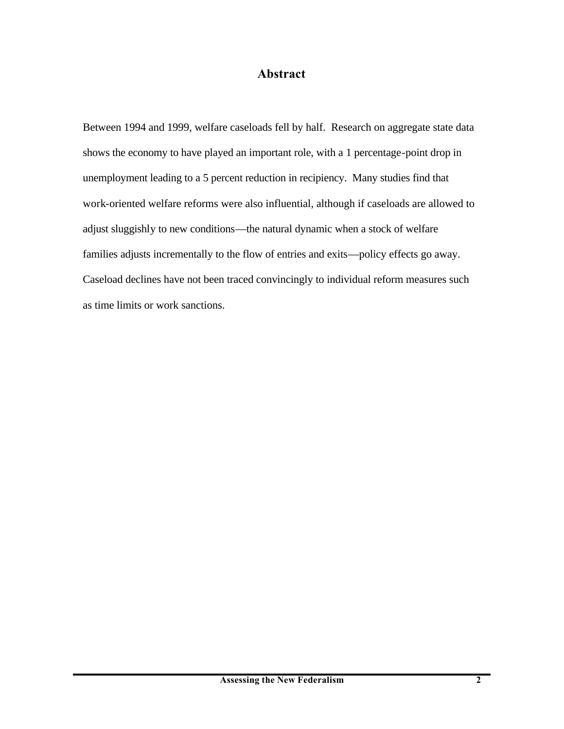# Abstract

Between 1994 and 1999, welfare caseloads fell by half. Research on aggregate state data shows the economy to have played an important role, with a 1 percentage-point drop in unemployment leading to a 5 percent reduction in recipiency. Many studies find that work-oriented welfare reforms were also influential, although if caseloads are allowed to adjust sluggishly to new conditions—the natural dynamic when a stock of welfare families adjusts incrementally to the flow of entries and exits—policy effects go away. Caseload declines have not been traced convincingly to individual reform measures such as time limits or work sanctions.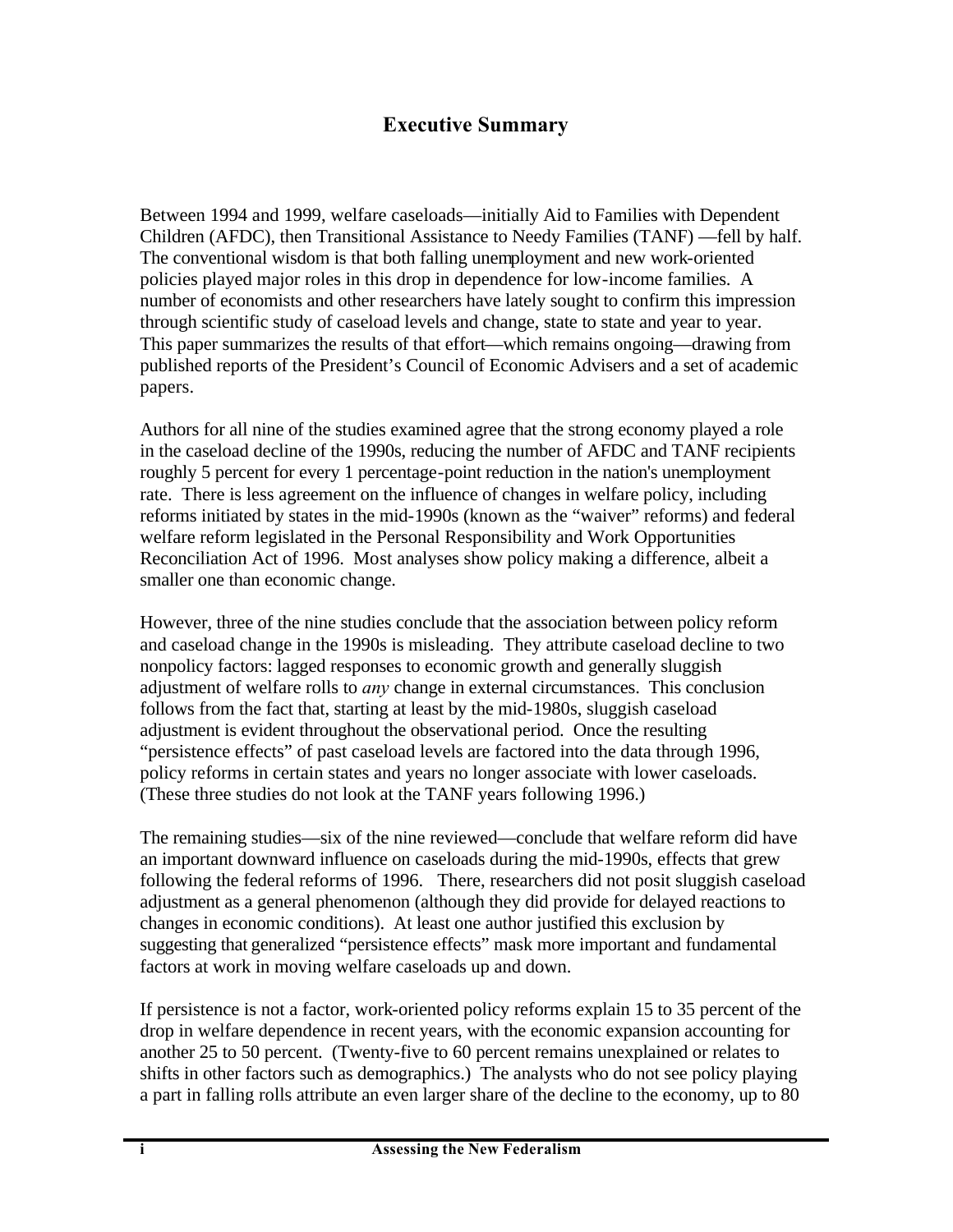## Executive Summary

Between 1994 and 1999, welfare caseloads—initially Aid to Families with Dependent Children (AFDC), then Transitional Assistance to Needy Families (TANF) —fell by half. The conventional wisdom is that both falling unemployment and new work-oriented policies played major roles in this drop in dependence for low-income families. A number of economists and other researchers have lately sought to confirm this impression through scientific study of caseload levels and change, state to state and year to year. This paper summarizes the results of that effort—which remains ongoing—drawing from published reports of the President's Council of Economic Advisers and a set of academic papers.

Authors for all nine of the studies examined agree that the strong economy played a role in the caseload decline of the 1990s, reducing the number of AFDC and TANF recipients roughly 5 percent for every 1 percentage-point reduction in the nation's unemployment rate. There is less agreement on the influence of changes in welfare policy, including reforms initiated by states in the mid-1990s (known as the "waiver" reforms) and federal welfare reform legislated in the Personal Responsibility and Work Opportunities Reconciliation Act of 1996. Most analyses show policy making a difference, albeit a smaller one than economic change.

However, three of the nine studies conclude that the association between policy reform and caseload change in the 1990s is misleading. They attribute caseload decline to two nonpolicy factors: lagged responses to economic growth and generally sluggish adjustment of welfare rolls to *any* change in external circumstances. This conclusion follows from the fact that, starting at least by the mid-1980s, sluggish caseload adjustment is evident throughout the observational period. Once the resulting "persistence effects" of past caseload levels are factored into the data through 1996, policy reforms in certain states and years no longer associate with lower caseloads. (These three studies do not look at the TANF years following 1996.)

The remaining studies—six of the nine reviewed—conclude that welfare reform did have an important downward influence on caseloads during the mid-1990s, effects that grew following the federal reforms of 1996. There, researchers did not posit sluggish caseload adjustment as a general phenomenon (although they did provide for delayed reactions to changes in economic conditions). At least one author justified this exclusion by suggesting that generalized "persistence effects" mask more important and fundamental factors at work in moving welfare caseloads up and down.

If persistence is not a factor, work-oriented policy reforms explain 15 to 35 percent of the drop in welfare dependence in recent years, with the economic expansion accounting for another 25 to 50 percent. (Twenty-five to 60 percent remains unexplained or relates to shifts in other factors such as demographics.) The analysts who do not see policy playing a part in falling rolls attribute an even larger share of the decline to the economy, up to 80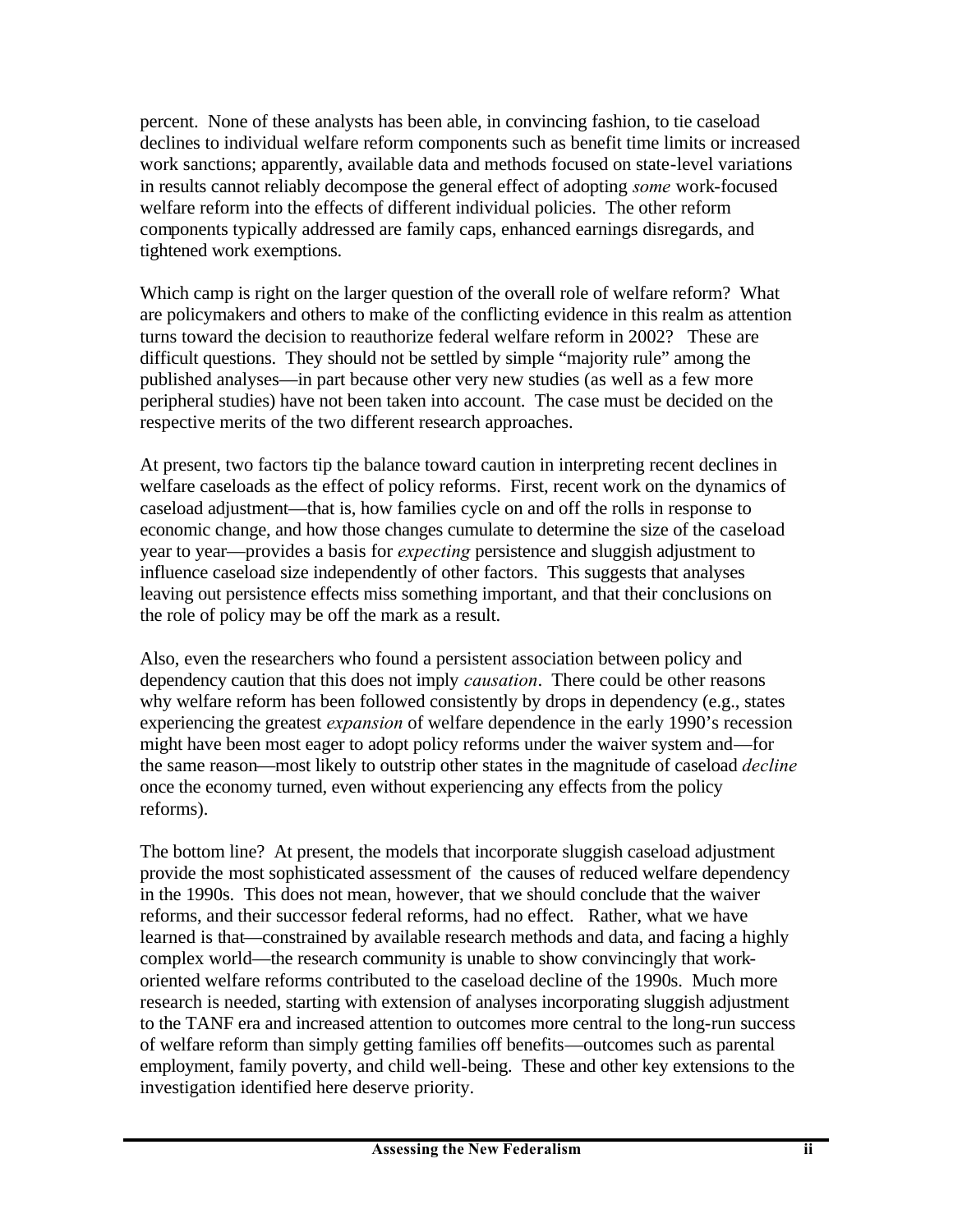percent. None of these analysts has been able, in convincing fashion, to tie caseload declines to individual welfare reform components such as benefit time limits or increased work sanctions; apparently, available data and methods focused on state-level variations in results cannot reliably decompose the general effect of adopting *some* work-focused welfare reform into the effects of different individual policies. The other reform components typically addressed are family caps, enhanced earnings disregards, and tightened work exemptions.

Which camp is right on the larger question of the overall role of welfare reform? What are policymakers and others to make of the conflicting evidence in this realm as attention turns toward the decision to reauthorize federal welfare reform in 2002? These are difficult questions. They should not be settled by simple "majority rule" among the published analyses—in part because other very new studies (as well as a few more peripheral studies) have not been taken into account. The case must be decided on the respective merits of the two different research approaches.

At present, two factors tip the balance toward caution in interpreting recent declines in welfare caseloads as the effect of policy reforms. First, recent work on the dynamics of caseload adjustment—that is, how families cycle on and off the rolls in response to economic change, and how those changes cumulate to determine the size of the caseload year to year—provides a basis for *expecting* persistence and sluggish adjustment to influence caseload size independently of other factors. This suggests that analyses leaving out persistence effects miss something important, and that their conclusions on the role of policy may be off the mark as a result.

Also, even the researchers who found a persistent association between policy and dependency caution that this does not imply *causation*. There could be other reasons why welfare reform has been followed consistently by drops in dependency (e.g., states experiencing the greatest *expansion* of welfare dependence in the early 1990's recession might have been most eager to adopt policy reforms under the waiver system and—for the same reason—most likely to outstrip other states in the magnitude of caseload *decline* once the economy turned, even without experiencing any effects from the policy reforms).

The bottom line? At present, the models that incorporate sluggish caseload adjustment provide the most sophisticated assessment of the causes of reduced welfare dependency in the 1990s. This does not mean, however, that we should conclude that the waiver reforms, and their successor federal reforms, had no effect. Rather, what we have learned is that—constrained by available research methods and data, and facing a highly complex world—the research community is unable to show convincingly that work-oriented welfare reforms contributed to the caseload decline of the 1990s. Much more research is needed, starting with extension of analyses incorporating sluggish adjustment to the TANF era and increased attention to outcomes more central to the long-run success of welfare reform than simply getting families off benefits—outcomes such as parental employment, family poverty, and child well-being. These and other key extensions to the investigation identified here deserve priority.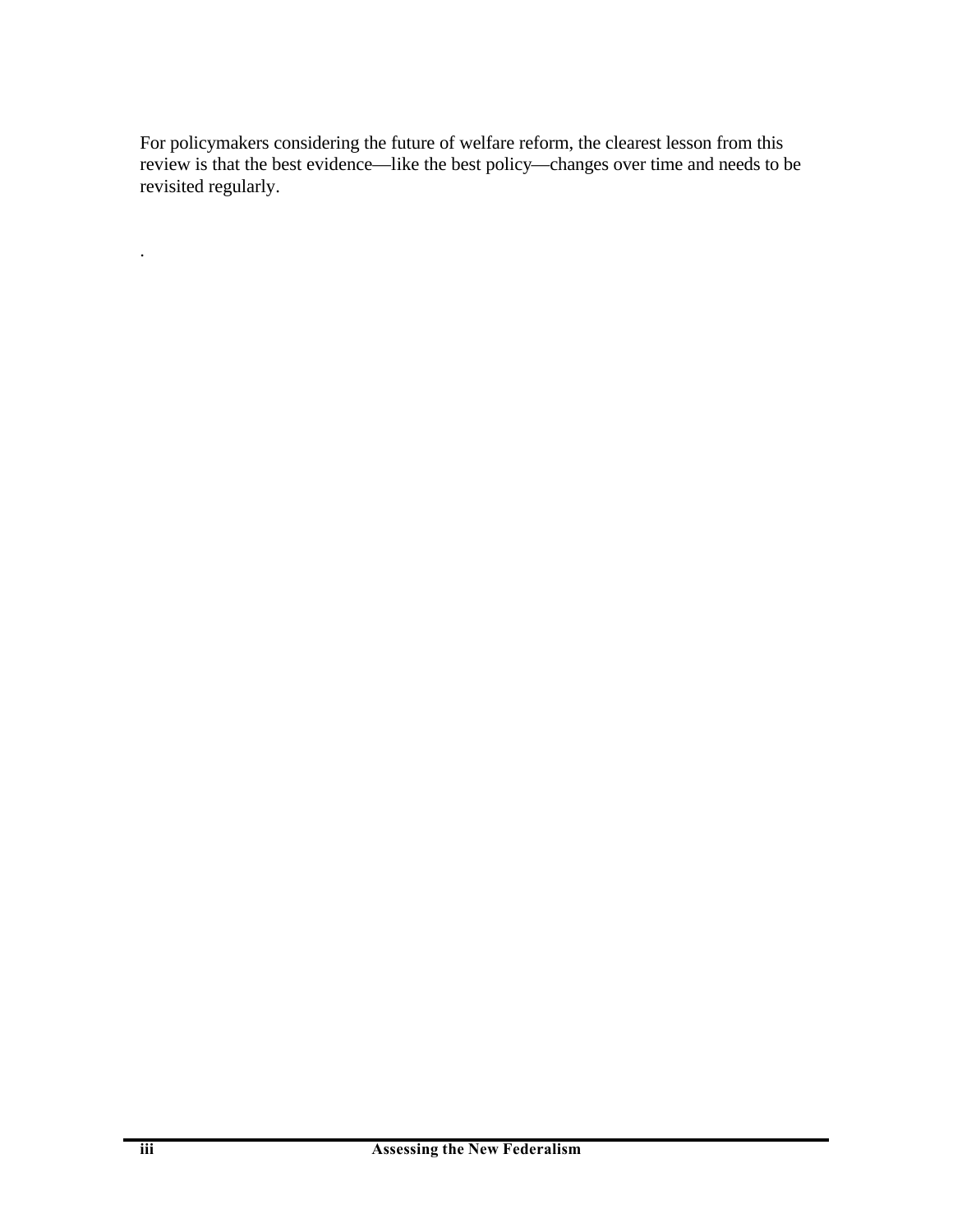For policymakers considering the future of welfare reform, the clearest lesson from this review is that the best evidence—like the best policy—changes over time and needs to be revisited regularly.

.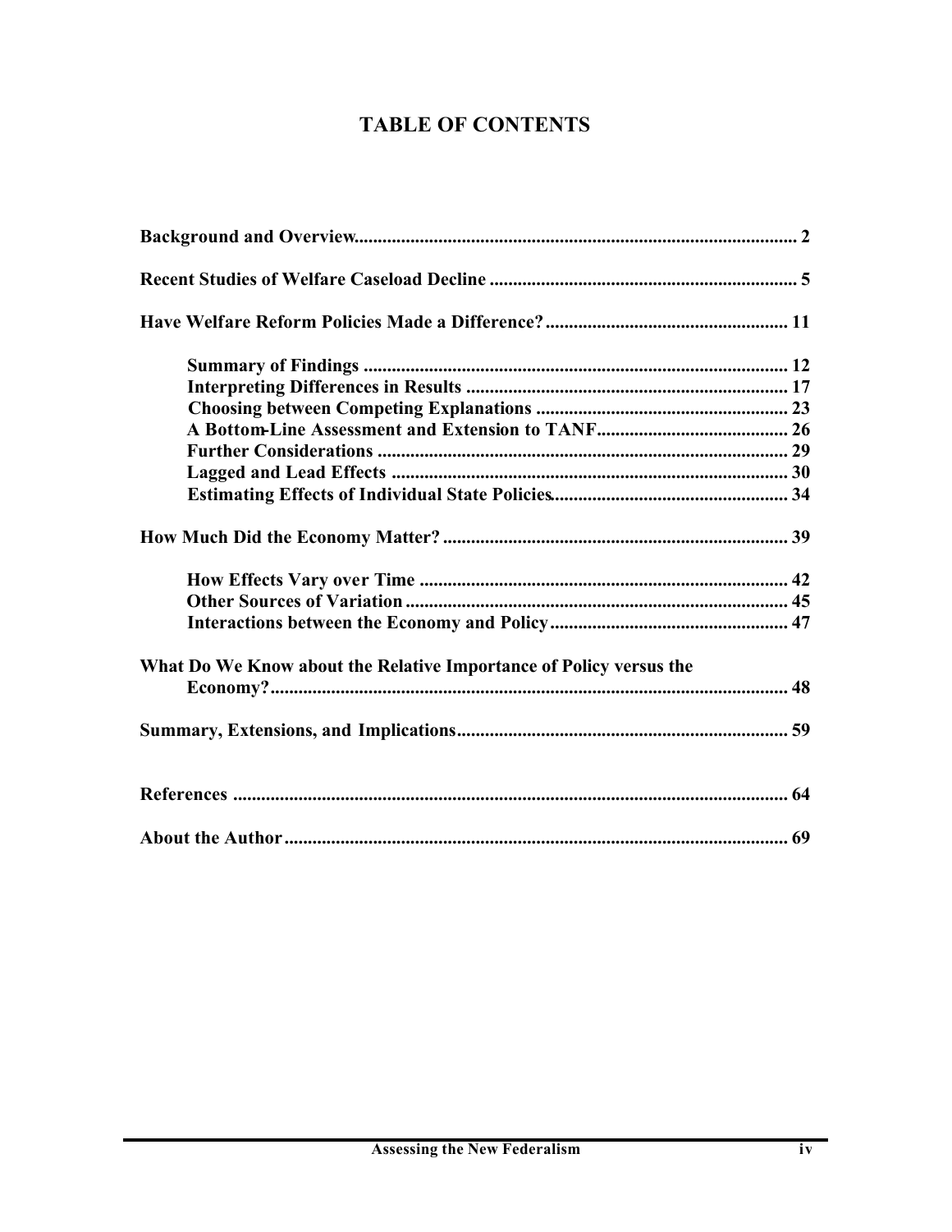# TABLE OF CONTENTS

| | |
|---|---|
| **Background and Overview** | **2** |
| **Recent Studies of Welfare Caseload Decline** | **5** |
| **Have Welfare Reform Policies Made a Difference?** | **11** |
| **Summary of Findings** | **12** |
| **Interpreting Differences in Results** | **17** |
| **Choosing between Competing Explanations** | **23** |
| **A Bottom-Line Assessment and Extension to TANF** | **26** |
| **Further Considerations** | **29** |
| **Lagged and Lead Effects** | **30** |
| **Estimating Effects of Individual State Policies** | **34** |
| **How Much Did the Economy Matter?** | **39** |
| **How Effects Vary over Time** | **42** |
| **Other Sources of Variation** | **45** |
| **Interactions between the Economy and Policy** | **47** |
| **What Do We Know about the Relative Importance of Policy versus the Economy?** | **48** |
| **Summary, Extensions, and Implications** | **59** |
| **References** | **64** |
| **About the Author** | **69** |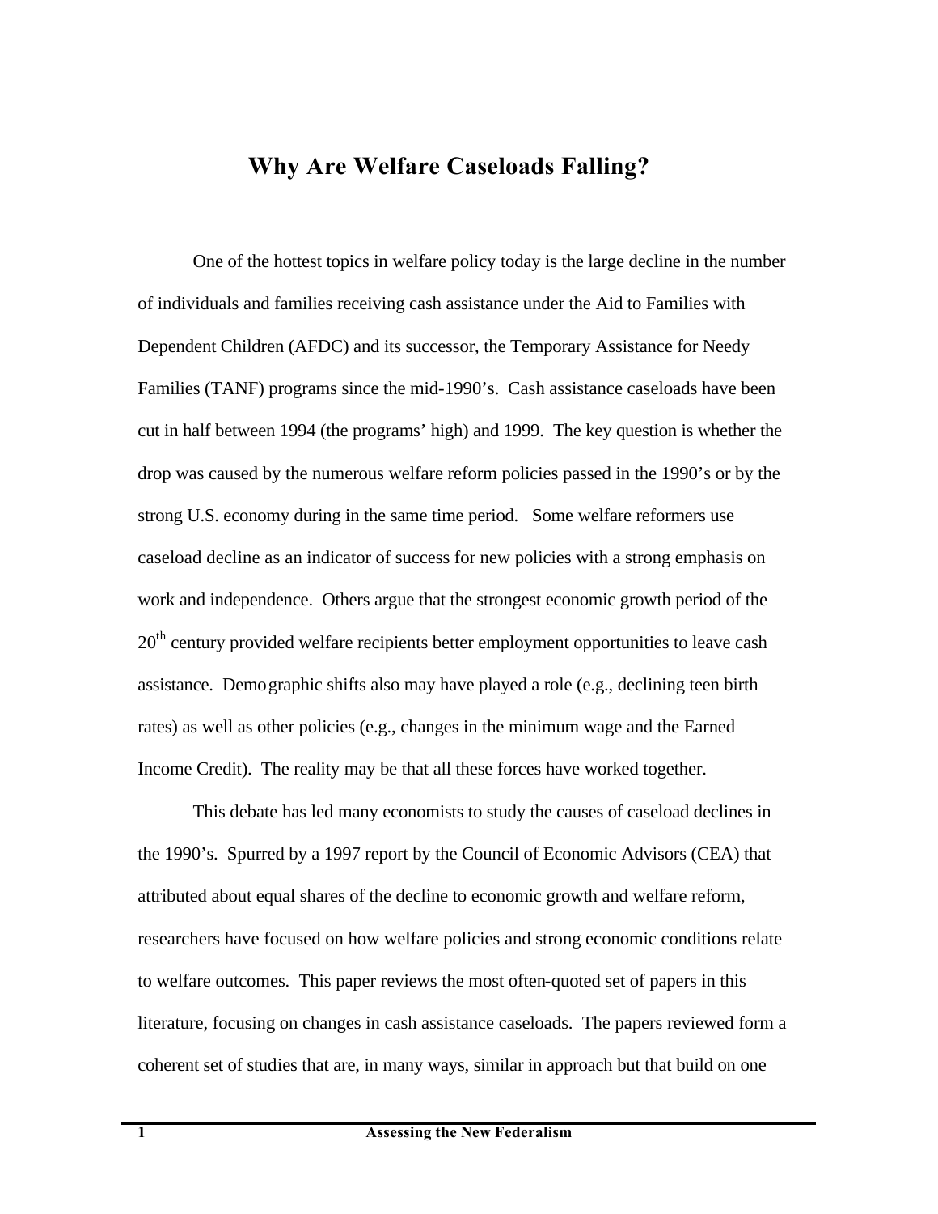# Why Are Welfare Caseloads Falling?

One of the hottest topics in welfare policy today is the large decline in the number of individuals and families receiving cash assistance under the Aid to Families with Dependent Children (AFDC) and its successor, the Temporary Assistance for Needy Families (TANF) programs since the mid-1990's. Cash assistance caseloads have been cut in half between 1994 (the programs' high) and 1999. The key question is whether the drop was caused by the numerous welfare reform policies passed in the 1990's or by the strong U.S. economy during in the same time period. Some welfare reformers use caseload decline as an indicator of success for new policies with a strong emphasis on work and independence. Others argue that the strongest economic growth period of the 20th century provided welfare recipients better employment opportunities to leave cash assistance. Demographic shifts also may have played a role (e.g., declining teen birth rates) as well as other policies (e.g., changes in the minimum wage and the Earned Income Credit). The reality may be that all these forces have worked together.

This debate has led many economists to study the causes of caseload declines in the 1990's. Spurred by a 1997 report by the Council of Economic Advisors (CEA) that attributed about equal shares of the decline to economic growth and welfare reform, researchers have focused on how welfare policies and strong economic conditions relate to welfare outcomes. This paper reviews the most often-quoted set of papers in this literature, focusing on changes in cash assistance caseloads. The papers reviewed form a coherent set of studies that are, in many ways, similar in approach but that build on one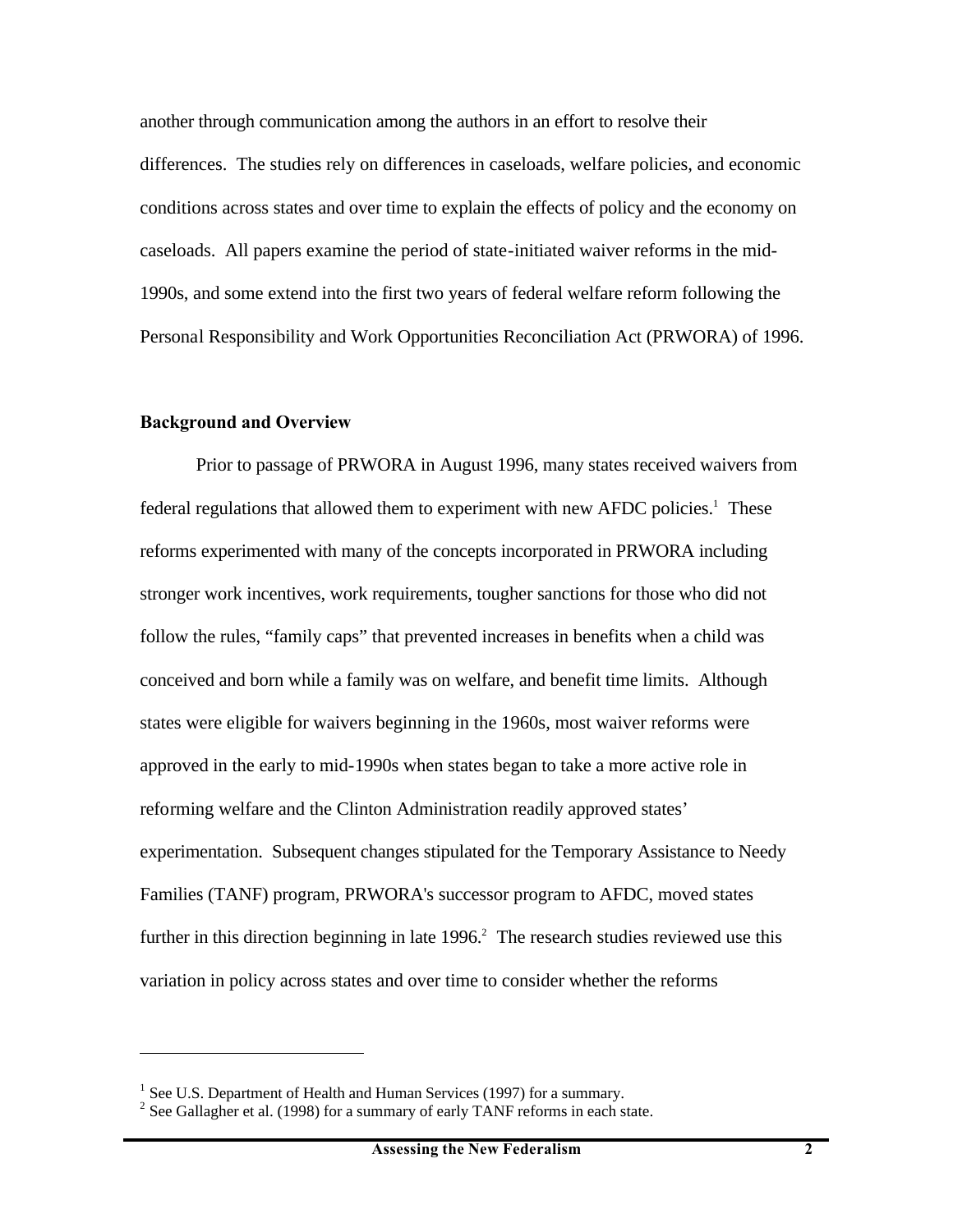another through communication among the authors in an effort to resolve their differences. The studies rely on differences in caseloads, welfare policies, and economic conditions across states and over time to explain the effects of policy and the economy on caseloads. All papers examine the period of state-initiated waiver reforms in the mid-1990s, and some extend into the first two years of federal welfare reform following the Personal Responsibility and Work Opportunities Reconciliation Act (PRWORA) of 1996.

**Background and Overview**

Prior to passage of PRWORA in August 1996, many states received waivers from federal regulations that allowed them to experiment with new AFDC policies.[1] These reforms experimented with many of the concepts incorporated in PRWORA including stronger work incentives, work requirements, tougher sanctions for those who did not follow the rules, "family caps" that prevented increases in benefits when a child was conceived and born while a family was on welfare, and benefit time limits. Although states were eligible for waivers beginning in the 1960s, most waiver reforms were approved in the early to mid-1990s when states began to take a more active role in reforming welfare and the Clinton Administration readily approved states' experimentation. Subsequent changes stipulated for the Temporary Assistance to Needy Families (TANF) program, PRWORA's successor program to AFDC, moved states further in this direction beginning in late 1996.[2] The research studies reviewed use this variation in policy across states and over time to consider whether the reforms

[1] See U.S. Department of Health and Human Services (1997) for a summary.

[2] See Gallagher et al. (1998) for a summary of early TANF reforms in each state.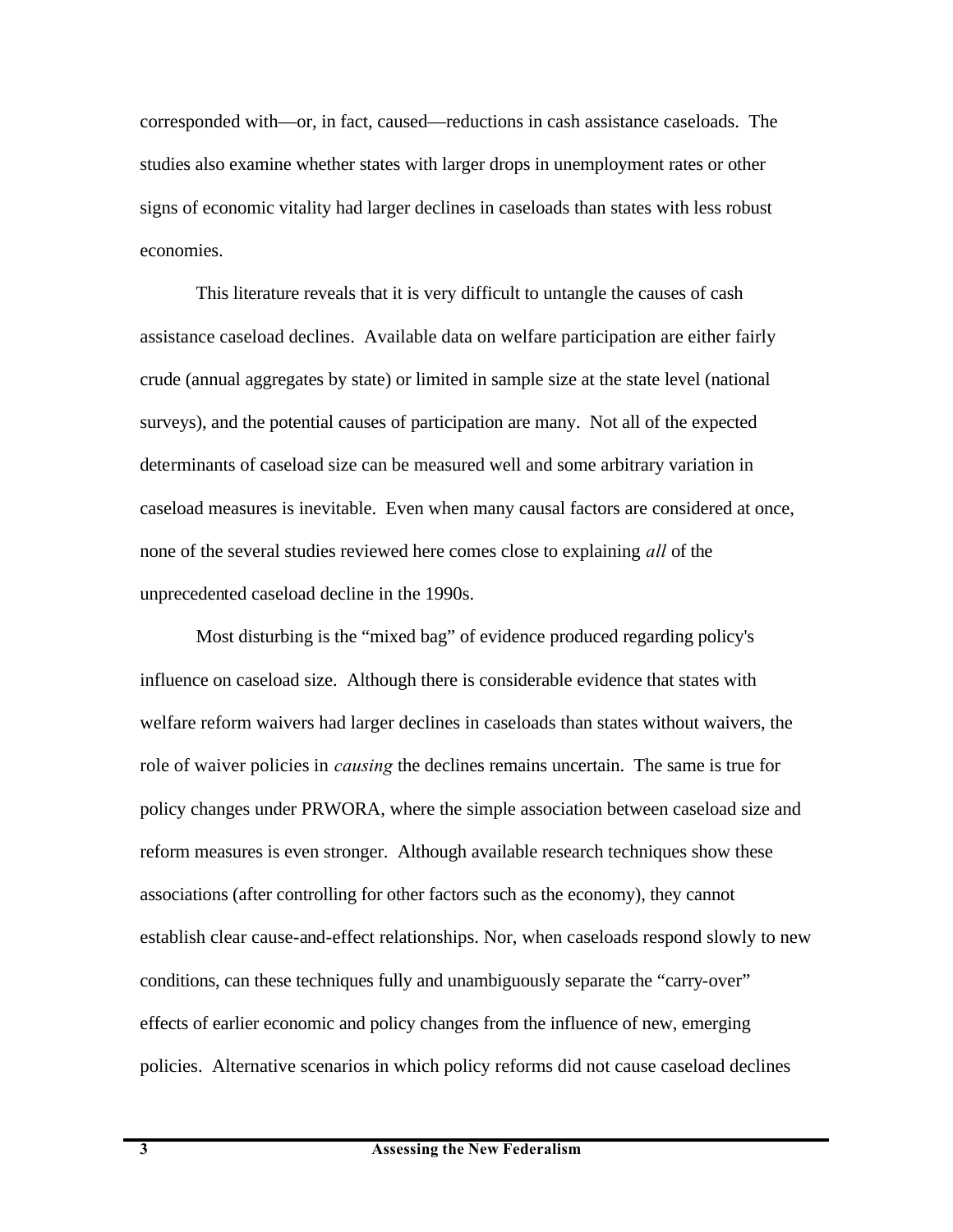corresponded with—or, in fact, caused—reductions in cash assistance caseloads. The studies also examine whether states with larger drops in unemployment rates or other signs of economic vitality had larger declines in caseloads than states with less robust economies.

This literature reveals that it is very difficult to untangle the causes of cash assistance caseload declines. Available data on welfare participation are either fairly crude (annual aggregates by state) or limited in sample size at the state level (national surveys), and the potential causes of participation are many. Not all of the expected determinants of caseload size can be measured well and some arbitrary variation in caseload measures is inevitable. Even when many causal factors are considered at once, none of the several studies reviewed here comes close to explaining *all* of the unprecedented caseload decline in the 1990s.

Most disturbing is the "mixed bag" of evidence produced regarding policy's influence on caseload size. Although there is considerable evidence that states with welfare reform waivers had larger declines in caseloads than states without waivers, the role of waiver policies in *causing* the declines remains uncertain. The same is true for policy changes under PRWORA, where the simple association between caseload size and reform measures is even stronger. Although available research techniques show these associations (after controlling for other factors such as the economy), they cannot establish clear cause-and-effect relationships. Nor, when caseloads respond slowly to new conditions, can these techniques fully and unambiguously separate the "carry-over" effects of earlier economic and policy changes from the influence of new, emerging policies. Alternative scenarios in which policy reforms did not cause caseload declines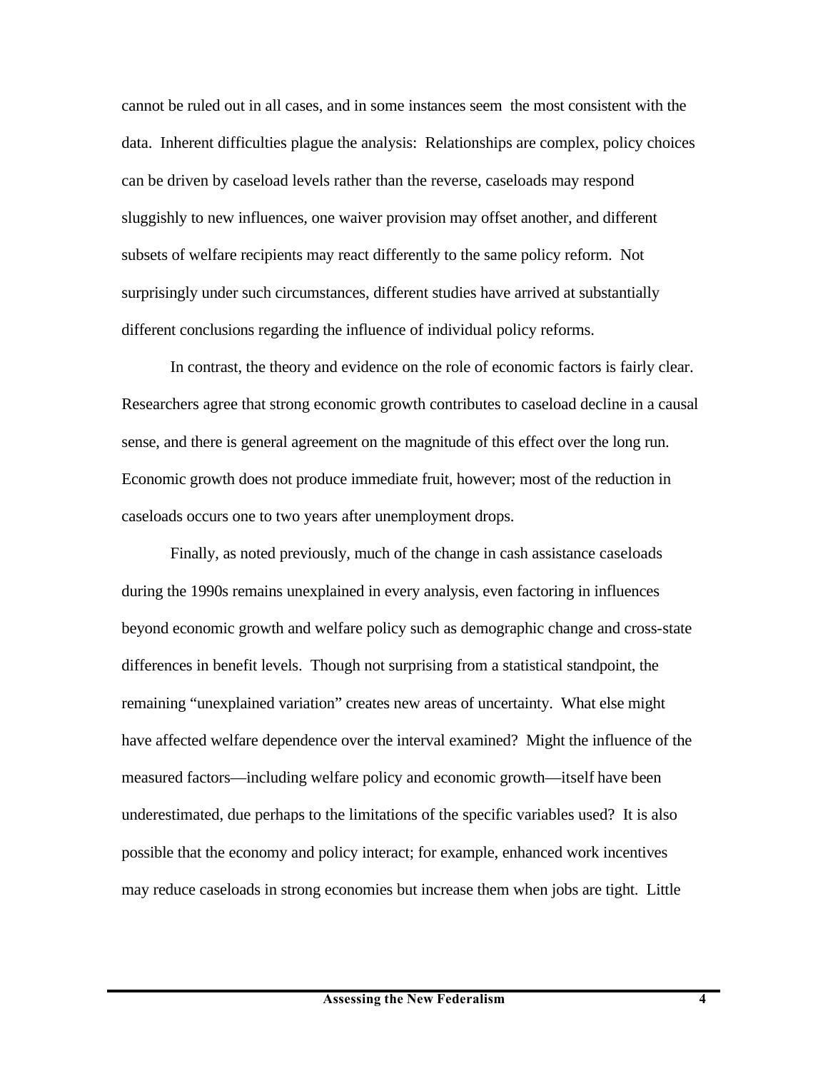cannot be ruled out in all cases, and in some instances seem the most consistent with the data. Inherent difficulties plague the analysis: Relationships are complex, policy choices can be driven by caseload levels rather than the reverse, caseloads may respond sluggishly to new influences, one waiver provision may offset another, and different subsets of welfare recipients may react differently to the same policy reform. Not surprisingly under such circumstances, different studies have arrived at substantially different conclusions regarding the influence of individual policy reforms.

In contrast, the theory and evidence on the role of economic factors is fairly clear. Researchers agree that strong economic growth contributes to caseload decline in a causal sense, and there is general agreement on the magnitude of this effect over the long run. Economic growth does not produce immediate fruit, however; most of the reduction in caseloads occurs one to two years after unemployment drops.

Finally, as noted previously, much of the change in cash assistance caseloads during the 1990s remains unexplained in every analysis, even factoring in influences beyond economic growth and welfare policy such as demographic change and cross-state differences in benefit levels. Though not surprising from a statistical standpoint, the remaining "unexplained variation" creates new areas of uncertainty. What else might have affected welfare dependence over the interval examined? Might the influence of the measured factors—including welfare policy and economic growth—itself have been underestimated, due perhaps to the limitations of the specific variables used? It is also possible that the economy and policy interact; for example, enhanced work incentives may reduce caseloads in strong economies but increase them when jobs are tight. Little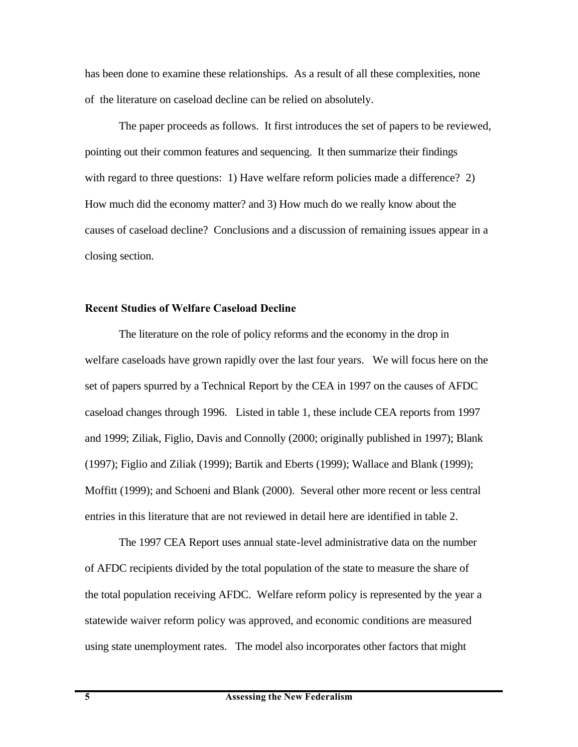has been done to examine these relationships. As a result of all these complexities, none of the literature on caseload decline can be relied on absolutely.

The paper proceeds as follows. It first introduces the set of papers to be reviewed, pointing out their common features and sequencing. It then summarize their findings with regard to three questions: 1) Have welfare reform policies made a difference? 2) How much did the economy matter? and 3) How much do we really know about the causes of caseload decline? Conclusions and a discussion of remaining issues appear in a closing section.

## Recent Studies of Welfare Caseload Decline

The literature on the role of policy reforms and the economy in the drop in welfare caseloads have grown rapidly over the last four years. We will focus here on the set of papers spurred by a Technical Report by the CEA in 1997 on the causes of AFDC caseload changes through 1996. Listed in table 1, these include CEA reports from 1997 and 1999; Ziliak, Figlio, Davis and Connolly (2000; originally published in 1997); Blank (1997); Figlio and Ziliak (1999); Bartik and Eberts (1999); Wallace and Blank (1999); Moffitt (1999); and Schoeni and Blank (2000). Several other more recent or less central entries in this literature that are not reviewed in detail here are identified in table 2.

The 1997 CEA Report uses annual state-level administrative data on the number of AFDC recipients divided by the total population of the state to measure the share of the total population receiving AFDC. Welfare reform policy is represented by the year a statewide waiver reform policy was approved, and economic conditions are measured using state unemployment rates. The model also incorporates other factors that might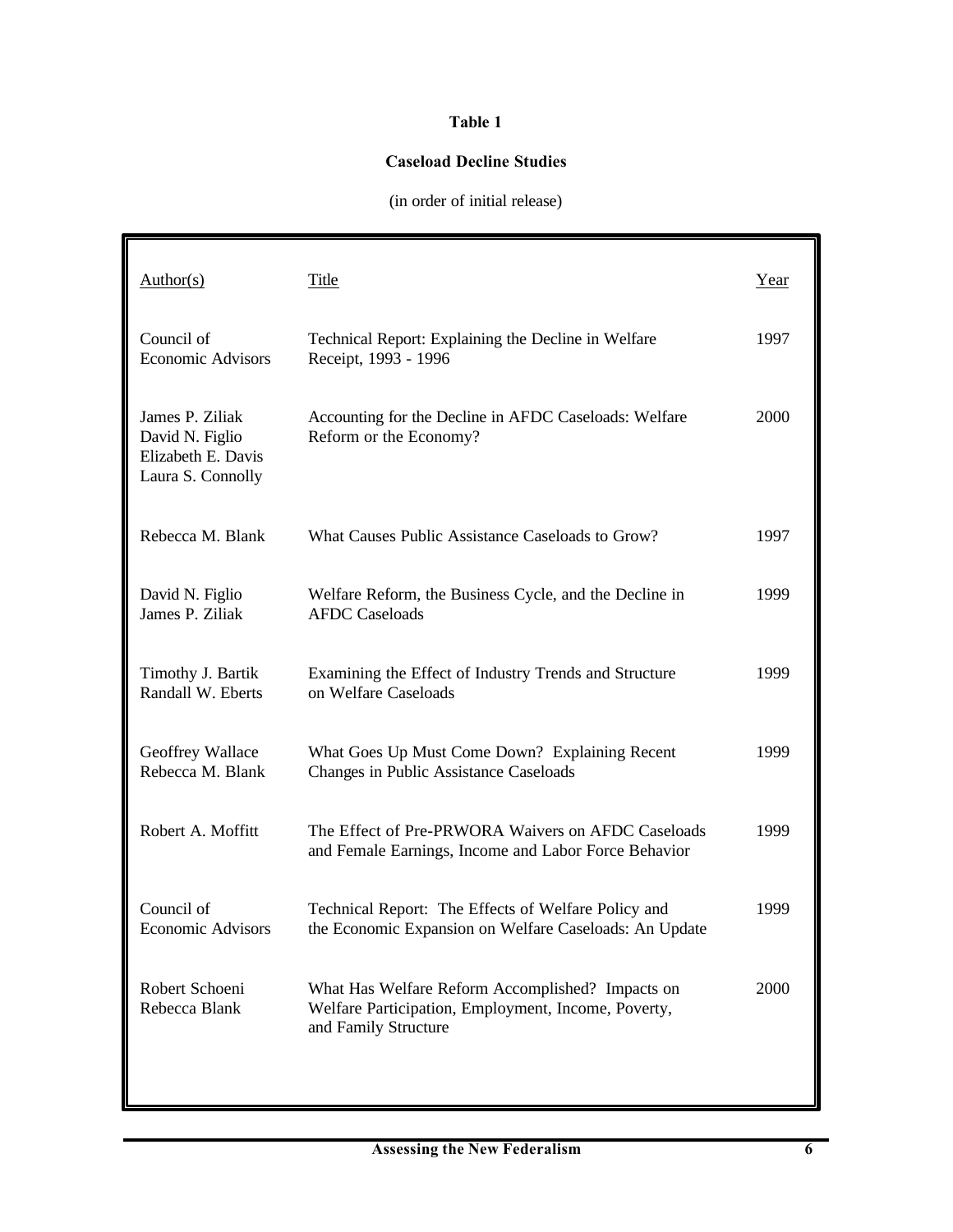**Table 1**

**Caseload Decline Studies**

(in order of initial release)

| Author(s) | Title | Year |
| --- | --- | --- |
| Council of Economic Advisors | Technical Report: Explaining the Decline in Welfare Receipt, 1993 - 1996 | 1997 |
| James P. Ziliak<br>David N. Figlio<br>Elizabeth E. Davis<br>Laura S. Connolly | Accounting for the Decline in AFDC Caseloads: Welfare Reform or the Economy? | 2000 |
| Rebecca M. Blank | What Causes Public Assistance Caseloads to Grow? | 1997 |
| David N. Figlio<br>James P. Ziliak | Welfare Reform, the Business Cycle, and the Decline in AFDC Caseloads | 1999 |
| Timothy J. Bartik<br>Randall W. Eberts | Examining the Effect of Industry Trends and Structure on Welfare Caseloads | 1999 |
| Geoffrey Wallace<br>Rebecca M. Blank | What Goes Up Must Come Down? Explaining Recent Changes in Public Assistance Caseloads | 1999 |
| Robert A. Moffitt | The Effect of Pre-PRWORA Waivers on AFDC Caseloads and Female Earnings, Income and Labor Force Behavior | 1999 |
| Council of Economic Advisors | Technical Report: The Effects of Welfare Policy and the Economic Expansion on Welfare Caseloads: An Update | 1999 |
| Robert Schoeni<br>Rebecca Blank | What Has Welfare Reform Accomplished? Impacts on Welfare Participation, Employment, Income, Poverty, and Family Structure | 2000 |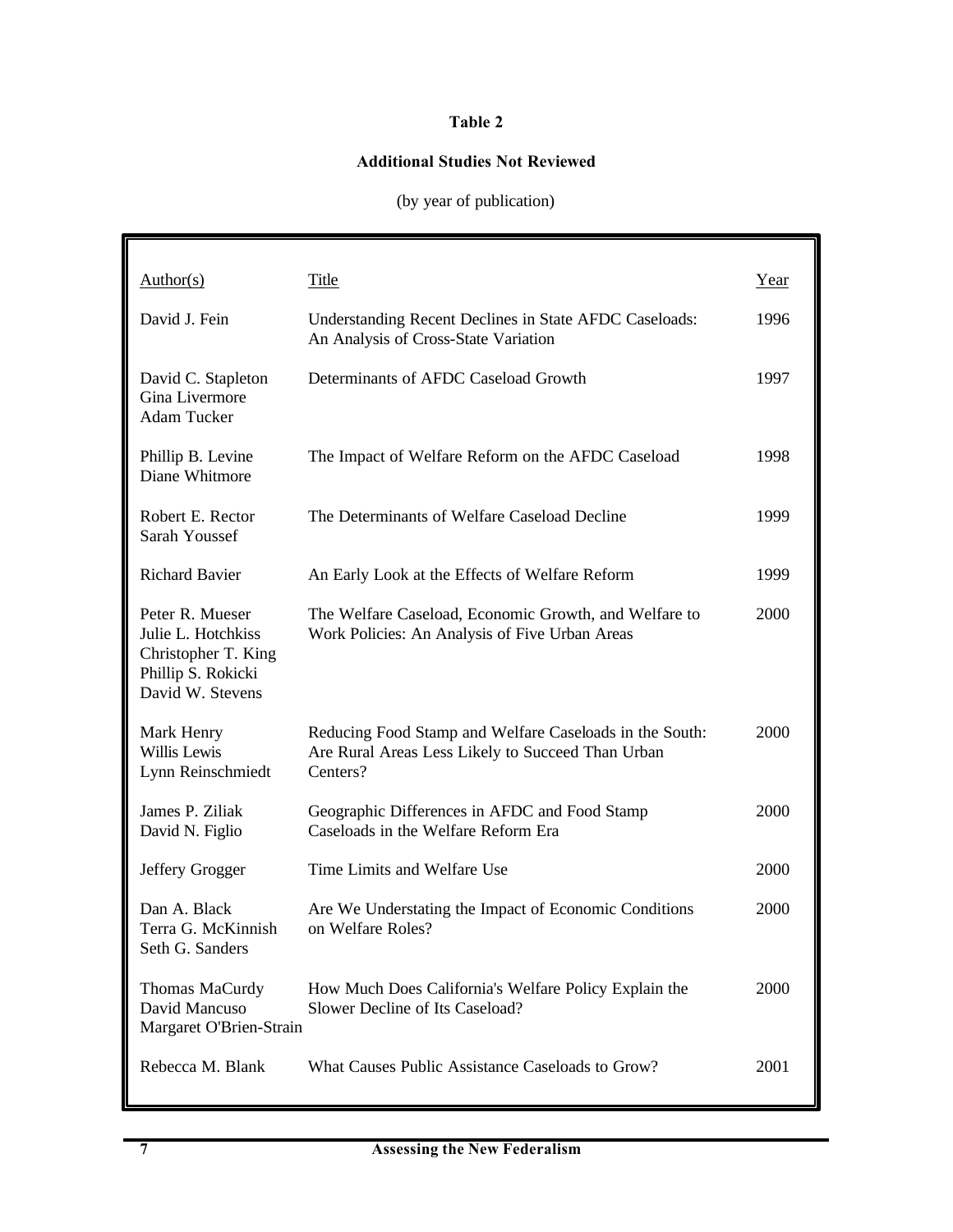**Table 2**

**Additional Studies Not Reviewed**

(by year of publication)

| Author(s) | Title | Year |
|---|---|---|
| David J. Fein | Understanding Recent Declines in State AFDC Caseloads: An Analysis of Cross-State Variation | 1996 |
| David C. Stapleton, Gina Livermore, Adam Tucker | Determinants of AFDC Caseload Growth | 1997 |
| Phillip B. Levine, Diane Whitmore | The Impact of Welfare Reform on the AFDC Caseload | 1998 |
| Robert E. Rector, Sarah Youssef | The Determinants of Welfare Caseload Decline | 1999 |
| Richard Bavier | An Early Look at the Effects of Welfare Reform | 1999 |
| Peter R. Mueser, Julie L. Hotchkiss, Christopher T. King, Phillip S. Rokicki, David W. Stevens | The Welfare Caseload, Economic Growth, and Welfare to Work Policies: An Analysis of Five Urban Areas | 2000 |
| Mark Henry, Willis Lewis, Lynn Reinschmiedt | Reducing Food Stamp and Welfare Caseloads in the South: Are Rural Areas Less Likely to Succeed Than Urban Centers? | 2000 |
| James P. Ziliak, David N. Figlio | Geographic Differences in AFDC and Food Stamp Caseloads in the Welfare Reform Era | 2000 |
| Jeffery Grogger | Time Limits and Welfare Use | 2000 |
| Dan A. Black, Terra G. McKinnish, Seth G. Sanders | Are We Understating the Impact of Economic Conditions on Welfare Roles? | 2000 |
| Thomas MaCurdy, David Mancuso, Margaret O'Brien-Strain | How Much Does California's Welfare Policy Explain the Slower Decline of Its Caseload? | 2000 |
| Rebecca M. Blank | What Causes Public Assistance Caseloads to Grow? | 2001 |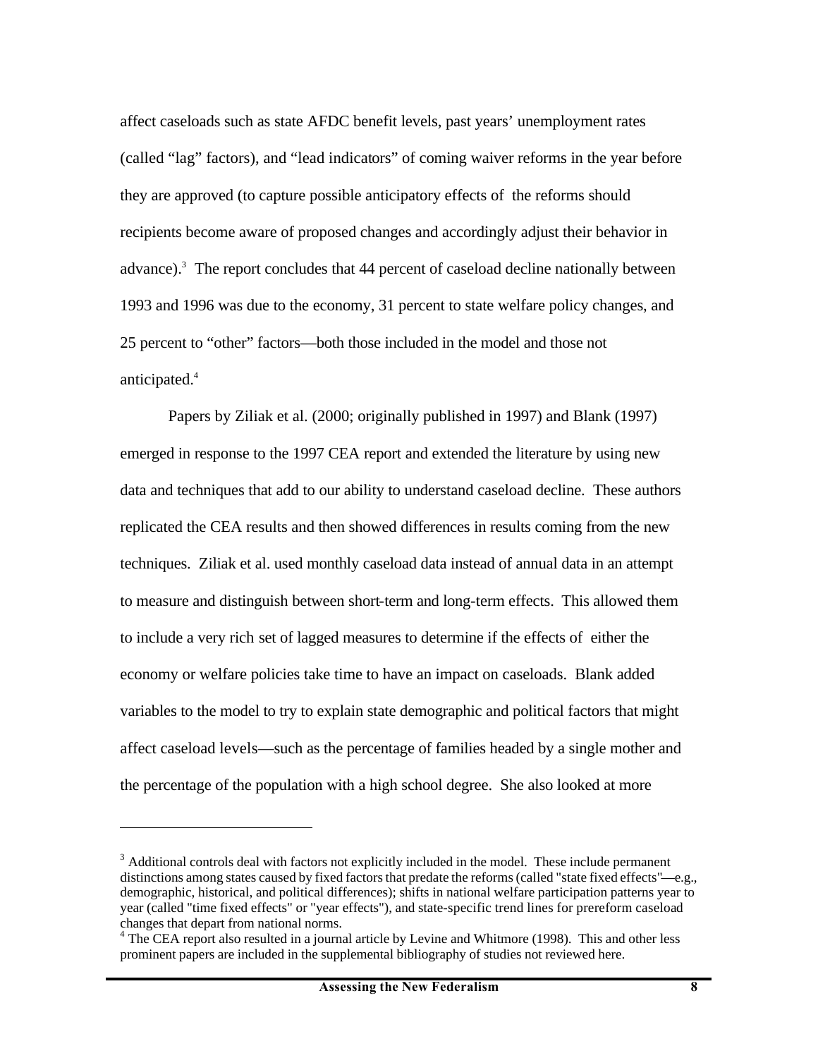affect caseloads such as state AFDC benefit levels, past years' unemployment rates (called "lag" factors), and "lead indicators" of coming waiver reforms in the year before they are approved (to capture possible anticipatory effects of the reforms should recipients become aware of proposed changes and accordingly adjust their behavior in advance).[3] The report concludes that 44 percent of caseload decline nationally between 1993 and 1996 was due to the economy, 31 percent to state welfare policy changes, and 25 percent to "other" factors—both those included in the model and those not anticipated.[4]

Papers by Ziliak et al. (2000; originally published in 1997) and Blank (1997) emerged in response to the 1997 CEA report and extended the literature by using new data and techniques that add to our ability to understand caseload decline. These authors replicated the CEA results and then showed differences in results coming from the new techniques. Ziliak et al. used monthly caseload data instead of annual data in an attempt to measure and distinguish between short-term and long-term effects. This allowed them to include a very rich set of lagged measures to determine if the effects of either the economy or welfare policies take time to have an impact on caseloads. Blank added variables to the model to try to explain state demographic and political factors that might affect caseload levels—such as the percentage of families headed by a single mother and the percentage of the population with a high school degree. She also looked at more

---

[3] Additional controls deal with factors not explicitly included in the model. These include permanent distinctions among states caused by fixed factors that predate the reforms (called "state fixed effects"—e.g., demographic, historical, and political differences); shifts in national welfare participation patterns year to year (called "time fixed effects" or "year effects"), and state-specific trend lines for prereform caseload changes that depart from national norms.

[4] The CEA report also resulted in a journal article by Levine and Whitmore (1998). This and other less prominent papers are included in the supplemental bibliography of studies not reviewed here.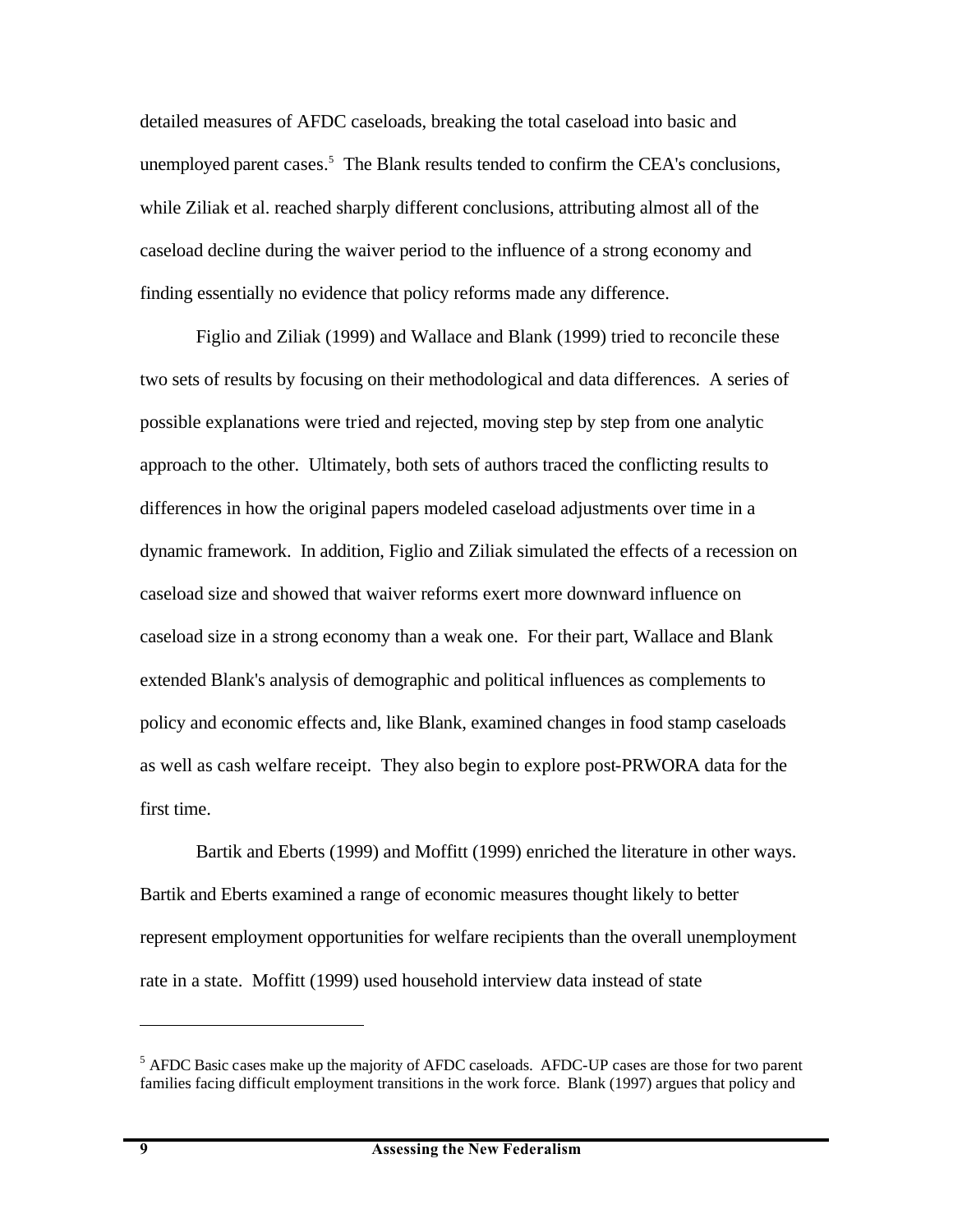detailed measures of AFDC caseloads, breaking the total caseload into basic and unemployed parent cases.[5] The Blank results tended to confirm the CEA's conclusions, while Ziliak et al. reached sharply different conclusions, attributing almost all of the caseload decline during the waiver period to the influence of a strong economy and finding essentially no evidence that policy reforms made any difference.

Figlio and Ziliak (1999) and Wallace and Blank (1999) tried to reconcile these two sets of results by focusing on their methodological and data differences. A series of possible explanations were tried and rejected, moving step by step from one analytic approach to the other. Ultimately, both sets of authors traced the conflicting results to differences in how the original papers modeled caseload adjustments over time in a dynamic framework. In addition, Figlio and Ziliak simulated the effects of a recession on caseload size and showed that waiver reforms exert more downward influence on caseload size in a strong economy than a weak one. For their part, Wallace and Blank extended Blank's analysis of demographic and political influences as complements to policy and economic effects and, like Blank, examined changes in food stamp caseloads as well as cash welfare receipt. They also begin to explore post-PRWORA data for the first time.

Bartik and Eberts (1999) and Moffitt (1999) enriched the literature in other ways. Bartik and Eberts examined a range of economic measures thought likely to better represent employment opportunities for welfare recipients than the overall unemployment rate in a state. Moffitt (1999) used household interview data instead of state

---

[5] AFDC Basic cases make up the majority of AFDC caseloads. AFDC-UP cases are those for two parent families facing difficult employment transitions in the work force. Blank (1997) argues that policy and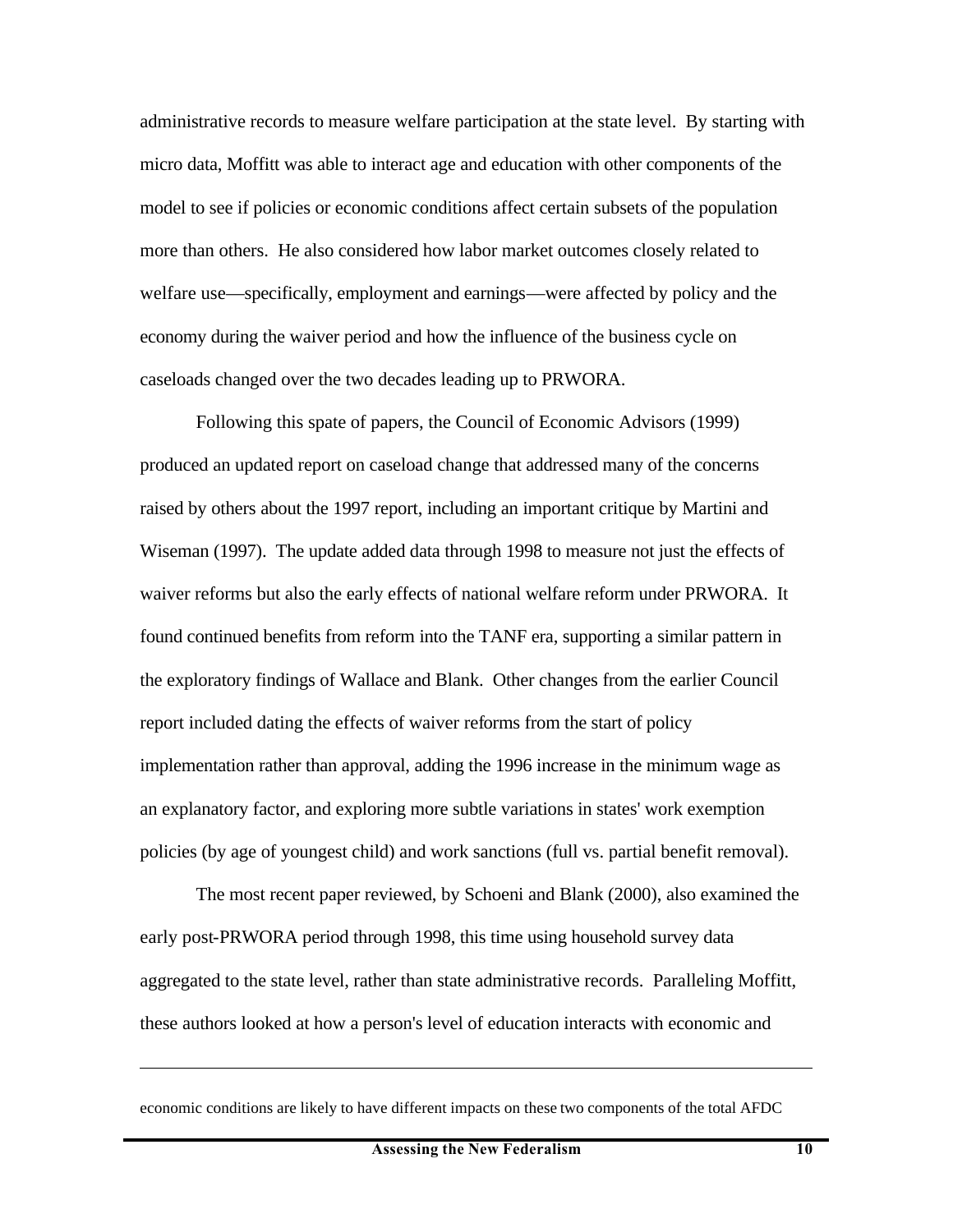administrative records to measure welfare participation at the state level. By starting with micro data, Moffitt was able to interact age and education with other components of the model to see if policies or economic conditions affect certain subsets of the population more than others. He also considered how labor market outcomes closely related to welfare use—specifically, employment and earnings—were affected by policy and the economy during the waiver period and how the influence of the business cycle on caseloads changed over the two decades leading up to PRWORA.

Following this spate of papers, the Council of Economic Advisors (1999) produced an updated report on caseload change that addressed many of the concerns raised by others about the 1997 report, including an important critique by Martini and Wiseman (1997). The update added data through 1998 to measure not just the effects of waiver reforms but also the early effects of national welfare reform under PRWORA. It found continued benefits from reform into the TANF era, supporting a similar pattern in the exploratory findings of Wallace and Blank. Other changes from the earlier Council report included dating the effects of waiver reforms from the start of policy implementation rather than approval, adding the 1996 increase in the minimum wage as an explanatory factor, and exploring more subtle variations in states' work exemption policies (by age of youngest child) and work sanctions (full vs. partial benefit removal).

The most recent paper reviewed, by Schoeni and Blank (2000), also examined the early post-PRWORA period through 1998, this time using household survey data aggregated to the state level, rather than state administrative records. Paralleling Moffitt, these authors looked at how a person's level of education interacts with economic and

---

economic conditions are likely to have different impacts on these two components of the total AFDC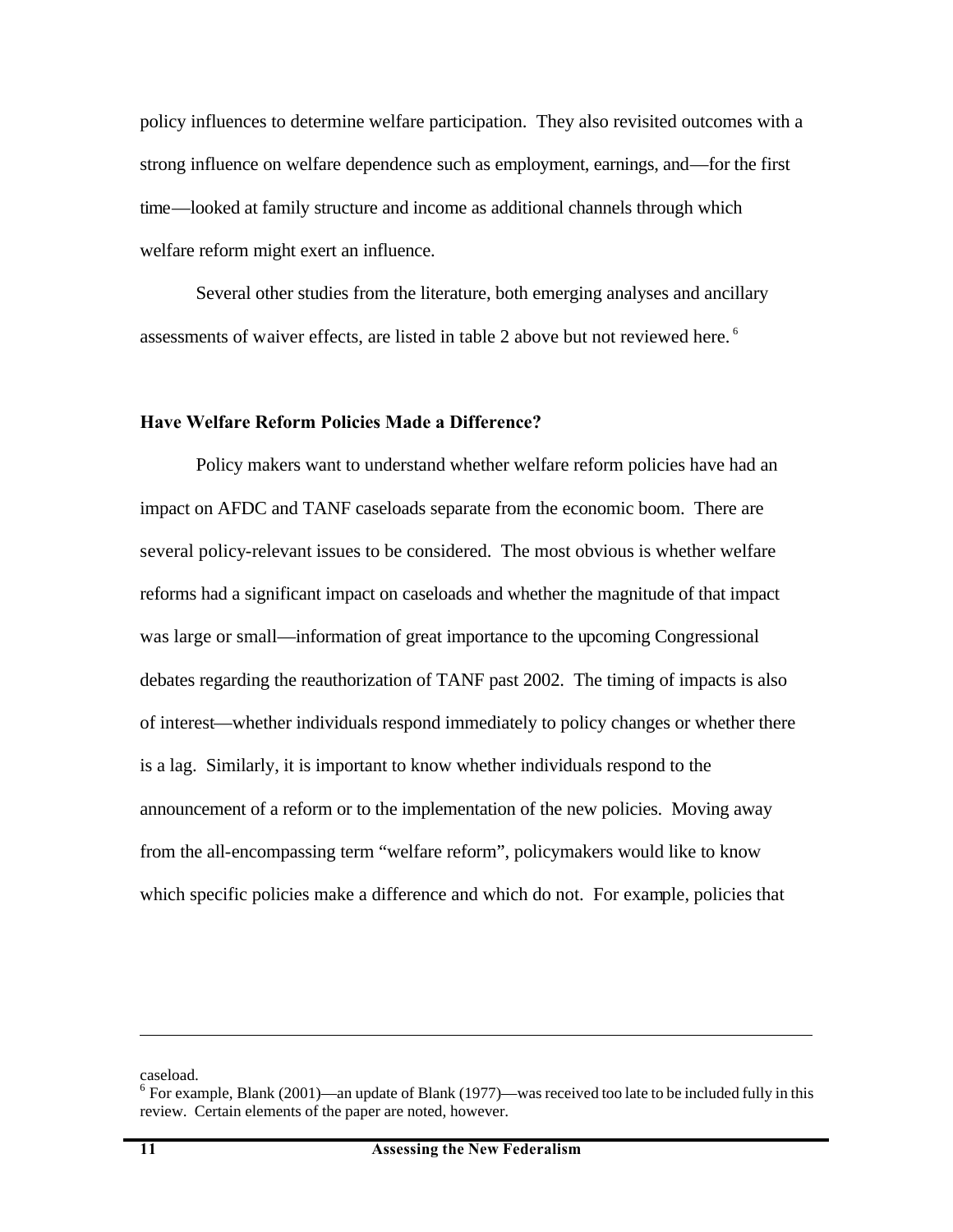policy influences to determine welfare participation. They also revisited outcomes with a strong influence on welfare dependence such as employment, earnings, and—for the first time—looked at family structure and income as additional channels through which welfare reform might exert an influence.

Several other studies from the literature, both emerging analyses and ancillary assessments of waiver effects, are listed in table 2 above but not reviewed here.[6]

**Have Welfare Reform Policies Made a Difference?**

Policy makers want to understand whether welfare reform policies have had an impact on AFDC and TANF caseloads separate from the economic boom. There are several policy-relevant issues to be considered. The most obvious is whether welfare reforms had a significant impact on caseloads and whether the magnitude of that impact was large or small—information of great importance to the upcoming Congressional debates regarding the reauthorization of TANF past 2002. The timing of impacts is also of interest—whether individuals respond immediately to policy changes or whether there is a lag. Similarly, it is important to know whether individuals respond to the announcement of a reform or to the implementation of the new policies. Moving away from the all-encompassing term "welfare reform", policymakers would like to know which specific policies make a difference and which do not. For example, policies that

---

caseload.

[6] For example, Blank (2001)—an update of Blank (1977)—was received too late to be included fully in this review. Certain elements of the paper are noted, however.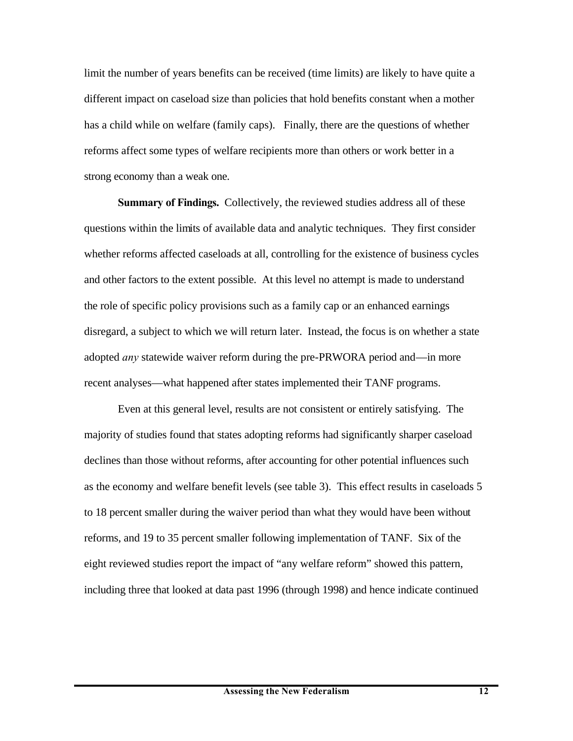limit the number of years benefits can be received (time limits) are likely to have quite a different impact on caseload size than policies that hold benefits constant when a mother has a child while on welfare (family caps). Finally, there are the questions of whether reforms affect some types of welfare recipients more than others or work better in a strong economy than a weak one.

**Summary of Findings.** Collectively, the reviewed studies address all of these questions within the limits of available data and analytic techniques. They first consider whether reforms affected caseloads at all, controlling for the existence of business cycles and other factors to the extent possible. At this level no attempt is made to understand the role of specific policy provisions such as a family cap or an enhanced earnings disregard, a subject to which we will return later. Instead, the focus is on whether a state adopted *any* statewide waiver reform during the pre-PRWORA period and—in more recent analyses—what happened after states implemented their TANF programs.

Even at this general level, results are not consistent or entirely satisfying. The majority of studies found that states adopting reforms had significantly sharper caseload declines than those without reforms, after accounting for other potential influences such as the economy and welfare benefit levels (see table 3). This effect results in caseloads 5 to 18 percent smaller during the waiver period than what they would have been without reforms, and 19 to 35 percent smaller following implementation of TANF. Six of the eight reviewed studies report the impact of "any welfare reform" showed this pattern, including three that looked at data past 1996 (through 1998) and hence indicate continued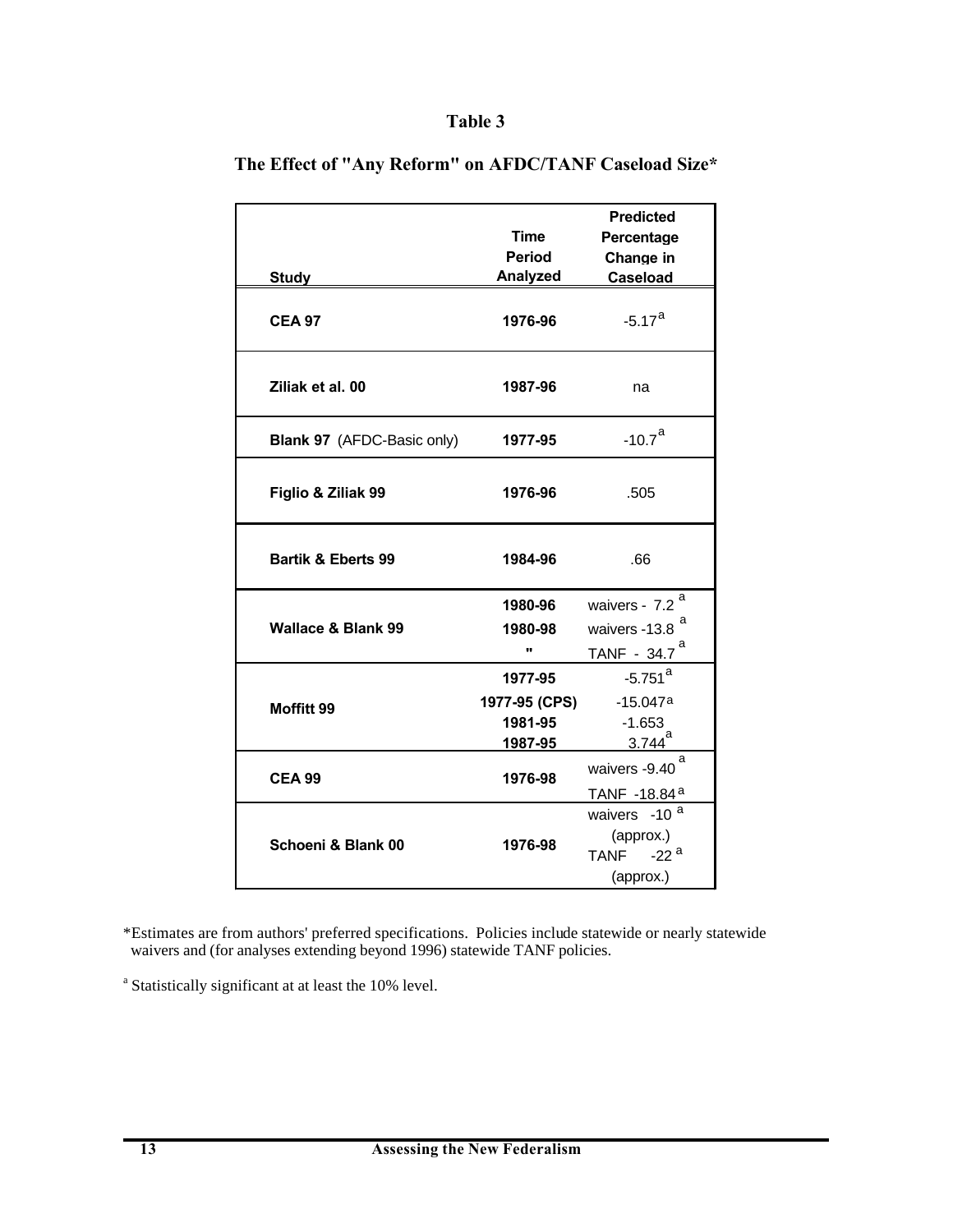## Table 3

### The Effect of "Any Reform" on AFDC/TANF Caseload Size*

| Study | Time Period Analyzed | Predicted Percentage Change in Caseload |
|---|---|---|
| **CEA 97** | 1976-96 | -5.17[a] |
| **Ziliak et al. 00** | 1987-96 | na |
| **Blank 97** (AFDC-Basic only) | 1977-95 | -10.7[a] |
| **Figlio & Ziliak 99** | 1976-96 | .505 |
| **Bartik & Eberts 99** | 1984-96 | .66 |
| **Wallace & Blank 99** | 1980-96 | waivers - 7.2[a] |
| | 1980-98 | waivers -13.8[a] |
| | " | TANF - 34.7[a] |
| **Moffitt 99** | 1977-95 | -5.751[a] |
| | 1977-95 (CPS) | -15.047[a] |
| | 1981-95 | -1.653 |
| | 1987-95 | 3.744[a] |
| **CEA 99** | 1976-98 | waivers -9.40[a] |
| | | TANF -18.84[a] |
| **Schoeni & Blank 00** | 1976-98 | waivers -10[a] (approx.) |
| | | TANF -22[a] (approx.) |

*Estimates are from authors' preferred specifications. Policies include statewide or nearly statewide waivers and (for analyses extending beyond 1996) statewide TANF policies.

[a] Statistically significant at at least the 10% level.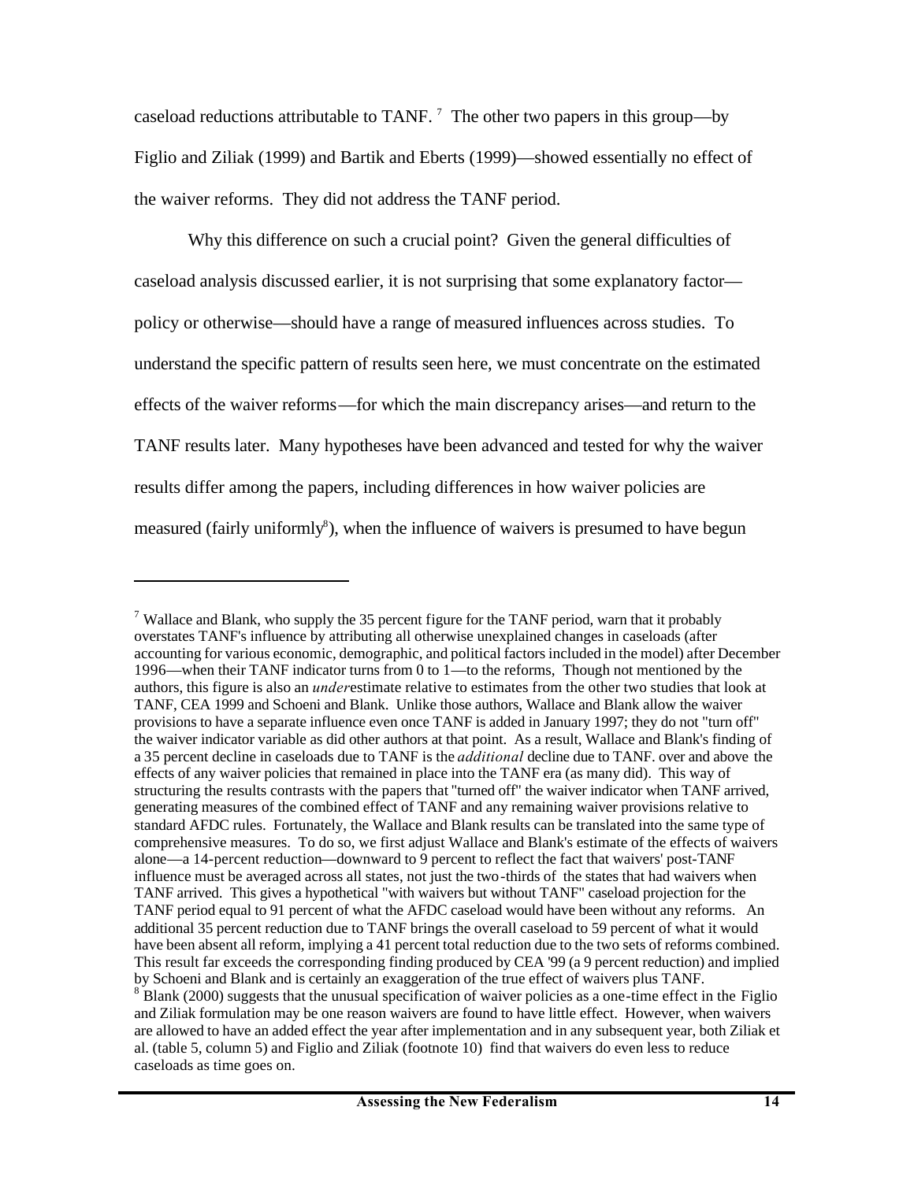caseload reductions attributable to TANF. [7] The other two papers in this group—by Figlio and Ziliak (1999) and Bartik and Eberts (1999)—showed essentially no effect of the waiver reforms. They did not address the TANF period.

Why this difference on such a crucial point? Given the general difficulties of caseload analysis discussed earlier, it is not surprising that some explanatory factor—policy or otherwise—should have a range of measured influences across studies. To understand the specific pattern of results seen here, we must concentrate on the estimated effects of the waiver reforms—for which the main discrepancy arises—and return to the TANF results later. Many hypotheses have been advanced and tested for why the waiver results differ among the papers, including differences in how waiver policies are measured (fairly uniformly[8]), when the influence of waivers is presumed to have begun

---

[7] Wallace and Blank, who supply the 35 percent figure for the TANF period, warn that it probably overstates TANF's influence by attributing all otherwise unexplained changes in caseloads (after accounting for various economic, demographic, and political factors included in the model) after December 1996—when their TANF indicator turns from 0 to 1—to the reforms, Though not mentioned by the authors, this figure is also an *under*estimate relative to estimates from the other two studies that look at TANF, CEA 1999 and Schoeni and Blank. Unlike those authors, Wallace and Blank allow the waiver provisions to have a separate influence even once TANF is added in January 1997; they do not "turn off" the waiver indicator variable as did other authors at that point. As a result, Wallace and Blank's finding of a 35 percent decline in caseloads due to TANF is the *additional* decline due to TANF. over and above the effects of any waiver policies that remained in place into the TANF era (as many did). This way of structuring the results contrasts with the papers that "turned off" the waiver indicator when TANF arrived, generating measures of the combined effect of TANF and any remaining waiver provisions relative to standard AFDC rules. Fortunately, the Wallace and Blank results can be translated into the same type of comprehensive measures. To do so, we first adjust Wallace and Blank's estimate of the effects of waivers alone—a 14-percent reduction—downward to 9 percent to reflect the fact that waivers' post-TANF influence must be averaged across all states, not just the two-thirds of the states that had waivers when TANF arrived. This gives a hypothetical "with waivers but without TANF" caseload projection for the TANF period equal to 91 percent of what the AFDC caseload would have been without any reforms. An additional 35 percent reduction due to TANF brings the overall caseload to 59 percent of what it would have been absent all reform, implying a 41 percent total reduction due to the two sets of reforms combined. This result far exceeds the corresponding finding produced by CEA '99 (a 9 percent reduction) and implied by Schoeni and Blank and is certainly an exaggeration of the true effect of waivers plus TANF.

[8] Blank (2000) suggests that the unusual specification of waiver policies as a one-time effect in the Figlio and Ziliak formulation may be one reason waivers are found to have little effect. However, when waivers are allowed to have an added effect the year after implementation and in any subsequent year, both Ziliak et al. (table 5, column 5) and Figlio and Ziliak (footnote 10) find that waivers do even less to reduce caseloads as time goes on.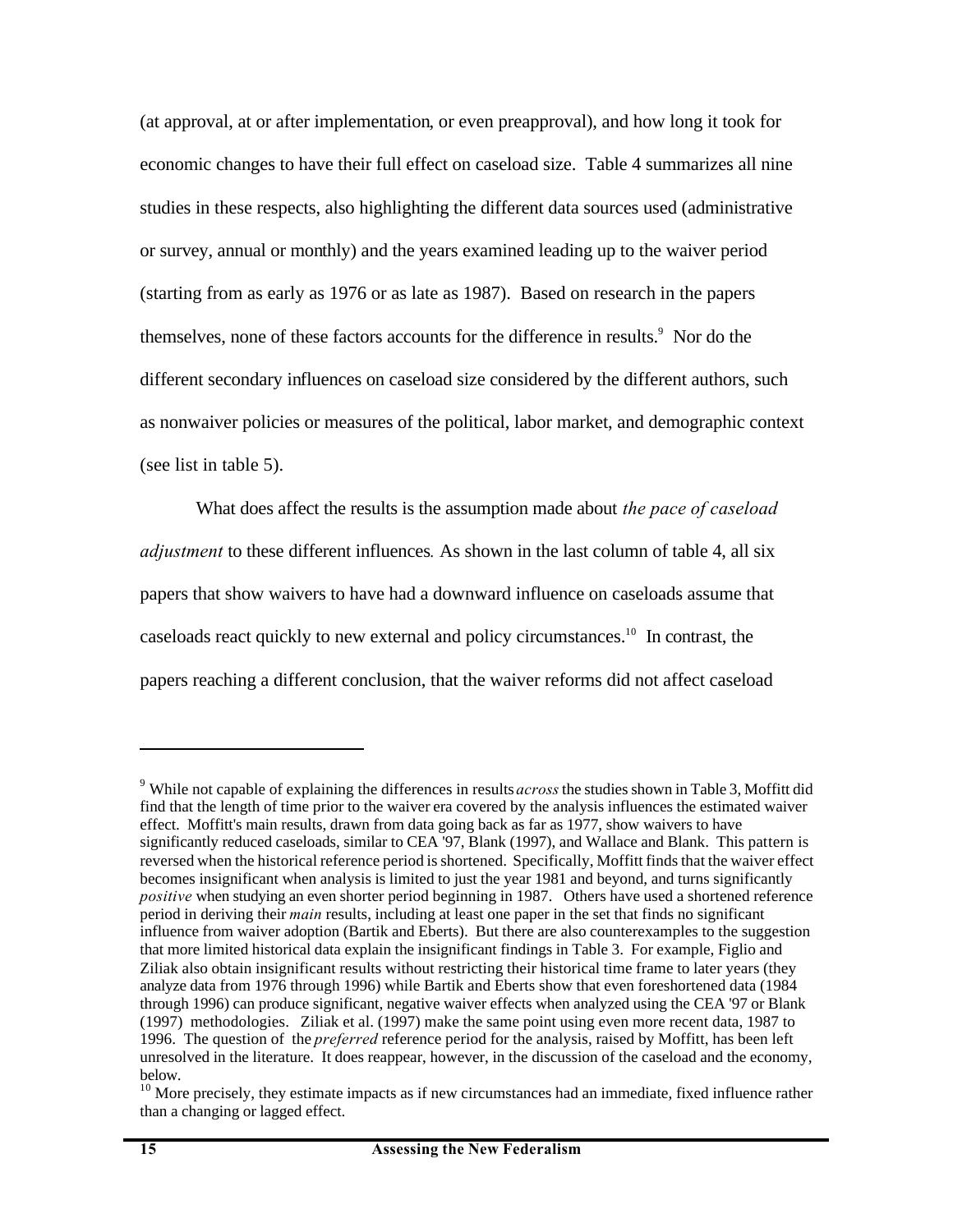(at approval, at or after implementation, or even preapproval), and how long it took for economic changes to have their full effect on caseload size. Table 4 summarizes all nine studies in these respects, also highlighting the different data sources used (administrative or survey, annual or monthly) and the years examined leading up to the waiver period (starting from as early as 1976 or as late as 1987). Based on research in the papers themselves, none of these factors accounts for the difference in results.[9] Nor do the different secondary influences on caseload size considered by the different authors, such as nonwaiver policies or measures of the political, labor market, and demographic context (see list in table 5).

What does affect the results is the assumption made about *the pace of caseload adjustment* to these different influences. As shown in the last column of table 4, all six papers that show waivers to have had a downward influence on caseloads assume that caseloads react quickly to new external and policy circumstances.[10] In contrast, the papers reaching a different conclusion, that the waiver reforms did not affect caseload

---

[9] While not capable of explaining the differences in results *across* the studies shown in Table 3, Moffitt did find that the length of time prior to the waiver era covered by the analysis influences the estimated waiver effect. Moffitt's main results, drawn from data going back as far as 1977, show waivers to have significantly reduced caseloads, similar to CEA '97, Blank (1997), and Wallace and Blank. This pattern is reversed when the historical reference period is shortened. Specifically, Moffitt finds that the waiver effect becomes insignificant when analysis is limited to just the year 1981 and beyond, and turns significantly *positive* when studying an even shorter period beginning in 1987. Others have used a shortened reference period in deriving their *main* results, including at least one paper in the set that finds no significant influence from waiver adoption (Bartik and Eberts). But there are also counterexamples to the suggestion that more limited historical data explain the insignificant findings in Table 3. For example, Figlio and Ziliak also obtain insignificant results without restricting their historical time frame to later years (they analyze data from 1976 through 1996) while Bartik and Eberts show that even foreshortened data (1984 through 1996) can produce significant, negative waiver effects when analyzed using the CEA '97 or Blank (1997) methodologies. Ziliak et al. (1997) make the same point using even more recent data, 1987 to 1996. The question of the *preferred* reference period for the analysis, raised by Moffitt, has been left unresolved in the literature. It does reappear, however, in the discussion of the caseload and the economy, below.

[10] More precisely, they estimate impacts as if new circumstances had an immediate, fixed influence rather than a changing or lagged effect.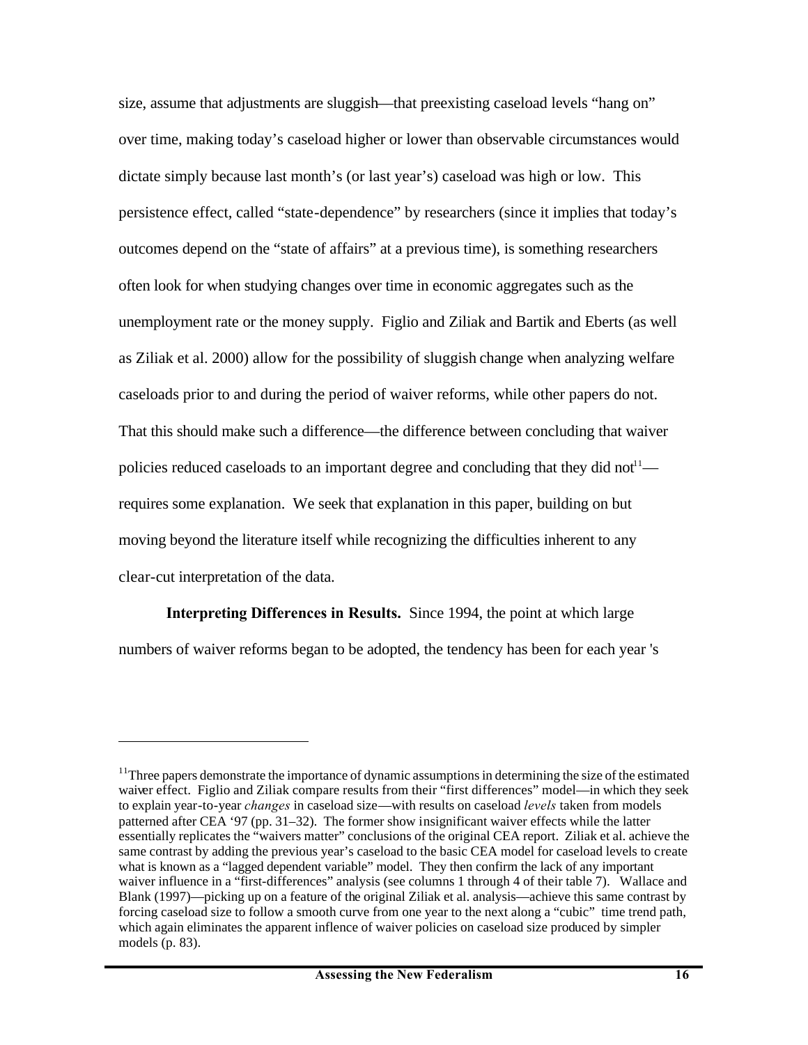size, assume that adjustments are sluggish—that preexisting caseload levels "hang on" over time, making today's caseload higher or lower than observable circumstances would dictate simply because last month's (or last year's) caseload was high or low. This persistence effect, called "state-dependence" by researchers (since it implies that today's outcomes depend on the "state of affairs" at a previous time), is something researchers often look for when studying changes over time in economic aggregates such as the unemployment rate or the money supply. Figlio and Ziliak and Bartik and Eberts (as well as Ziliak et al. 2000) allow for the possibility of sluggish change when analyzing welfare caseloads prior to and during the period of waiver reforms, while other papers do not. That this should make such a difference—the difference between concluding that waiver policies reduced caseloads to an important degree and concluding that they did not[11]—requires some explanation. We seek that explanation in this paper, building on but moving beyond the literature itself while recognizing the difficulties inherent to any clear-cut interpretation of the data.

**Interpreting Differences in Results.** Since 1994, the point at which large numbers of waiver reforms began to be adopted, the tendency has been for each year 's

---

[11]Three papers demonstrate the importance of dynamic assumptions in determining the size of the estimated waiver effect. Figlio and Ziliak compare results from their "first differences" model—in which they seek to explain year-to-year *changes* in caseload size—with results on caseload *levels* taken from models patterned after CEA '97 (pp. 31–32). The former show insignificant waiver effects while the latter essentially replicates the "waivers matter" conclusions of the original CEA report. Ziliak et al. achieve the same contrast by adding the previous year's caseload to the basic CEA model for caseload levels to create what is known as a "lagged dependent variable" model. They then confirm the lack of any important waiver influence in a "first-differences" analysis (see columns 1 through 4 of their table 7). Wallace and Blank (1997)—picking up on a feature of the original Ziliak et al. analysis—achieve this same contrast by forcing caseload size to follow a smooth curve from one year to the next along a "cubic" time trend path, which again eliminates the apparent inflence of waiver policies on caseload size produced by simpler models (p. 83).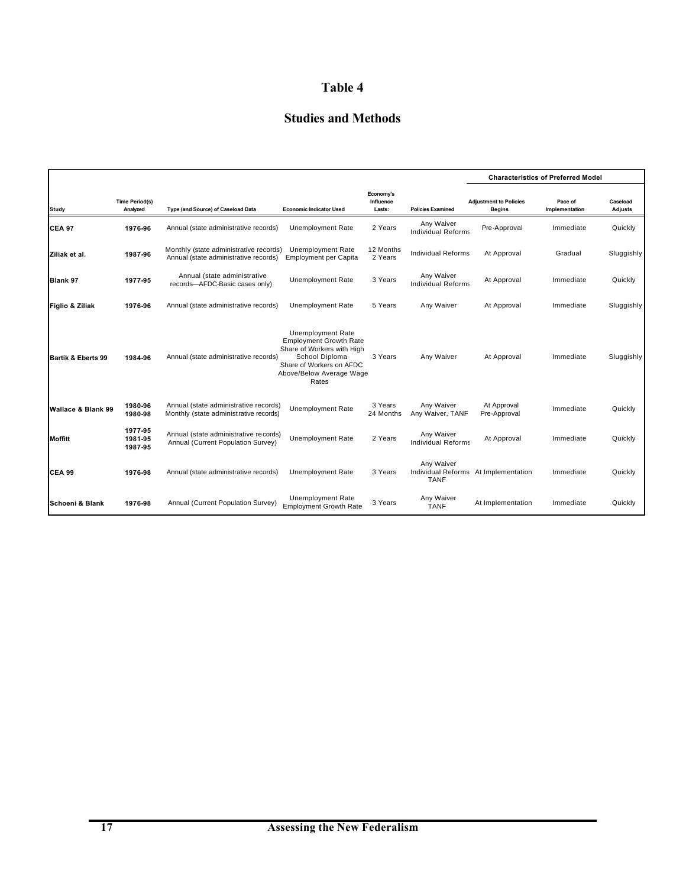# Table 4

## Studies and Methods

| | | | | | | Characteristics of Preferred Model | | |
|---|---|---|---|---|---|---|---|---|
| **Study** | **Time Period(s) Analyzed** | **Type (and Source) of Caseload Data** | **Economic Indicator Used** | **Economy's Influence Lasts:** | **Policies Examined** | **Adjustment to Policies Begins** | **Pace of Implementation** | **Caseload Adjusts** |
| **CEA 97** | **1976-96** | Annual (state administrative records) | Unemployment Rate | 2 Years | Any Waiver<br>Individual Reforms | Pre-Approval | Immediate | Quickly |
| **Ziliak et al.** | **1987-96** | Monthly (state administrative records)<br>Annual (state administrative records) | Unemployment Rate<br>Employment per Capita | 12 Months<br>2 Years | Individual Reforms | At Approval | Gradual | Sluggishly |
| **Blank 97** | **1977-95** | Annual (state administrative records—AFDC-Basic cases only) | Unemployment Rate | 3 Years | Any Waiver<br>Individual Reforms | At Approval | Immediate | Quickly |
| **Figlio & Ziliak** | **1976-96** | Annual (state administrative records) | Unemployment Rate | 5 Years | Any Waiver | At Approval | Immediate | Sluggishly |
| **Bartik & Eberts 99** | **1984-96** | Annual (state administrative records) | Unemployment Rate<br>Employment Growth Rate<br>Share of Workers with High School Diploma<br>Share of Workers on AFDC<br>Above/Below Average Wage Rates | 3 Years | Any Waiver | At Approval | Immediate | Sluggishly |
| **Wallace & Blank 99** | **1980-96**<br>**1980-98** | Annual (state administrative records)<br>Monthly (state administrative records) | Unemployment Rate | 3 Years<br>24 Months | Any Waiver<br>Any Waiver, TANF | At Approval<br>Pre-Approval | Immediate | Quickly |
| **Moffitt** | **1977-95**<br>**1981-95**<br>**1987-95** | Annual (state administrative records)<br>Annual (Current Population Survey) | Unemployment Rate | 2 Years | Any Waiver<br>Individual Reforms | At Approval | Immediate | Quickly |
| **CEA 99** | **1976-98** | Annual (state administrative records) | Unemployment Rate | 3 Years | Any Waiver<br>Individual Reforms<br>TANF | At Implementation | Immediate | Quickly |
| **Schoeni & Blank** | **1976-98** | Annual (Current Population Survey) | Unemployment Rate<br>Employment Growth Rate | 3 Years | Any Waiver<br>TANF | At Implementation | Immediate | Quickly |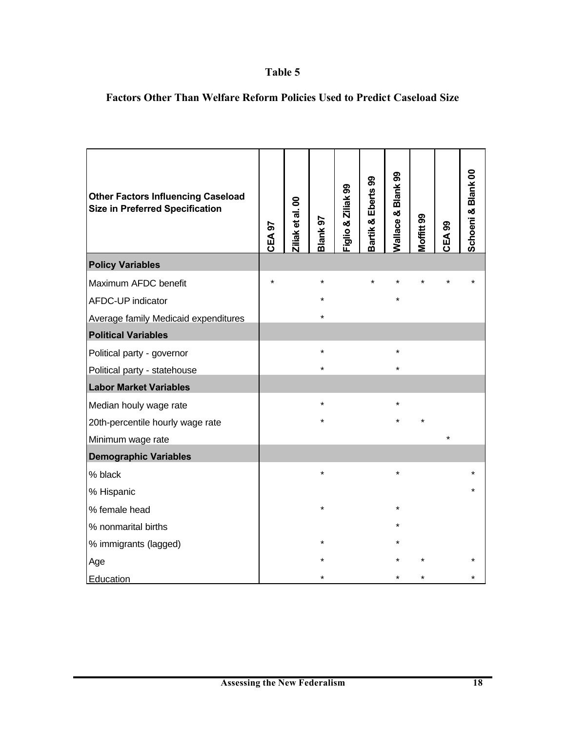# Table 5

## Factors Other Than Welfare Reform Policies Used to Predict Caseload Size

| Other Factors Influencing Caseload Size in Preferred Specification | CEA 97 | Ziliak et al. 00 | Blank 97 | Figlio & Ziliak 99 | Bartik & Eberts 99 | Wallace & Blank 99 | Moffitt 99 | CEA 99 | Schoeni & Blank 00 |
|---|---|---|---|---|---|---|---|---|---|
| **Policy Variables** | | | | | | | | | |
| Maximum AFDC benefit | * | | * | | * | * | * | * | * |
| AFDC-UP indicator | | | * | | | * | | | |
| Average family Medicaid expenditures | | | * | | | | | | |
| **Political Variables** | | | | | | | | | |
| Political party - governor | | | * | | | * | | | |
| Political party - statehouse | | | * | | | * | | | |
| **Labor Market Variables** | | | | | | | | | |
| Median houly wage rate | | | * | | | * | | | |
| 20th-percentile hourly wage rate | | | * | | | * | * | | |
| Minimum wage rate | | | | | | | | * | |
| **Demographic Variables** | | | | | | | | | |
| % black | | | * | | | * | | | * |
| % Hispanic | | | | | | | | | * |
| % female head | | | * | | | * | | | |
| % nonmarital births | | | | | | * | | | |
| % immigrants (lagged) | | | * | | | * | | | |
| Age | | | * | | | * | * | | * |
| Education | | | * | | | * | * | | * |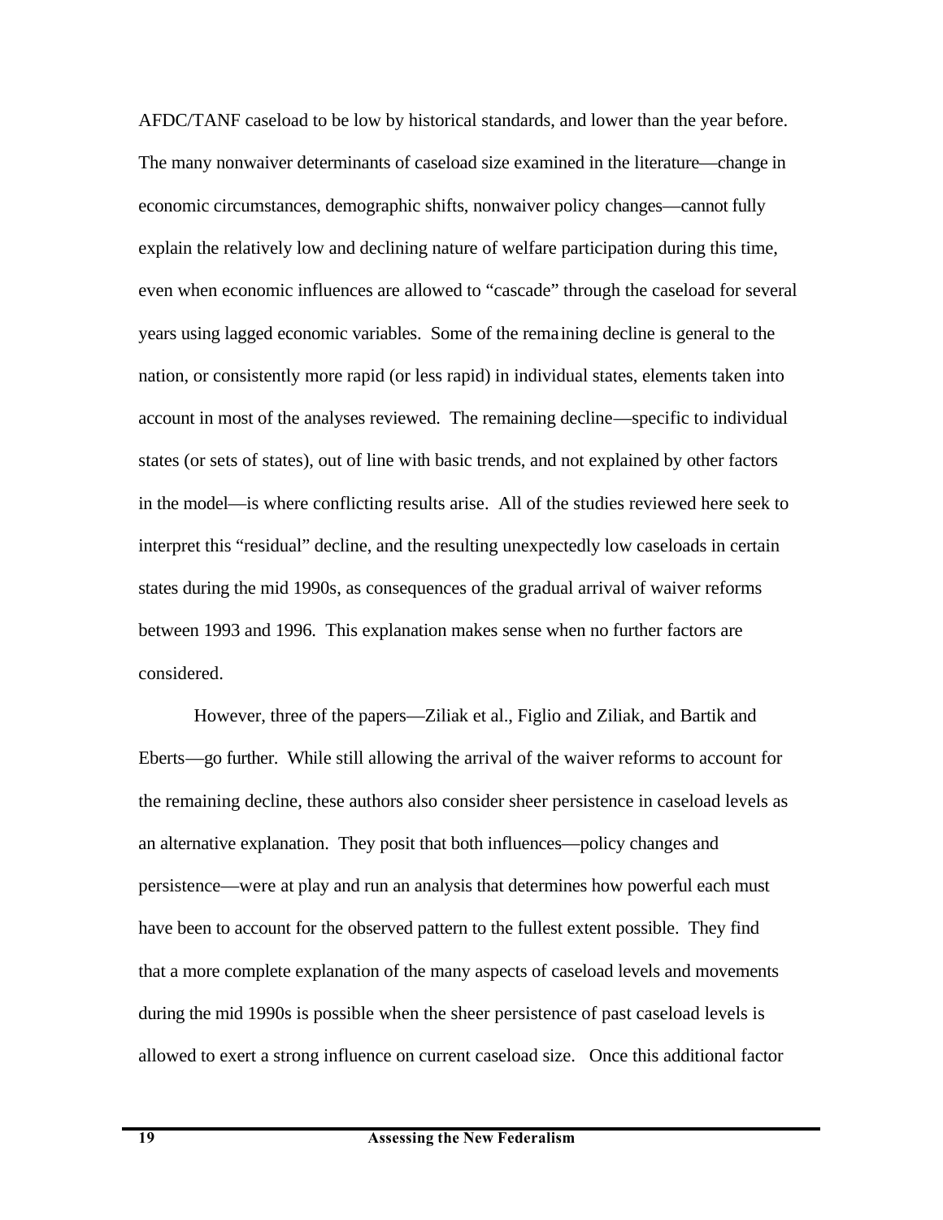AFDC/TANF caseload to be low by historical standards, and lower than the year before. The many nonwaiver determinants of caseload size examined in the literature—change in economic circumstances, demographic shifts, nonwaiver policy changes—cannot fully explain the relatively low and declining nature of welfare participation during this time, even when economic influences are allowed to "cascade" through the caseload for several years using lagged economic variables. Some of the remaining decline is general to the nation, or consistently more rapid (or less rapid) in individual states, elements taken into account in most of the analyses reviewed. The remaining decline—specific to individual states (or sets of states), out of line with basic trends, and not explained by other factors in the model—is where conflicting results arise. All of the studies reviewed here seek to interpret this "residual" decline, and the resulting unexpectedly low caseloads in certain states during the mid 1990s, as consequences of the gradual arrival of waiver reforms between 1993 and 1996. This explanation makes sense when no further factors are considered.

However, three of the papers—Ziliak et al., Figlio and Ziliak, and Bartik and Eberts—go further. While still allowing the arrival of the waiver reforms to account for the remaining decline, these authors also consider sheer persistence in caseload levels as an alternative explanation. They posit that both influences—policy changes and persistence—were at play and run an analysis that determines how powerful each must have been to account for the observed pattern to the fullest extent possible. They find that a more complete explanation of the many aspects of caseload levels and movements during the mid 1990s is possible when the sheer persistence of past caseload levels is allowed to exert a strong influence on current caseload size. Once this additional factor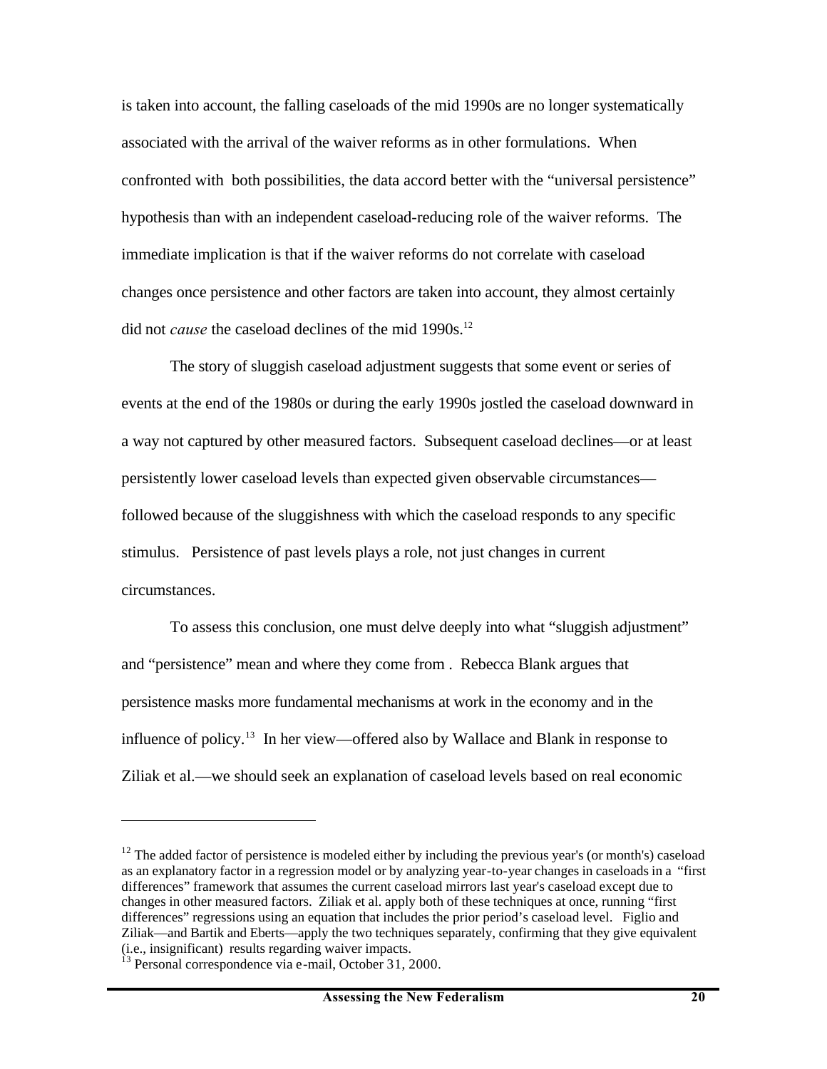is taken into account, the falling caseloads of the mid 1990s are no longer systematically associated with the arrival of the waiver reforms as in other formulations. When confronted with both possibilities, the data accord better with the "universal persistence" hypothesis than with an independent caseload-reducing role of the waiver reforms. The immediate implication is that if the waiver reforms do not correlate with caseload changes once persistence and other factors are taken into account, they almost certainly did not *cause* the caseload declines of the mid 1990s.[12]

The story of sluggish caseload adjustment suggests that some event or series of events at the end of the 1980s or during the early 1990s jostled the caseload downward in a way not captured by other measured factors. Subsequent caseload declines—or at least persistently lower caseload levels than expected given observable circumstances—followed because of the sluggishness with which the caseload responds to any specific stimulus. Persistence of past levels plays a role, not just changes in current circumstances.

To assess this conclusion, one must delve deeply into what "sluggish adjustment" and "persistence" mean and where they come from . Rebecca Blank argues that persistence masks more fundamental mechanisms at work in the economy and in the influence of policy.[13] In her view—offered also by Wallace and Blank in response to Ziliak et al.—we should seek an explanation of caseload levels based on real economic

---

[12] The added factor of persistence is modeled either by including the previous year's (or month's) caseload as an explanatory factor in a regression model or by analyzing year-to-year changes in caseloads in a "first differences" framework that assumes the current caseload mirrors last year's caseload except due to changes in other measured factors. Ziliak et al. apply both of these techniques at once, running "first differences" regressions using an equation that includes the prior period's caseload level. Figlio and Ziliak—and Bartik and Eberts—apply the two techniques separately, confirming that they give equivalent (i.e., insignificant) results regarding waiver impacts.

[13] Personal correspondence via e-mail, October 31, 2000.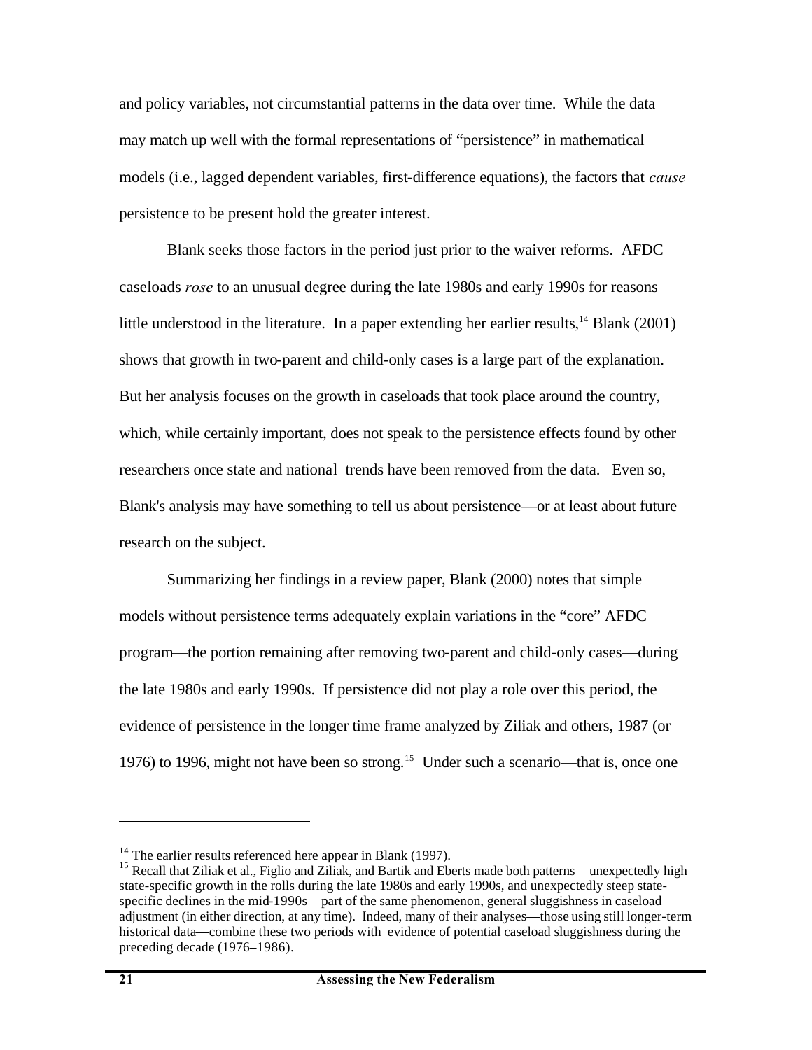and policy variables, not circumstantial patterns in the data over time. While the data may match up well with the formal representations of "persistence" in mathematical models (i.e., lagged dependent variables, first-difference equations), the factors that *cause* persistence to be present hold the greater interest.

Blank seeks those factors in the period just prior to the waiver reforms. AFDC caseloads *rose* to an unusual degree during the late 1980s and early 1990s for reasons little understood in the literature. In a paper extending her earlier results,[14] Blank (2001) shows that growth in two-parent and child-only cases is a large part of the explanation. But her analysis focuses on the growth in caseloads that took place around the country, which, while certainly important, does not speak to the persistence effects found by other researchers once state and national trends have been removed from the data. Even so, Blank's analysis may have something to tell us about persistence—or at least about future research on the subject.

Summarizing her findings in a review paper, Blank (2000) notes that simple models without persistence terms adequately explain variations in the "core" AFDC program—the portion remaining after removing two-parent and child-only cases—during the late 1980s and early 1990s. If persistence did not play a role over this period, the evidence of persistence in the longer time frame analyzed by Ziliak and others, 1987 (or 1976) to 1996, might not have been so strong.[15] Under such a scenario—that is, once one

---

[14] The earlier results referenced here appear in Blank (1997).

[15] Recall that Ziliak et al., Figlio and Ziliak, and Bartik and Eberts made both patterns—unexpectedly high state-specific growth in the rolls during the late 1980s and early 1990s, and unexpectedly steep state-specific declines in the mid-1990s—part of the same phenomenon, general sluggishness in caseload adjustment (in either direction, at any time). Indeed, many of their analyses—those using still longer-term historical data—combine these two periods with evidence of potential caseload sluggishness during the preceding decade (1976–1986).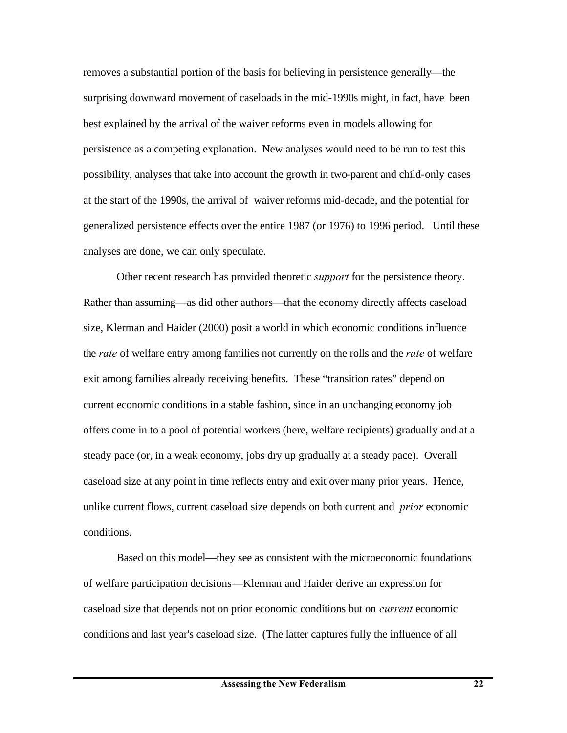removes a substantial portion of the basis for believing in persistence generally—the surprising downward movement of caseloads in the mid-1990s might, in fact, have been best explained by the arrival of the waiver reforms even in models allowing for persistence as a competing explanation. New analyses would need to be run to test this possibility, analyses that take into account the growth in two-parent and child-only cases at the start of the 1990s, the arrival of waiver reforms mid-decade, and the potential for generalized persistence effects over the entire 1987 (or 1976) to 1996 period. Until these analyses are done, we can only speculate.

Other recent research has provided theoretic *support* for the persistence theory. Rather than assuming—as did other authors—that the economy directly affects caseload size, Klerman and Haider (2000) posit a world in which economic conditions influence the *rate* of welfare entry among families not currently on the rolls and the *rate* of welfare exit among families already receiving benefits. These "transition rates" depend on current economic conditions in a stable fashion, since in an unchanging economy job offers come in to a pool of potential workers (here, welfare recipients) gradually and at a steady pace (or, in a weak economy, jobs dry up gradually at a steady pace). Overall caseload size at any point in time reflects entry and exit over many prior years. Hence, unlike current flows, current caseload size depends on both current and *prior* economic conditions.

Based on this model—they see as consistent with the microeconomic foundations of welfare participation decisions—Klerman and Haider derive an expression for caseload size that depends not on prior economic conditions but on *current* economic conditions and last year's caseload size. (The latter captures fully the influence of all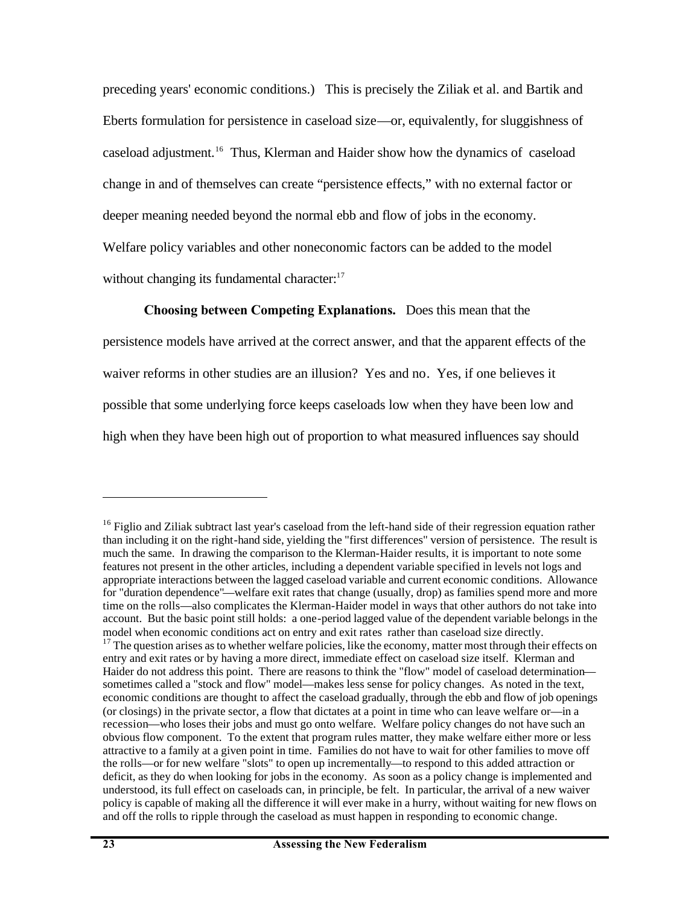preceding years' economic conditions.) This is precisely the Ziliak et al. and Bartik and Eberts formulation for persistence in caseload size—or, equivalently, for sluggishness of caseload adjustment.[16] Thus, Klerman and Haider show how the dynamics of caseload change in and of themselves can create "persistence effects," with no external factor or deeper meaning needed beyond the normal ebb and flow of jobs in the economy. Welfare policy variables and other noneconomic factors can be added to the model without changing its fundamental character:[17]

**Choosing between Competing Explanations.** Does this mean that the persistence models have arrived at the correct answer, and that the apparent effects of the waiver reforms in other studies are an illusion? Yes and no. Yes, if one believes it possible that some underlying force keeps caseloads low when they have been low and high when they have been high out of proportion to what measured influences say should

---

[16] Figlio and Ziliak subtract last year's caseload from the left-hand side of their regression equation rather than including it on the right-hand side, yielding the "first differences" version of persistence. The result is much the same. In drawing the comparison to the Klerman-Haider results, it is important to note some features not present in the other articles, including a dependent variable specified in levels not logs and appropriate interactions between the lagged caseload variable and current economic conditions. Allowance for "duration dependence"—welfare exit rates that change (usually, drop) as families spend more and more time on the rolls—also complicates the Klerman-Haider model in ways that other authors do not take into account. But the basic point still holds: a one-period lagged value of the dependent variable belongs in the model when economic conditions act on entry and exit rates rather than caseload size directly.

[17] The question arises as to whether welfare policies, like the economy, matter most through their effects on entry and exit rates or by having a more direct, immediate effect on caseload size itself. Klerman and Haider do not address this point. There are reasons to think the "flow" model of caseload determination—sometimes called a "stock and flow" model—makes less sense for policy changes. As noted in the text, economic conditions are thought to affect the caseload gradually, through the ebb and flow of job openings (or closings) in the private sector, a flow that dictates at a point in time who can leave welfare or—in a recession—who loses their jobs and must go onto welfare. Welfare policy changes do not have such an obvious flow component. To the extent that program rules matter, they make welfare either more or less attractive to a family at a given point in time. Families do not have to wait for other families to move off the rolls—or for new welfare "slots" to open up incrementally—to respond to this added attraction or deficit, as they do when looking for jobs in the economy. As soon as a policy change is implemented and understood, its full effect on caseloads can, in principle, be felt. In particular, the arrival of a new waiver policy is capable of making all the difference it will ever make in a hurry, without waiting for new flows on and off the rolls to ripple through the caseload as must happen in responding to economic change.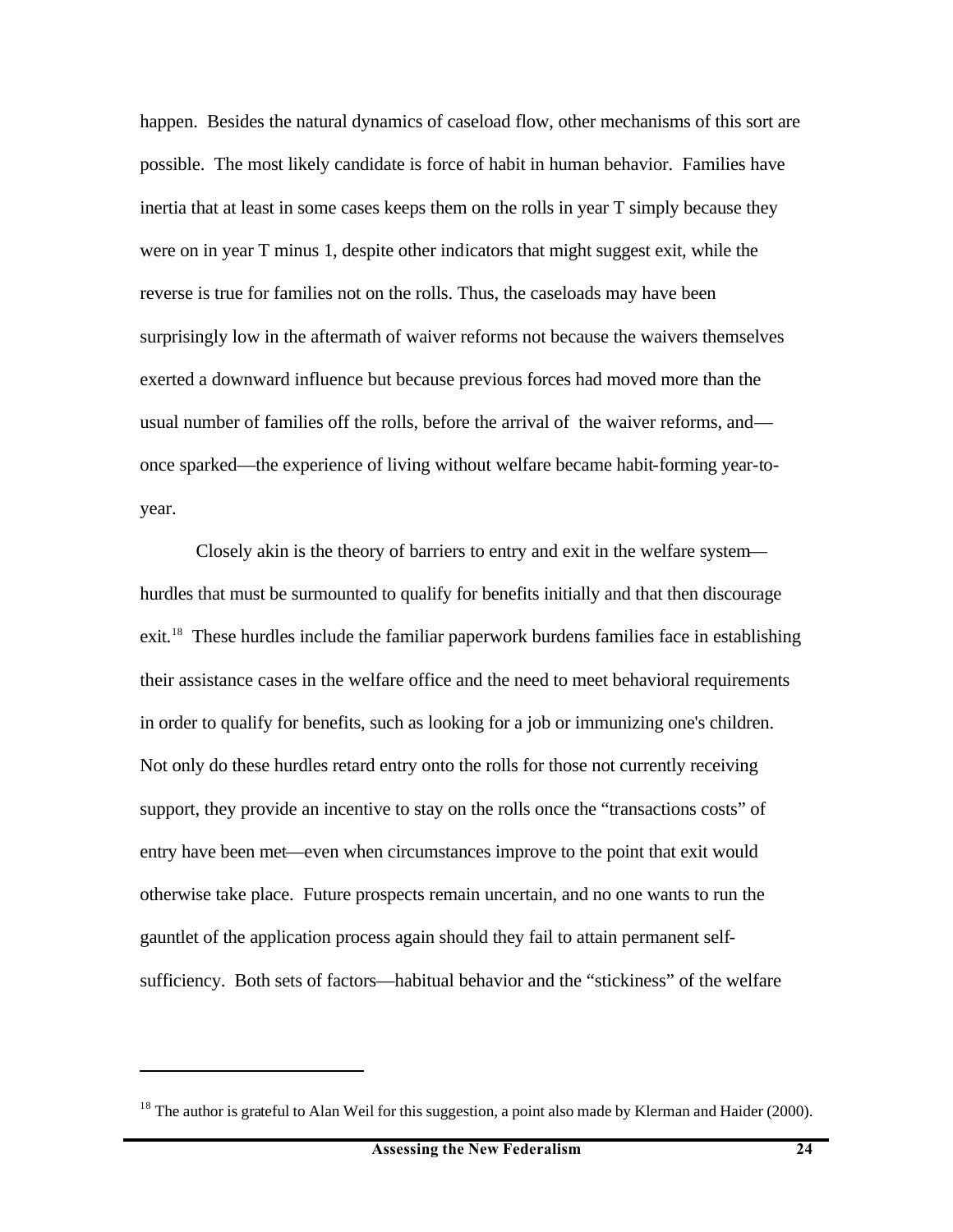happen. Besides the natural dynamics of caseload flow, other mechanisms of this sort are possible. The most likely candidate is force of habit in human behavior. Families have inertia that at least in some cases keeps them on the rolls in year T simply because they were on in year T minus 1, despite other indicators that might suggest exit, while the reverse is true for families not on the rolls. Thus, the caseloads may have been surprisingly low in the aftermath of waiver reforms not because the waivers themselves exerted a downward influence but because previous forces had moved more than the usual number of families off the rolls, before the arrival of the waiver reforms, and—once sparked—the experience of living without welfare became habit-forming year-to-year.

Closely akin is the theory of barriers to entry and exit in the welfare system—hurdles that must be surmounted to qualify for benefits initially and that then discourage exit.[18] These hurdles include the familiar paperwork burdens families face in establishing their assistance cases in the welfare office and the need to meet behavioral requirements in order to qualify for benefits, such as looking for a job or immunizing one's children. Not only do these hurdles retard entry onto the rolls for those not currently receiving support, they provide an incentive to stay on the rolls once the "transactions costs" of entry have been met—even when circumstances improve to the point that exit would otherwise take place. Future prospects remain uncertain, and no one wants to run the gauntlet of the application process again should they fail to attain permanent self-sufficiency. Both sets of factors—habitual behavior and the "stickiness" of the welfare

---

[18] The author is grateful to Alan Weil for this suggestion, a point also made by Klerman and Haider (2000).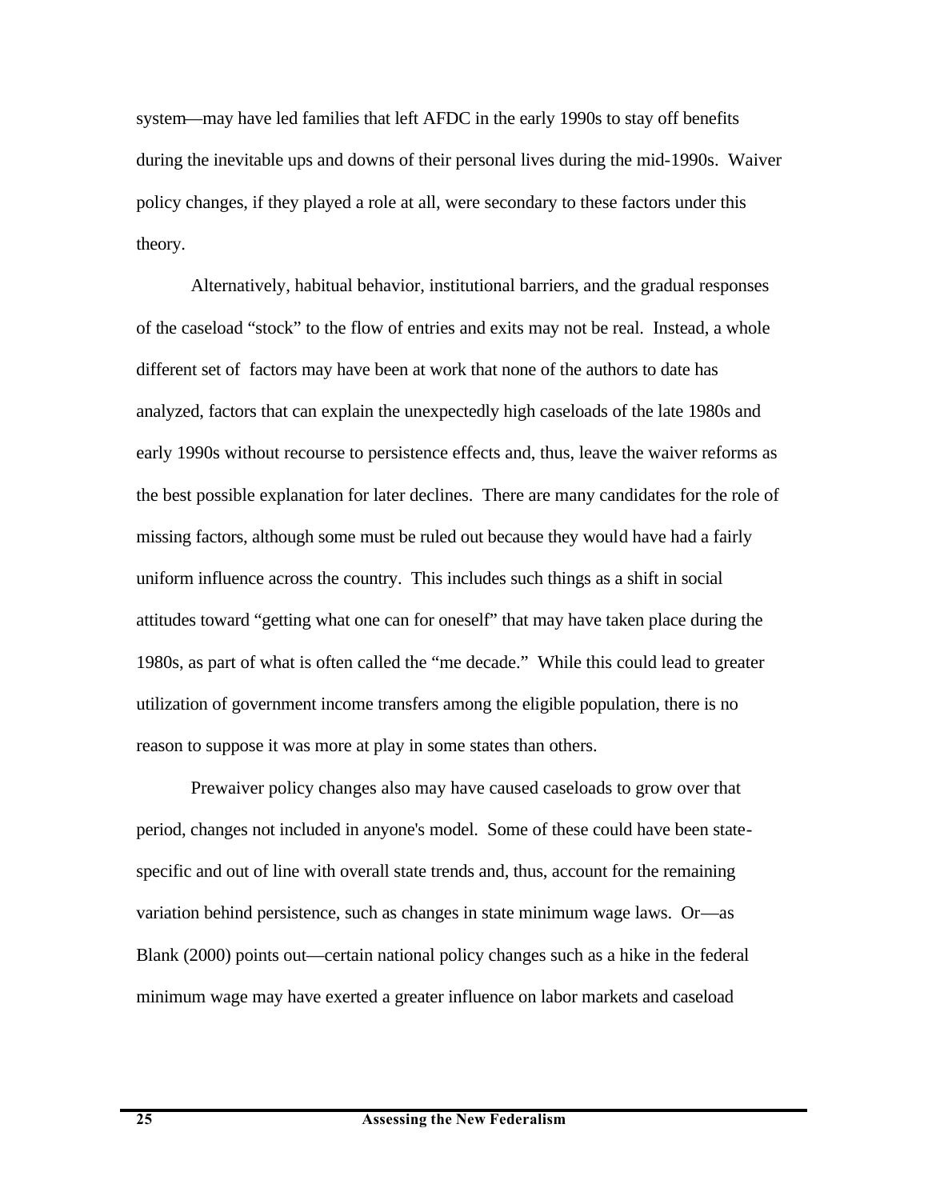system—may have led families that left AFDC in the early 1990s to stay off benefits during the inevitable ups and downs of their personal lives during the mid-1990s. Waiver policy changes, if they played a role at all, were secondary to these factors under this theory.

Alternatively, habitual behavior, institutional barriers, and the gradual responses of the caseload "stock" to the flow of entries and exits may not be real. Instead, a whole different set of factors may have been at work that none of the authors to date has analyzed, factors that can explain the unexpectedly high caseloads of the late 1980s and early 1990s without recourse to persistence effects and, thus, leave the waiver reforms as the best possible explanation for later declines. There are many candidates for the role of missing factors, although some must be ruled out because they would have had a fairly uniform influence across the country. This includes such things as a shift in social attitudes toward "getting what one can for oneself" that may have taken place during the 1980s, as part of what is often called the "me decade." While this could lead to greater utilization of government income transfers among the eligible population, there is no reason to suppose it was more at play in some states than others.

Prewaiver policy changes also may have caused caseloads to grow over that period, changes not included in anyone's model. Some of these could have been state-specific and out of line with overall state trends and, thus, account for the remaining variation behind persistence, such as changes in state minimum wage laws. Or—as Blank (2000) points out—certain national policy changes such as a hike in the federal minimum wage may have exerted a greater influence on labor markets and caseload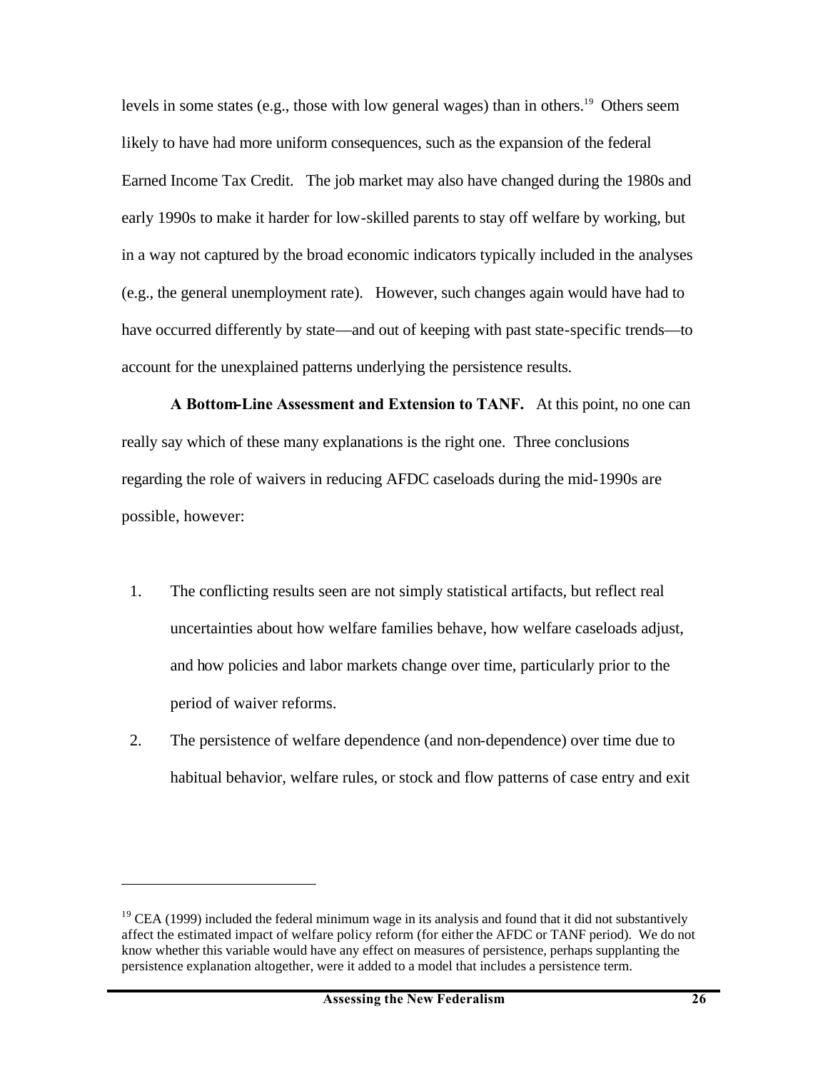levels in some states (e.g., those with low general wages) than in others.[19] Others seem likely to have had more uniform consequences, such as the expansion of the federal Earned Income Tax Credit. The job market may also have changed during the 1980s and early 1990s to make it harder for low-skilled parents to stay off welfare by working, but in a way not captured by the broad economic indicators typically included in the analyses (e.g., the general unemployment rate). However, such changes again would have had to have occurred differently by state—and out of keeping with past state-specific trends—to account for the unexplained patterns underlying the persistence results.

**A Bottom-Line Assessment and Extension to TANF.** At this point, no one can really say which of these many explanations is the right one. Three conclusions regarding the role of waivers in reducing AFDC caseloads during the mid-1990s are possible, however:

1. The conflicting results seen are not simply statistical artifacts, but reflect real uncertainties about how welfare families behave, how welfare caseloads adjust, and how policies and labor markets change over time, particularly prior to the period of waiver reforms.
2. The persistence of welfare dependence (and non-dependence) over time due to habitual behavior, welfare rules, or stock and flow patterns of case entry and exit

---

[19] CEA (1999) included the federal minimum wage in its analysis and found that it did not substantively affect the estimated impact of welfare policy reform (for either the AFDC or TANF period). We do not know whether this variable would have any effect on measures of persistence, perhaps supplanting the persistence explanation altogether, were it added to a model that includes a persistence term.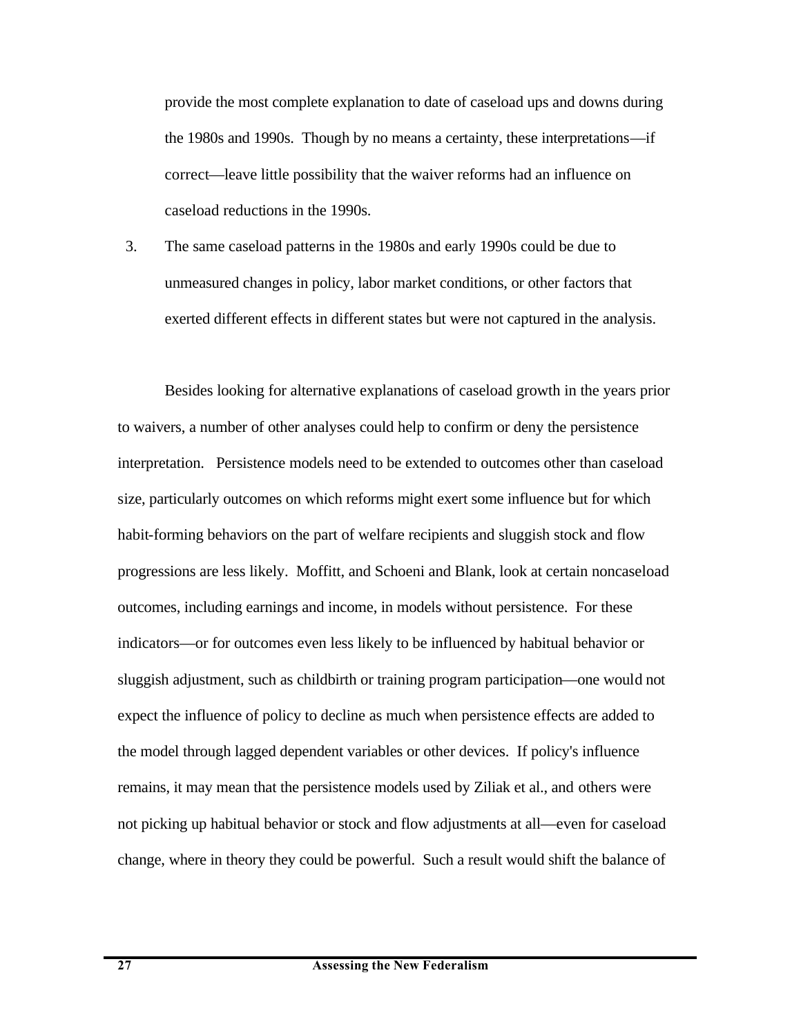provide the most complete explanation to date of caseload ups and downs during the 1980s and 1990s. Though by no means a certainty, these interpretations—if correct—leave little possibility that the waiver reforms had an influence on caseload reductions in the 1990s.

3. The same caseload patterns in the 1980s and early 1990s could be due to unmeasured changes in policy, labor market conditions, or other factors that exerted different effects in different states but were not captured in the analysis.

Besides looking for alternative explanations of caseload growth in the years prior to waivers, a number of other analyses could help to confirm or deny the persistence interpretation. Persistence models need to be extended to outcomes other than caseload size, particularly outcomes on which reforms might exert some influence but for which habit-forming behaviors on the part of welfare recipients and sluggish stock and flow progressions are less likely. Moffitt, and Schoeni and Blank, look at certain noncaseload outcomes, including earnings and income, in models without persistence. For these indicators—or for outcomes even less likely to be influenced by habitual behavior or sluggish adjustment, such as childbirth or training program participation—one would not expect the influence of policy to decline as much when persistence effects are added to the model through lagged dependent variables or other devices. If policy's influence remains, it may mean that the persistence models used by Ziliak et al., and others were not picking up habitual behavior or stock and flow adjustments at all—even for caseload change, where in theory they could be powerful. Such a result would shift the balance of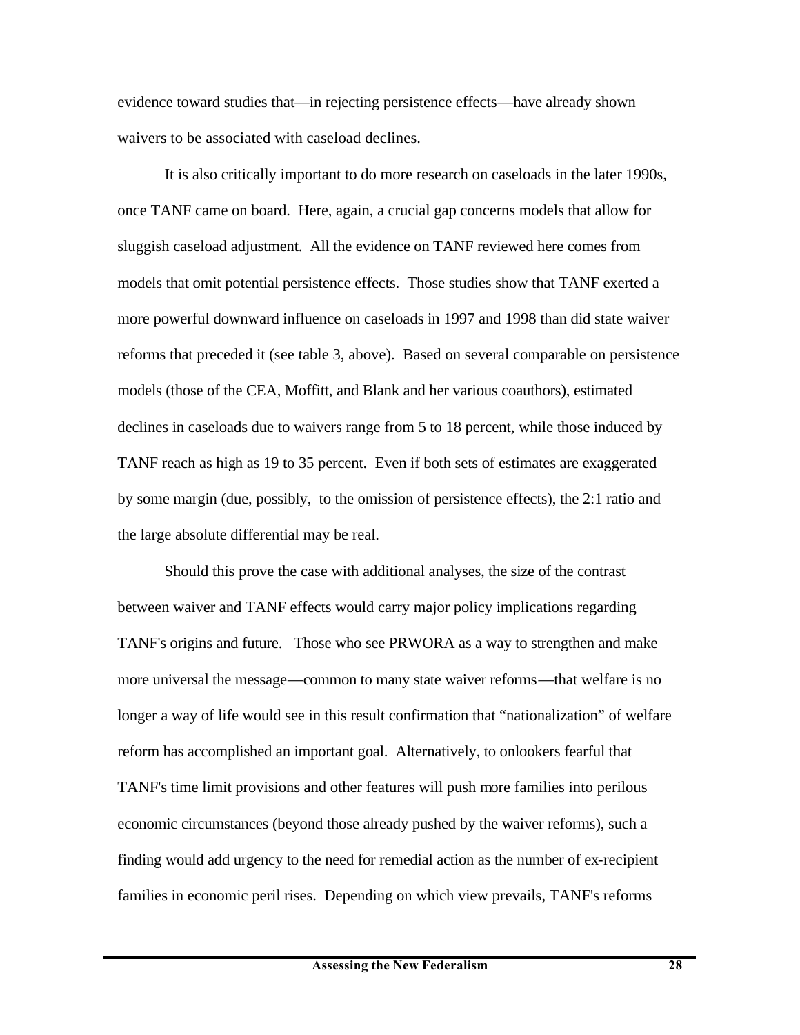evidence toward studies that—in rejecting persistence effects—have already shown waivers to be associated with caseload declines.

It is also critically important to do more research on caseloads in the later 1990s, once TANF came on board. Here, again, a crucial gap concerns models that allow for sluggish caseload adjustment. All the evidence on TANF reviewed here comes from models that omit potential persistence effects. Those studies show that TANF exerted a more powerful downward influence on caseloads in 1997 and 1998 than did state waiver reforms that preceded it (see table 3, above). Based on several comparable on persistence models (those of the CEA, Moffitt, and Blank and her various coauthors), estimated declines in caseloads due to waivers range from 5 to 18 percent, while those induced by TANF reach as high as 19 to 35 percent. Even if both sets of estimates are exaggerated by some margin (due, possibly, to the omission of persistence effects), the 2:1 ratio and the large absolute differential may be real.

Should this prove the case with additional analyses, the size of the contrast between waiver and TANF effects would carry major policy implications regarding TANF's origins and future. Those who see PRWORA as a way to strengthen and make more universal the message—common to many state waiver reforms—that welfare is no longer a way of life would see in this result confirmation that "nationalization" of welfare reform has accomplished an important goal. Alternatively, to onlookers fearful that TANF's time limit provisions and other features will push more families into perilous economic circumstances (beyond those already pushed by the waiver reforms), such a finding would add urgency to the need for remedial action as the number of ex-recipient families in economic peril rises. Depending on which view prevails, TANF's reforms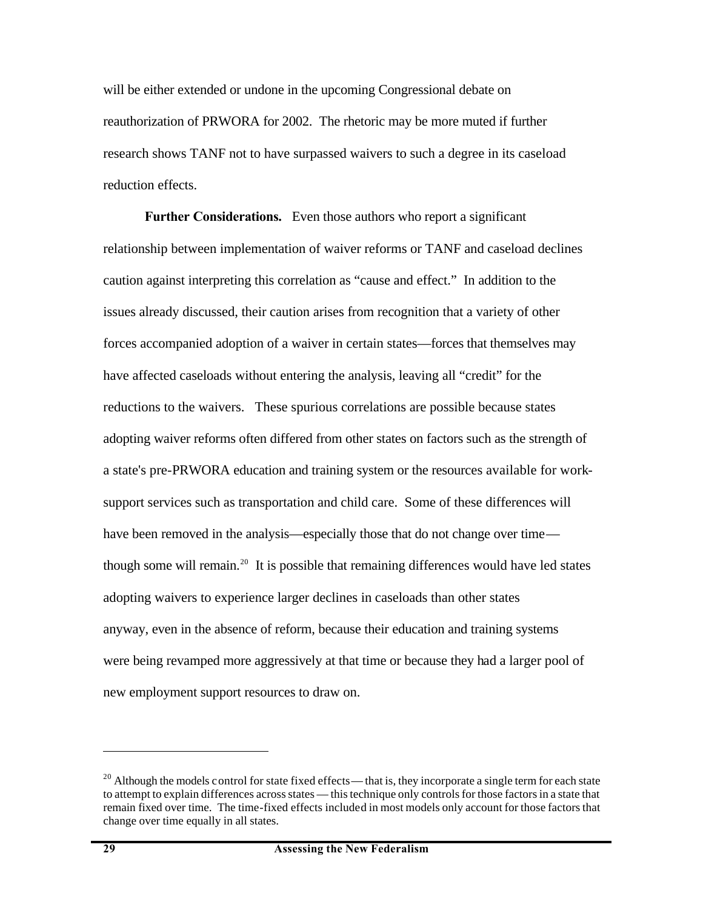will be either extended or undone in the upcoming Congressional debate on reauthorization of PRWORA for 2002. The rhetoric may be more muted if further research shows TANF not to have surpassed waivers to such a degree in its caseload reduction effects.

**Further Considerations.** Even those authors who report a significant relationship between implementation of waiver reforms or TANF and caseload declines caution against interpreting this correlation as "cause and effect." In addition to the issues already discussed, their caution arises from recognition that a variety of other forces accompanied adoption of a waiver in certain states—forces that themselves may have affected caseloads without entering the analysis, leaving all "credit" for the reductions to the waivers. These spurious correlations are possible because states adopting waiver reforms often differed from other states on factors such as the strength of a state's pre-PRWORA education and training system or the resources available for work-support services such as transportation and child care. Some of these differences will have been removed in the analysis—especially those that do not change over time—though some will remain.[20] It is possible that remaining differences would have led states adopting waivers to experience larger declines in caseloads than other states anyway, even in the absence of reform, because their education and training systems were being revamped more aggressively at that time or because they had a larger pool of new employment support resources to draw on.

---

[20] Although the models control for state fixed effects — that is, they incorporate a single term for each state to attempt to explain differences across states — this technique only controls for those factors in a state that remain fixed over time. The time-fixed effects included in most models only account for those factors that change over time equally in all states.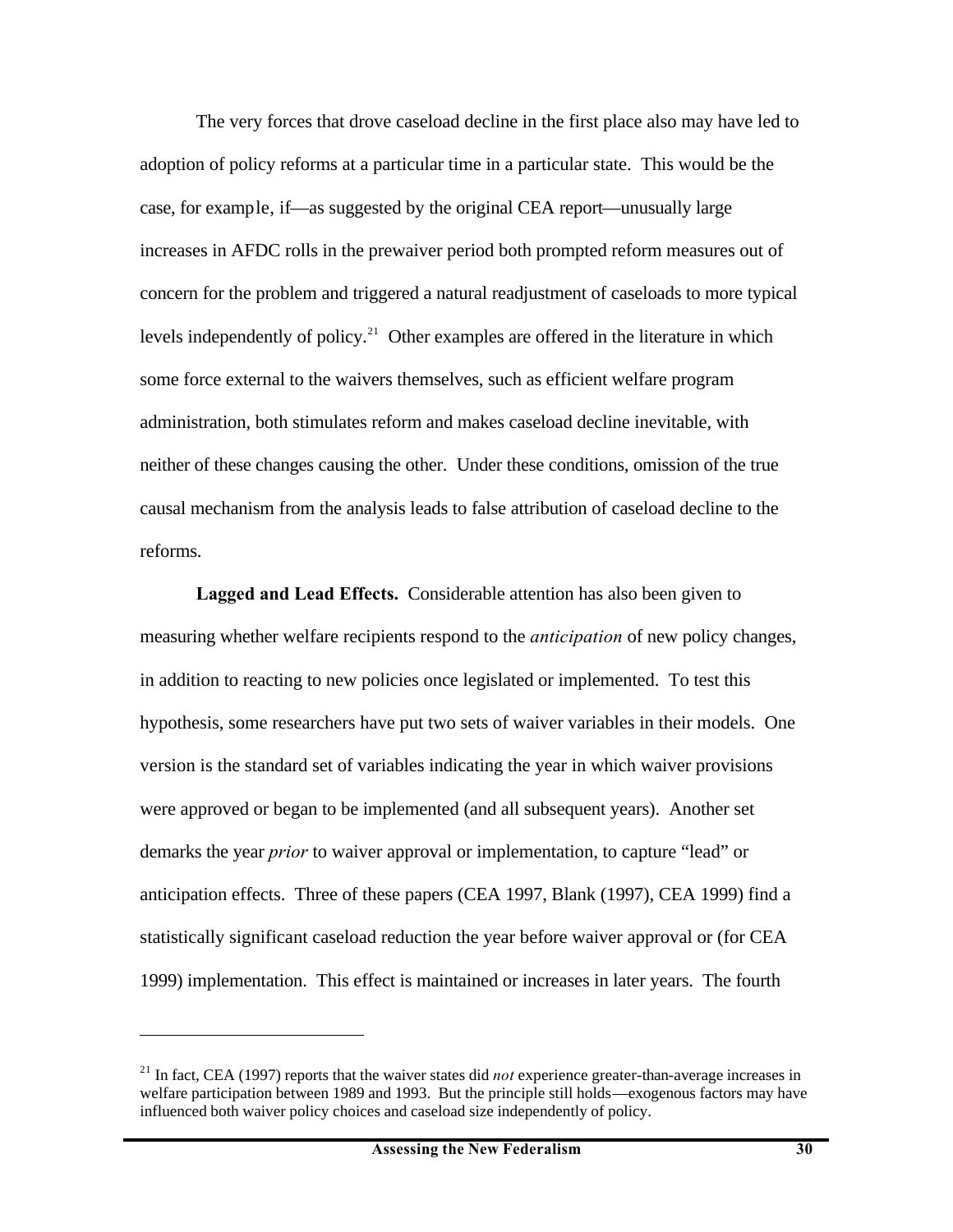The very forces that drove caseload decline in the first place also may have led to adoption of policy reforms at a particular time in a particular state. This would be the case, for example, if—as suggested by the original CEA report—unusually large increases in AFDC rolls in the prewaiver period both prompted reform measures out of concern for the problem and triggered a natural readjustment of caseloads to more typical levels independently of policy.[21] Other examples are offered in the literature in which some force external to the waivers themselves, such as efficient welfare program administration, both stimulates reform and makes caseload decline inevitable, with neither of these changes causing the other. Under these conditions, omission of the true causal mechanism from the analysis leads to false attribution of caseload decline to the reforms.

**Lagged and Lead Effects.** Considerable attention has also been given to measuring whether welfare recipients respond to the *anticipation* of new policy changes, in addition to reacting to new policies once legislated or implemented. To test this hypothesis, some researchers have put two sets of waiver variables in their models. One version is the standard set of variables indicating the year in which waiver provisions were approved or began to be implemented (and all subsequent years). Another set demarks the year *prior* to waiver approval or implementation, to capture "lead" or anticipation effects. Three of these papers (CEA 1997, Blank (1997), CEA 1999) find a statistically significant caseload reduction the year before waiver approval or (for CEA 1999) implementation. This effect is maintained or increases in later years. The fourth

---

[21] In fact, CEA (1997) reports that the waiver states did *not* experience greater-than-average increases in welfare participation between 1989 and 1993. But the principle still holds—exogenous factors may have influenced both waiver policy choices and caseload size independently of policy.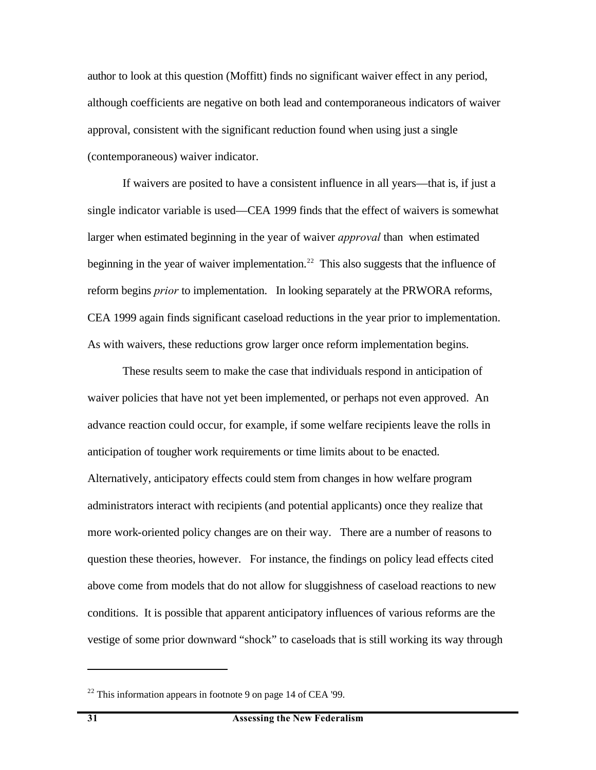author to look at this question (Moffitt) finds no significant waiver effect in any period, although coefficients are negative on both lead and contemporaneous indicators of waiver approval, consistent with the significant reduction found when using just a single (contemporaneous) waiver indicator.

If waivers are posited to have a consistent influence in all years—that is, if just a single indicator variable is used—CEA 1999 finds that the effect of waivers is somewhat larger when estimated beginning in the year of waiver *approval* than when estimated beginning in the year of waiver implementation.[22] This also suggests that the influence of reform begins *prior* to implementation. In looking separately at the PRWORA reforms, CEA 1999 again finds significant caseload reductions in the year prior to implementation. As with waivers, these reductions grow larger once reform implementation begins.

These results seem to make the case that individuals respond in anticipation of waiver policies that have not yet been implemented, or perhaps not even approved. An advance reaction could occur, for example, if some welfare recipients leave the rolls in anticipation of tougher work requirements or time limits about to be enacted. Alternatively, anticipatory effects could stem from changes in how welfare program administrators interact with recipients (and potential applicants) once they realize that more work-oriented policy changes are on their way. There are a number of reasons to question these theories, however. For instance, the findings on policy lead effects cited above come from models that do not allow for sluggishness of caseload reactions to new conditions. It is possible that apparent anticipatory influences of various reforms are the vestige of some prior downward "shock" to caseloads that is still working its way through

[22] This information appears in footnote 9 on page 14 of CEA '99.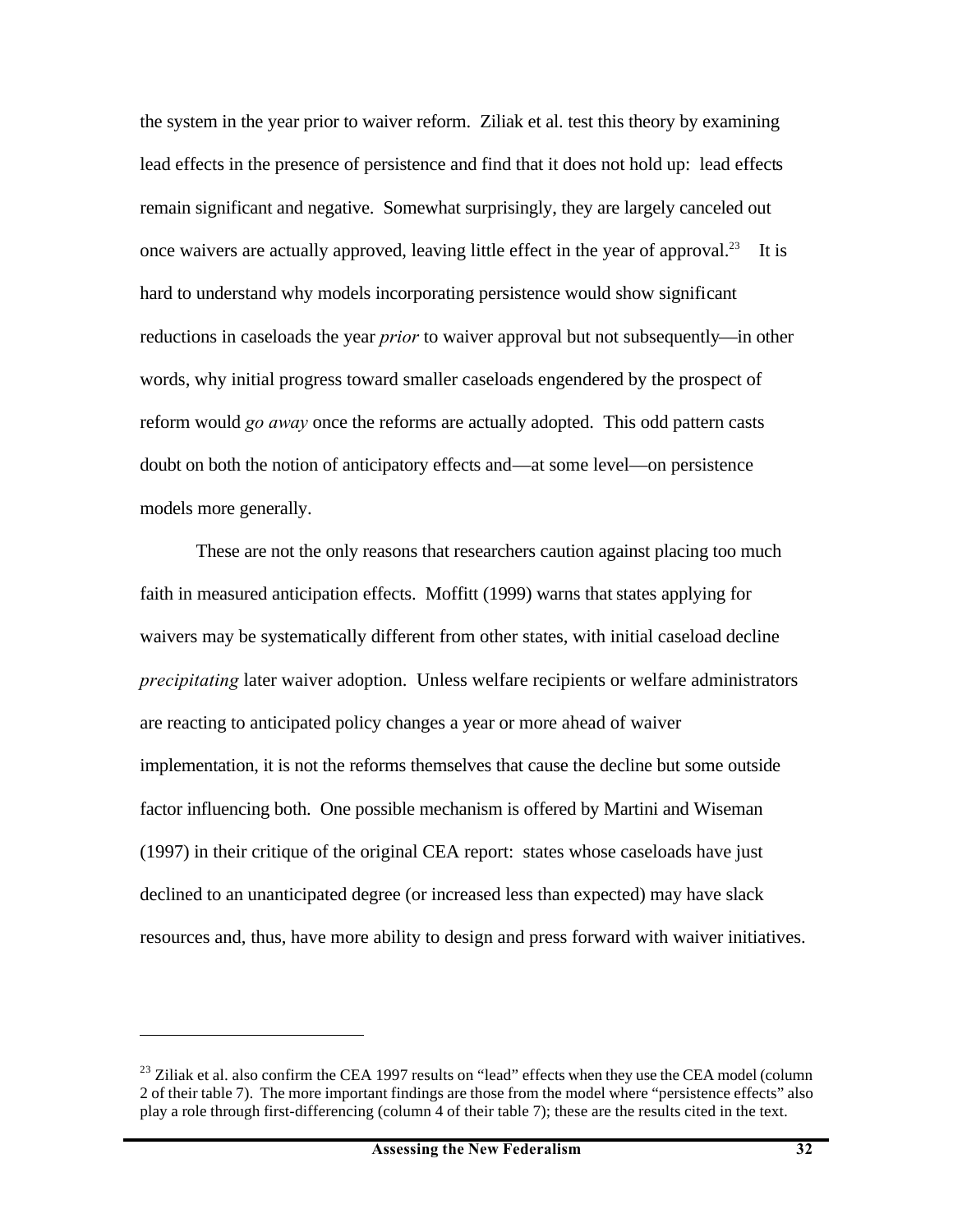the system in the year prior to waiver reform. Ziliak et al. test this theory by examining lead effects in the presence of persistence and find that it does not hold up: lead effects remain significant and negative. Somewhat surprisingly, they are largely canceled out once waivers are actually approved, leaving little effect in the year of approval.[23] It is hard to understand why models incorporating persistence would show significant reductions in caseloads the year *prior* to waiver approval but not subsequently—in other words, why initial progress toward smaller caseloads engendered by the prospect of reform would *go away* once the reforms are actually adopted. This odd pattern casts doubt on both the notion of anticipatory effects and—at some level—on persistence models more generally.

These are not the only reasons that researchers caution against placing too much faith in measured anticipation effects. Moffitt (1999) warns that states applying for waivers may be systematically different from other states, with initial caseload decline *precipitating* later waiver adoption. Unless welfare recipients or welfare administrators are reacting to anticipated policy changes a year or more ahead of waiver implementation, it is not the reforms themselves that cause the decline but some outside factor influencing both. One possible mechanism is offered by Martini and Wiseman (1997) in their critique of the original CEA report: states whose caseloads have just declined to an unanticipated degree (or increased less than expected) may have slack resources and, thus, have more ability to design and press forward with waiver initiatives.

---

[23] Ziliak et al. also confirm the CEA 1997 results on "lead" effects when they use the CEA model (column 2 of their table 7). The more important findings are those from the model where "persistence effects" also play a role through first-differencing (column 4 of their table 7); these are the results cited in the text.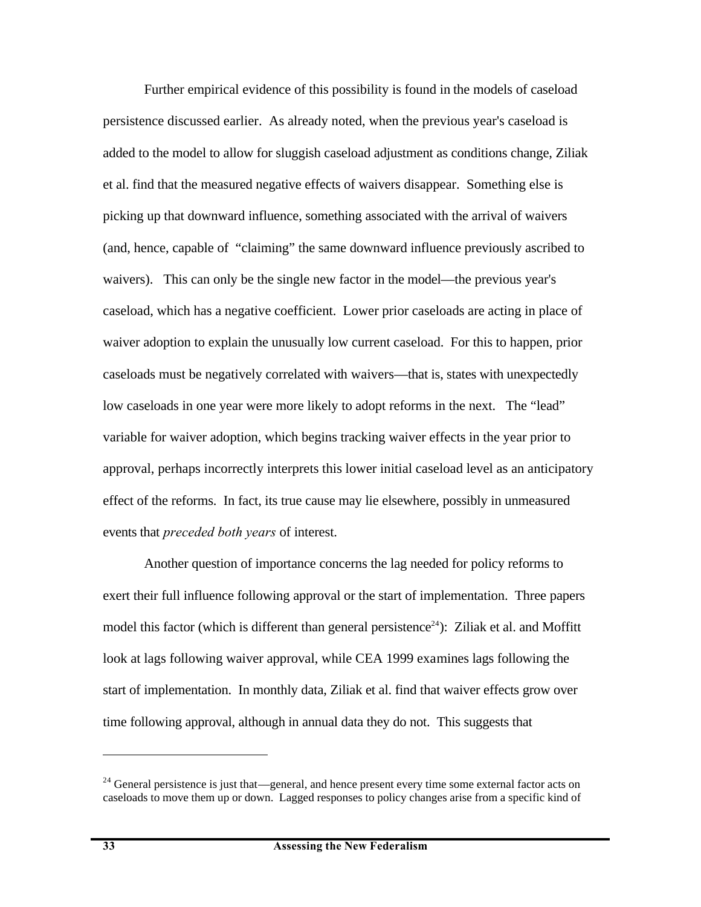Further empirical evidence of this possibility is found in the models of caseload persistence discussed earlier. As already noted, when the previous year's caseload is added to the model to allow for sluggish caseload adjustment as conditions change, Ziliak et al. find that the measured negative effects of waivers disappear. Something else is picking up that downward influence, something associated with the arrival of waivers (and, hence, capable of "claiming" the same downward influence previously ascribed to waivers). This can only be the single new factor in the model—the previous year's caseload, which has a negative coefficient. Lower prior caseloads are acting in place of waiver adoption to explain the unusually low current caseload. For this to happen, prior caseloads must be negatively correlated with waivers—that is, states with unexpectedly low caseloads in one year were more likely to adopt reforms in the next. The "lead" variable for waiver adoption, which begins tracking waiver effects in the year prior to approval, perhaps incorrectly interprets this lower initial caseload level as an anticipatory effect of the reforms. In fact, its true cause may lie elsewhere, possibly in unmeasured events that *preceded both years* of interest.

Another question of importance concerns the lag needed for policy reforms to exert their full influence following approval or the start of implementation. Three papers model this factor (which is different than general persistence[24]): Ziliak et al. and Moffitt look at lags following waiver approval, while CEA 1999 examines lags following the start of implementation. In monthly data, Ziliak et al. find that waiver effects grow over time following approval, although in annual data they do not. This suggests that

[24] General persistence is just that—general, and hence present every time some external factor acts on caseloads to move them up or down. Lagged responses to policy changes arise from a specific kind of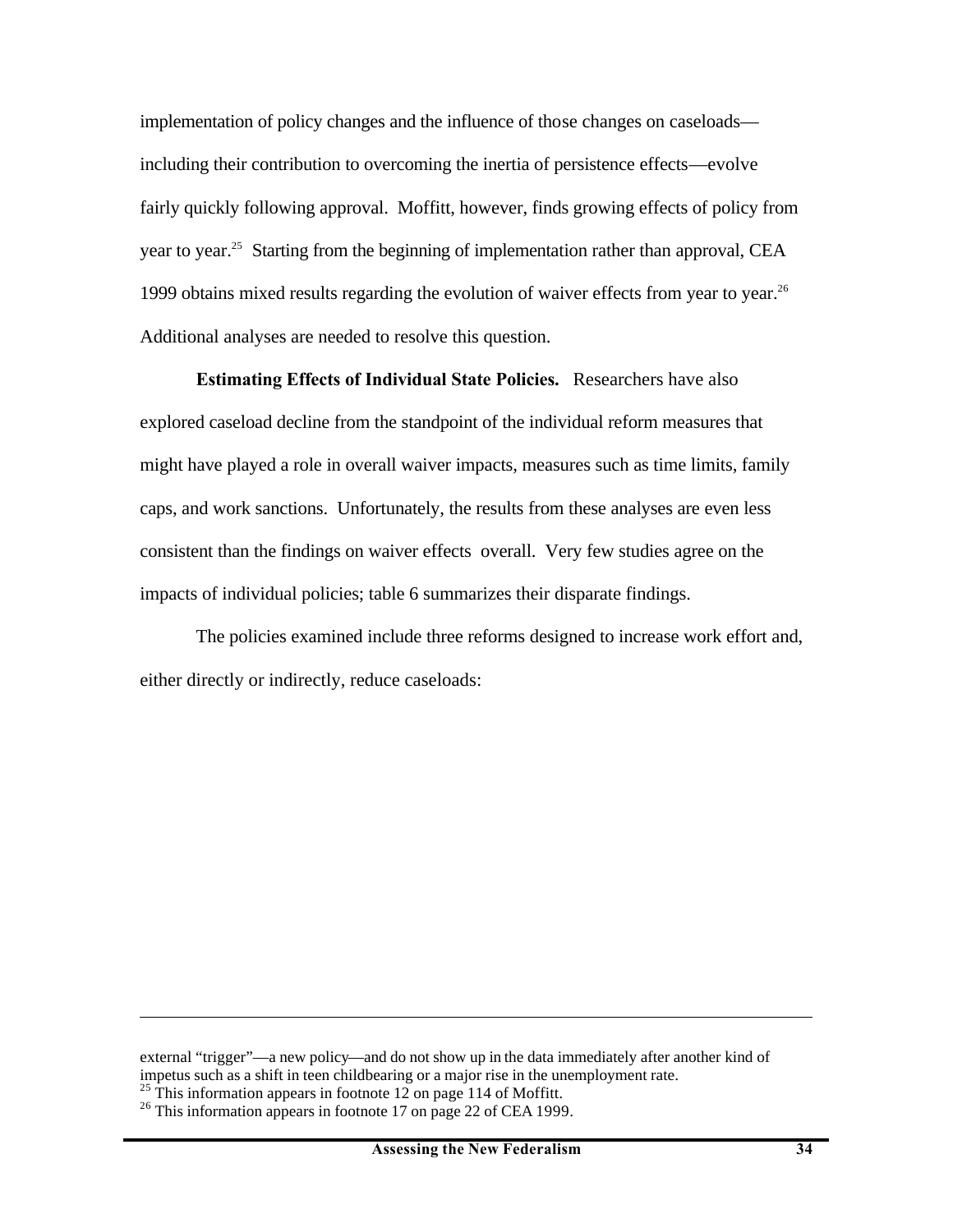implementation of policy changes and the influence of those changes on caseloads—including their contribution to overcoming the inertia of persistence effects—evolve fairly quickly following approval. Moffitt, however, finds growing effects of policy from year to year.[25] Starting from the beginning of implementation rather than approval, CEA 1999 obtains mixed results regarding the evolution of waiver effects from year to year.[26] Additional analyses are needed to resolve this question.

**Estimating Effects of Individual State Policies.** Researchers have also explored caseload decline from the standpoint of the individual reform measures that might have played a role in overall waiver impacts, measures such as time limits, family caps, and work sanctions. Unfortunately, the results from these analyses are even less consistent than the findings on waiver effects overall. Very few studies agree on the impacts of individual policies; table 6 summarizes their disparate findings.

The policies examined include three reforms designed to increase work effort and, either directly or indirectly, reduce caseloads:

---

external "trigger"—a new policy—and do not show up in the data immediately after another kind of impetus such as a shift in teen childbearing or a major rise in the unemployment rate.

[25] This information appears in footnote 12 on page 114 of Moffitt.

[26] This information appears in footnote 17 on page 22 of CEA 1999.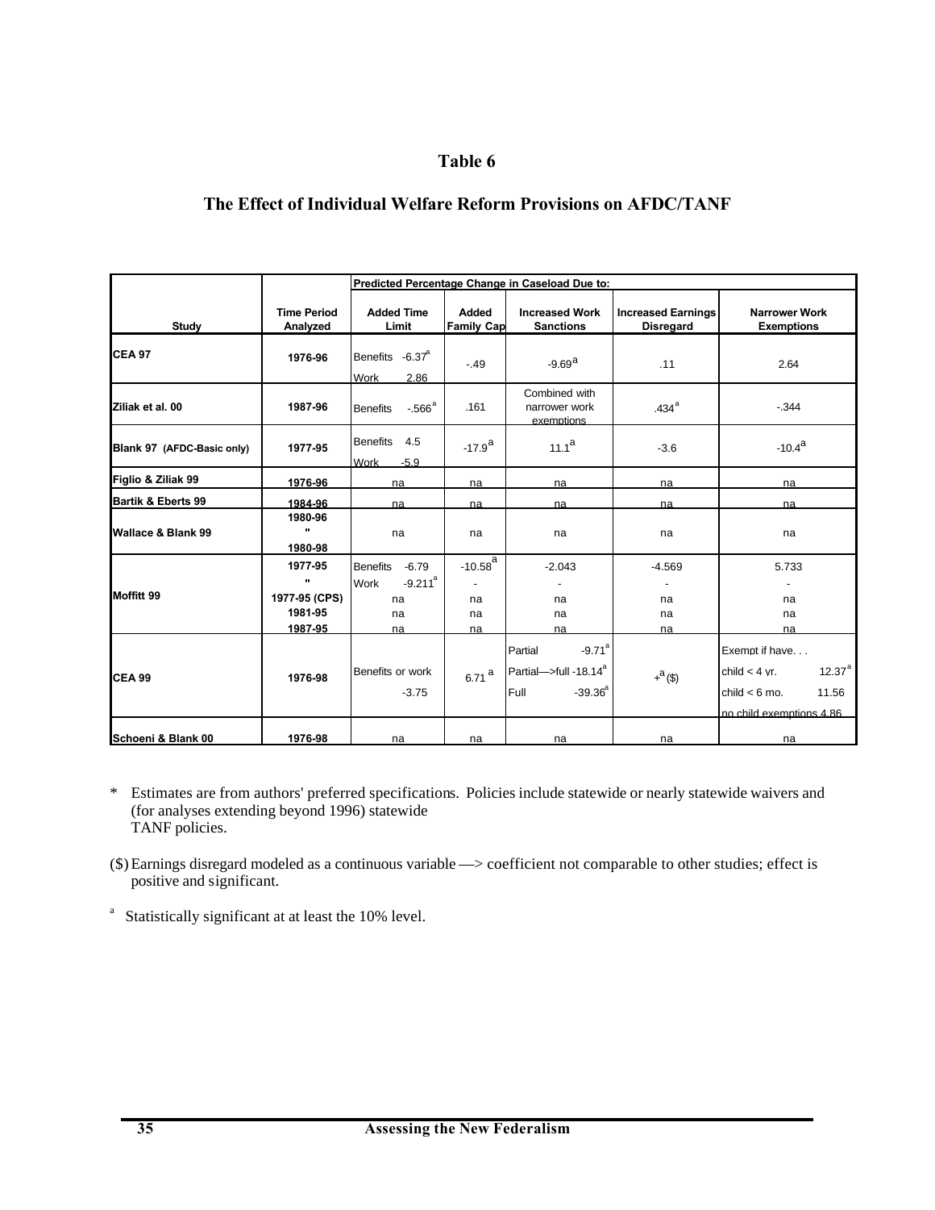# Table 6

## The Effect of Individual Welfare Reform Provisions on AFDC/TANF

| Study | Time Period Analyzed | Predicted Percentage Change in Caseload Due to: Added Time Limit | Added Family Cap | Increased Work Sanctions | Increased Earnings Disregard | Narrower Work Exemptions |
|---|---|---|---|---|---|---|
| CEA 97 | 1976-96 | Benefits -6.37[a]<br>Work 2.86 | -.49 | -9.69[a] | .11 | 2.64 |
| Ziliak et al. 00 | 1987-96 | Benefits -.566[a] | .161 | Combined with narrower work exemptions | .434[a] | -.344 |
| Blank 97 (AFDC-Basic only) | 1977-95 | Benefits 4.5<br>Work -5.9 | -17.9[a] | 11.1[a] | -3.6 | -10.4[a] |
| Figlio & Ziliak 99 | 1976-96 | na | na | na | na | na |
| Bartik & Eberts 99 | 1984-96 | na | na | na | na | na |
| Wallace & Blank 99 | 1980-96<br>"<br>1980-98 | na | na | na | na | na |
| Moffitt 99 | 1977-95<br>"<br>1977-95 (CPS)<br>1981-95<br>1987-95 | Benefits -6.79<br>Work -9.211[a]<br>na<br>na<br>na | -10.58[a]<br>-<br>na<br>na<br>na | -2.043<br>-<br>na<br>na<br>na | -4.569<br>-<br>na<br>na<br>na | 5.733<br>-<br>na<br>na<br>na |
| CEA 99 | 1976-98 | Benefits or work -3.75 | 6.71[a] | Partial -9.71[a]<br>Partial—>full -18.14[a]<br>Full -39.36[a] | +[a]($) | Exempt if have. . .<br>child < 4 yr. 12.37[a]<br>child < 6 mo. 11.56<br>no child exemptions 4.86 |
| Schoeni & Blank 00 | 1976-98 | na | na | na | na | na |

\* Estimates are from authors' preferred specifications. Policies include statewide or nearly statewide waivers and (for analyses extending beyond 1996) statewide TANF policies.

($) Earnings disregard modeled as a continuous variable —> coefficient not comparable to other studies; effect is positive and significant.

[a] Statistically significant at at least the 10% level.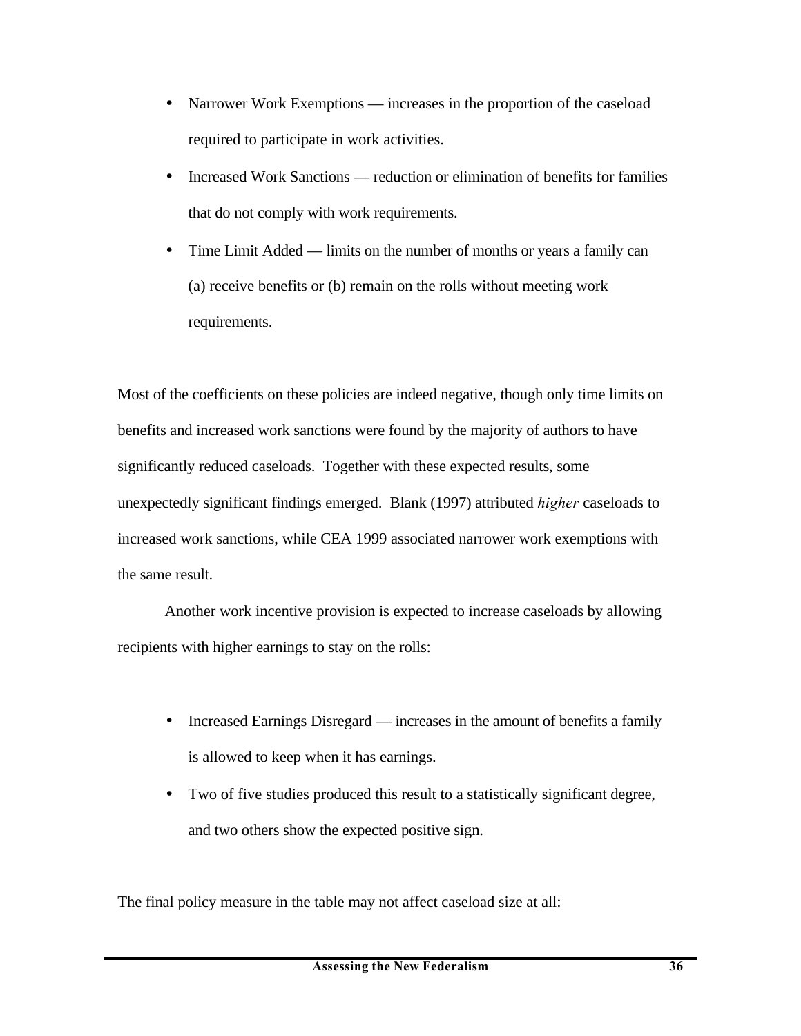- Narrower Work Exemptions — increases in the proportion of the caseload required to participate in work activities.
- Increased Work Sanctions — reduction or elimination of benefits for families that do not comply with work requirements.
- Time Limit Added — limits on the number of months or years a family can (a) receive benefits or (b) remain on the rolls without meeting work requirements.

Most of the coefficients on these policies are indeed negative, though only time limits on benefits and increased work sanctions were found by the majority of authors to have significantly reduced caseloads. Together with these expected results, some unexpectedly significant findings emerged. Blank (1997) attributed *higher* caseloads to increased work sanctions, while CEA 1999 associated narrower work exemptions with the same result.

Another work incentive provision is expected to increase caseloads by allowing recipients with higher earnings to stay on the rolls:

- Increased Earnings Disregard — increases in the amount of benefits a family is allowed to keep when it has earnings.
- Two of five studies produced this result to a statistically significant degree, and two others show the expected positive sign.

The final policy measure in the table may not affect caseload size at all: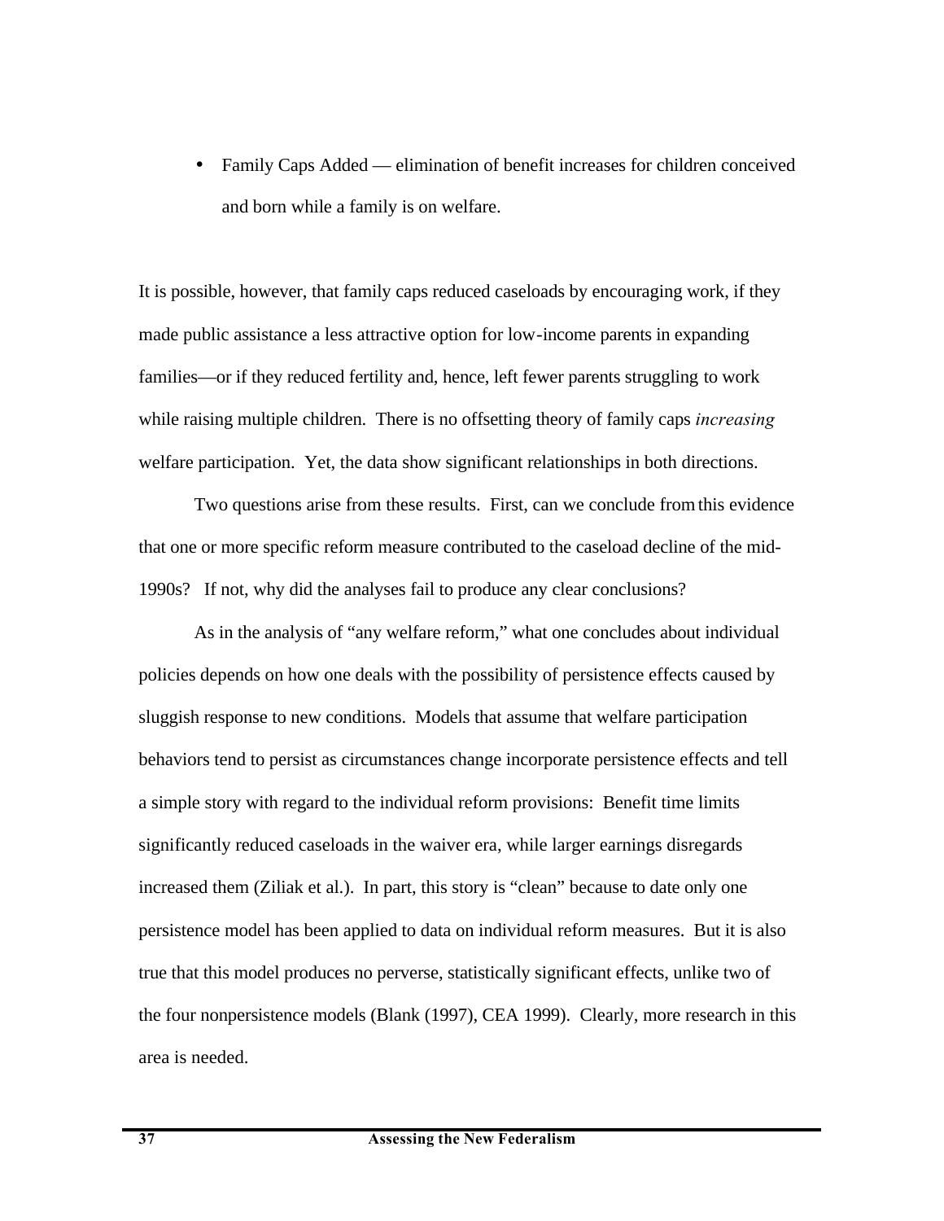- Family Caps Added — elimination of benefit increases for children conceived and born while a family is on welfare.

It is possible, however, that family caps reduced caseloads by encouraging work, if they made public assistance a less attractive option for low-income parents in expanding families—or if they reduced fertility and, hence, left fewer parents struggling to work while raising multiple children. There is no offsetting theory of family caps *increasing* welfare participation. Yet, the data show significant relationships in both directions.

Two questions arise from these results. First, can we conclude from this evidence that one or more specific reform measure contributed to the caseload decline of the mid-1990s? If not, why did the analyses fail to produce any clear conclusions?

As in the analysis of "any welfare reform," what one concludes about individual policies depends on how one deals with the possibility of persistence effects caused by sluggish response to new conditions. Models that assume that welfare participation behaviors tend to persist as circumstances change incorporate persistence effects and tell a simple story with regard to the individual reform provisions: Benefit time limits significantly reduced caseloads in the waiver era, while larger earnings disregards increased them (Ziliak et al.). In part, this story is "clean" because to date only one persistence model has been applied to data on individual reform measures. But it is also true that this model produces no perverse, statistically significant effects, unlike two of the four nonpersistence models (Blank (1997), CEA 1999). Clearly, more research in this area is needed.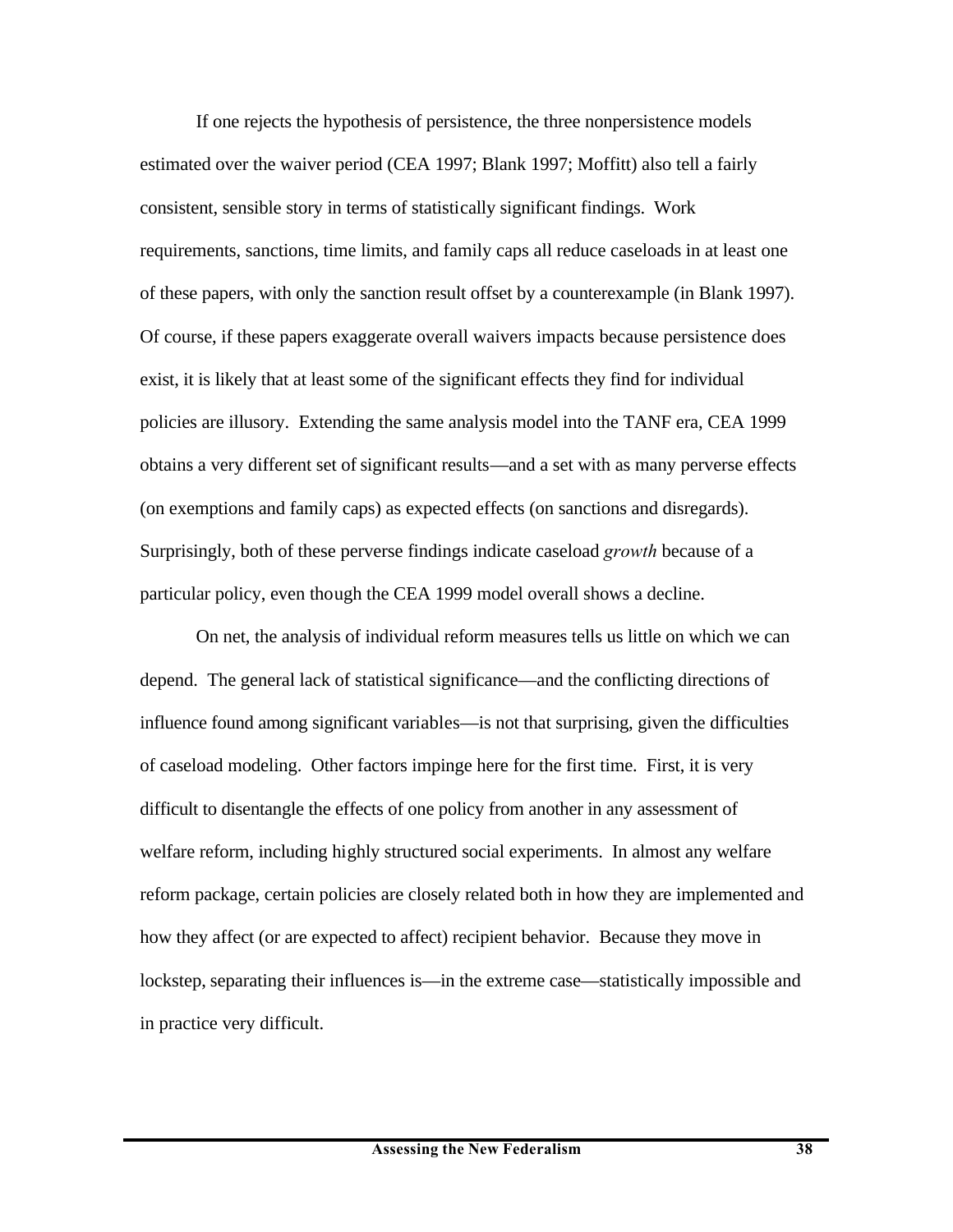If one rejects the hypothesis of persistence, the three nonpersistence models estimated over the waiver period (CEA 1997; Blank 1997; Moffitt) also tell a fairly consistent, sensible story in terms of statistically significant findings. Work requirements, sanctions, time limits, and family caps all reduce caseloads in at least one of these papers, with only the sanction result offset by a counterexample (in Blank 1997). Of course, if these papers exaggerate overall waivers impacts because persistence does exist, it is likely that at least some of the significant effects they find for individual policies are illusory. Extending the same analysis model into the TANF era, CEA 1999 obtains a very different set of significant results—and a set with as many perverse effects (on exemptions and family caps) as expected effects (on sanctions and disregards). Surprisingly, both of these perverse findings indicate caseload *growth* because of a particular policy, even though the CEA 1999 model overall shows a decline.

On net, the analysis of individual reform measures tells us little on which we can depend. The general lack of statistical significance—and the conflicting directions of influence found among significant variables—is not that surprising, given the difficulties of caseload modeling. Other factors impinge here for the first time. First, it is very difficult to disentangle the effects of one policy from another in any assessment of welfare reform, including highly structured social experiments. In almost any welfare reform package, certain policies are closely related both in how they are implemented and how they affect (or are expected to affect) recipient behavior. Because they move in lockstep, separating their influences is—in the extreme case—statistically impossible and in practice very difficult.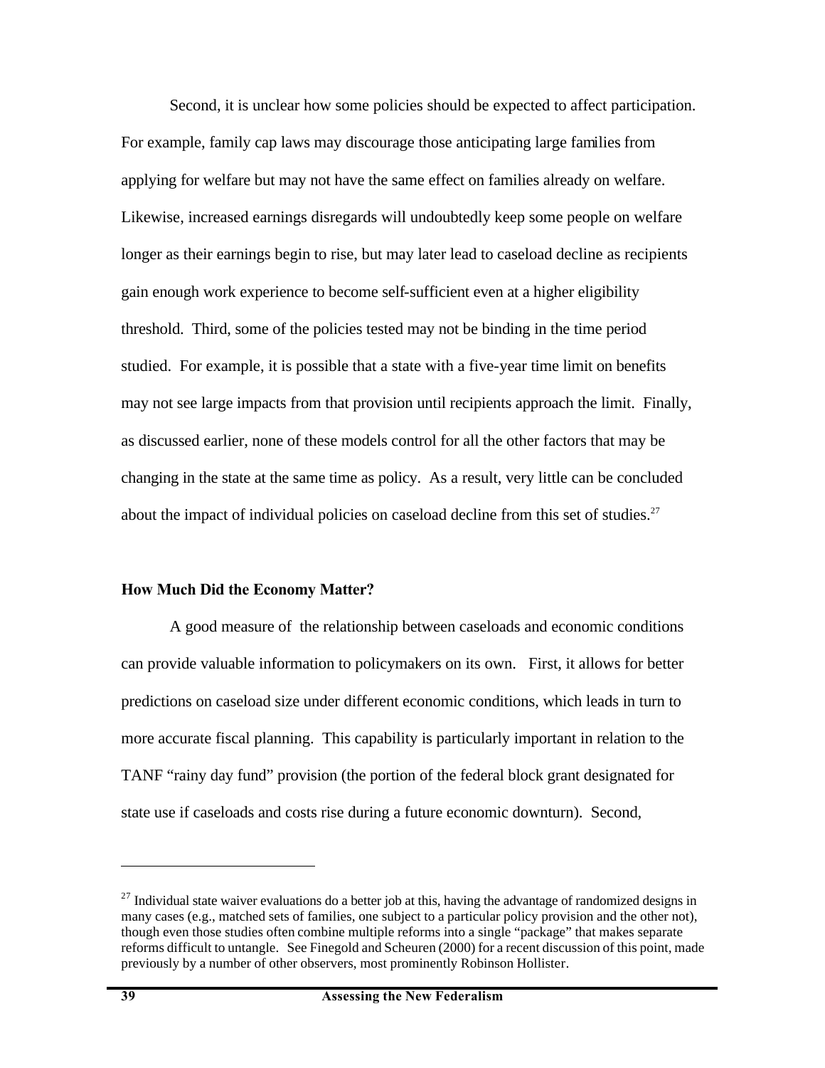Second, it is unclear how some policies should be expected to affect participation. For example, family cap laws may discourage those anticipating large families from applying for welfare but may not have the same effect on families already on welfare. Likewise, increased earnings disregards will undoubtedly keep some people on welfare longer as their earnings begin to rise, but may later lead to caseload decline as recipients gain enough work experience to become self-sufficient even at a higher eligibility threshold. Third, some of the policies tested may not be binding in the time period studied. For example, it is possible that a state with a five-year time limit on benefits may not see large impacts from that provision until recipients approach the limit. Finally, as discussed earlier, none of these models control for all the other factors that may be changing in the state at the same time as policy. As a result, very little can be concluded about the impact of individual policies on caseload decline from this set of studies.[27]

### How Much Did the Economy Matter?

A good measure of the relationship between caseloads and economic conditions can provide valuable information to policymakers on its own. First, it allows for better predictions on caseload size under different economic conditions, which leads in turn to more accurate fiscal planning. This capability is particularly important in relation to the TANF "rainy day fund" provision (the portion of the federal block grant designated for state use if caseloads and costs rise during a future economic downturn). Second,

---

[27] Individual state waiver evaluations do a better job at this, having the advantage of randomized designs in many cases (e.g., matched sets of families, one subject to a particular policy provision and the other not), though even those studies often combine multiple reforms into a single "package" that makes separate reforms difficult to untangle. See Finegold and Scheuren (2000) for a recent discussion of this point, made previously by a number of other observers, most prominently Robinson Hollister.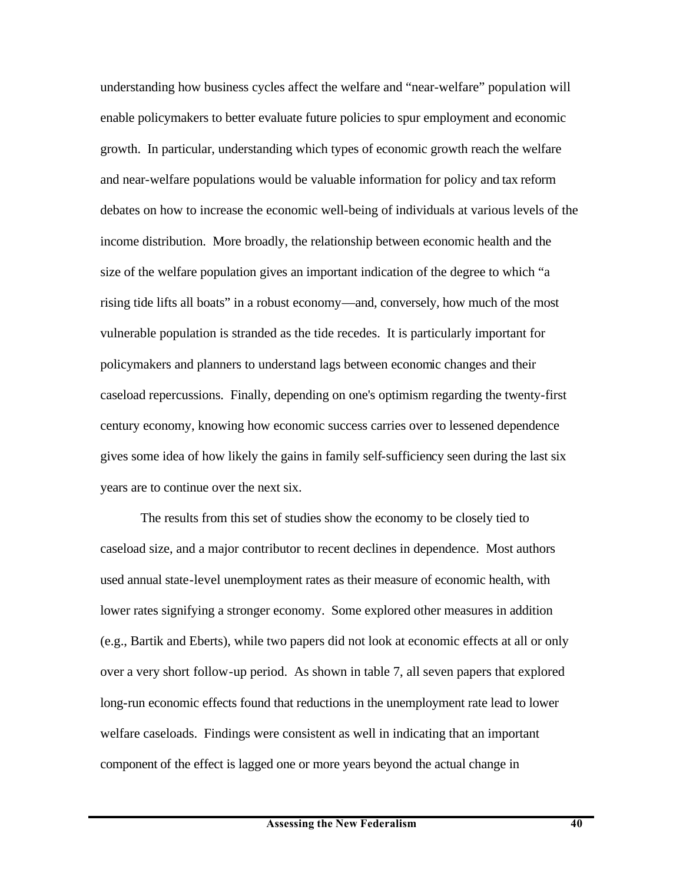understanding how business cycles affect the welfare and "near-welfare" population will enable policymakers to better evaluate future policies to spur employment and economic growth. In particular, understanding which types of economic growth reach the welfare and near-welfare populations would be valuable information for policy and tax reform debates on how to increase the economic well-being of individuals at various levels of the income distribution. More broadly, the relationship between economic health and the size of the welfare population gives an important indication of the degree to which "a rising tide lifts all boats" in a robust economy—and, conversely, how much of the most vulnerable population is stranded as the tide recedes. It is particularly important for policymakers and planners to understand lags between economic changes and their caseload repercussions. Finally, depending on one's optimism regarding the twenty-first century economy, knowing how economic success carries over to lessened dependence gives some idea of how likely the gains in family self-sufficiency seen during the last six years are to continue over the next six.

The results from this set of studies show the economy to be closely tied to caseload size, and a major contributor to recent declines in dependence. Most authors used annual state-level unemployment rates as their measure of economic health, with lower rates signifying a stronger economy. Some explored other measures in addition (e.g., Bartik and Eberts), while two papers did not look at economic effects at all or only over a very short follow-up period. As shown in table 7, all seven papers that explored long-run economic effects found that reductions in the unemployment rate lead to lower welfare caseloads. Findings were consistent as well in indicating that an important component of the effect is lagged one or more years beyond the actual change in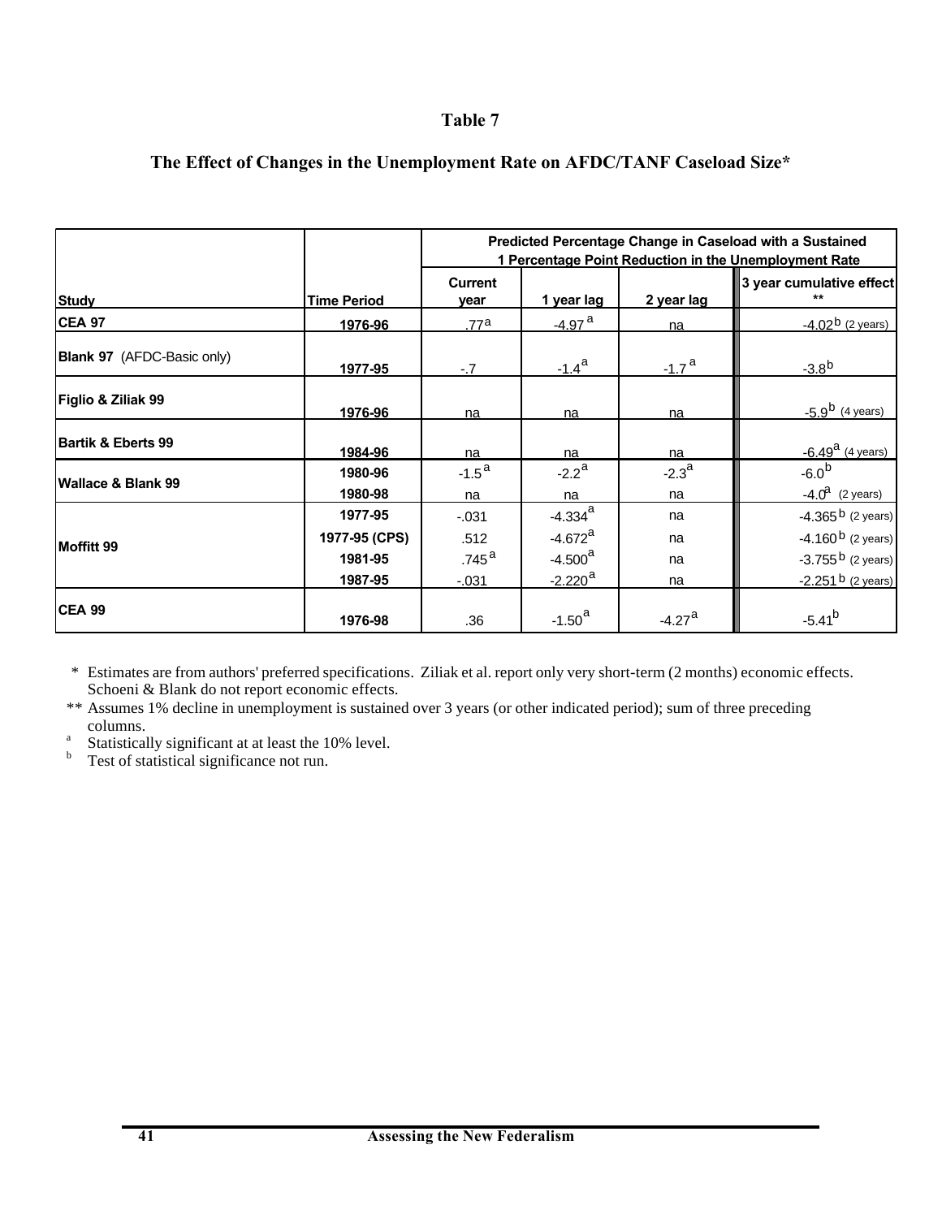## Table 7

### The Effect of Changes in the Unemployment Rate on AFDC/TANF Caseload Size*

| Study | Time Period | Predicted Percentage Change in Caseload with a Sustained 1 Percentage Point Reduction in the Unemployment Rate | | | |
|---|---|---|---|---|---|
| | | Current year | 1 year lag | 2 year lag | 3 year cumulative effect ** |
| **CEA 97** | 1976-96 | .77[a] | -4.97[a] | na | -4.02[b] (2 years) |
| **Blank 97** (AFDC-Basic only) | 1977-95 | -.7 | -1.4[a] | -1.7[a] | -3.8[b] |
| **Figlio & Ziliak 99** | 1976-96 | na | na | na | -5.9[b] (4 years) |
| **Bartik & Eberts 99** | 1984-96 | na | na | na | -6.49[a] (4 years) |
| **Wallace & Blank 99** | 1980-96 | -1.5[a] | -2.2[a] | -2.3[a] | -6.0[b] |
| | 1980-98 | na | na | na | -4.0[a] (2 years) |
| **Moffitt 99** | 1977-95 | -.031 | -4.334[a] | na | -4.365[b] (2 years) |
| | 1977-95 (CPS) | .512 | -4.672[a] | na | -4.160[b] (2 years) |
| | 1981-95 | .745[a] | -4.500[a] | na | -3.755[b] (2 years) |
| | 1987-95 | -.031 | -2.220[a] | na | -2.251[b] (2 years) |
| **CEA 99** | 1976-98 | .36 | -1.50[a] | -4.27[a] | -5.41[b] |

\* Estimates are from authors' preferred specifications. Ziliak et al. report only very short-term (2 months) economic effects. Schoeni & Blank do not report economic effects.

\*\* Assumes 1% decline in unemployment is sustained over 3 years (or other indicated period); sum of three preceding columns.

[a] Statistically significant at at least the 10% level.

[b] Test of statistical significance not run.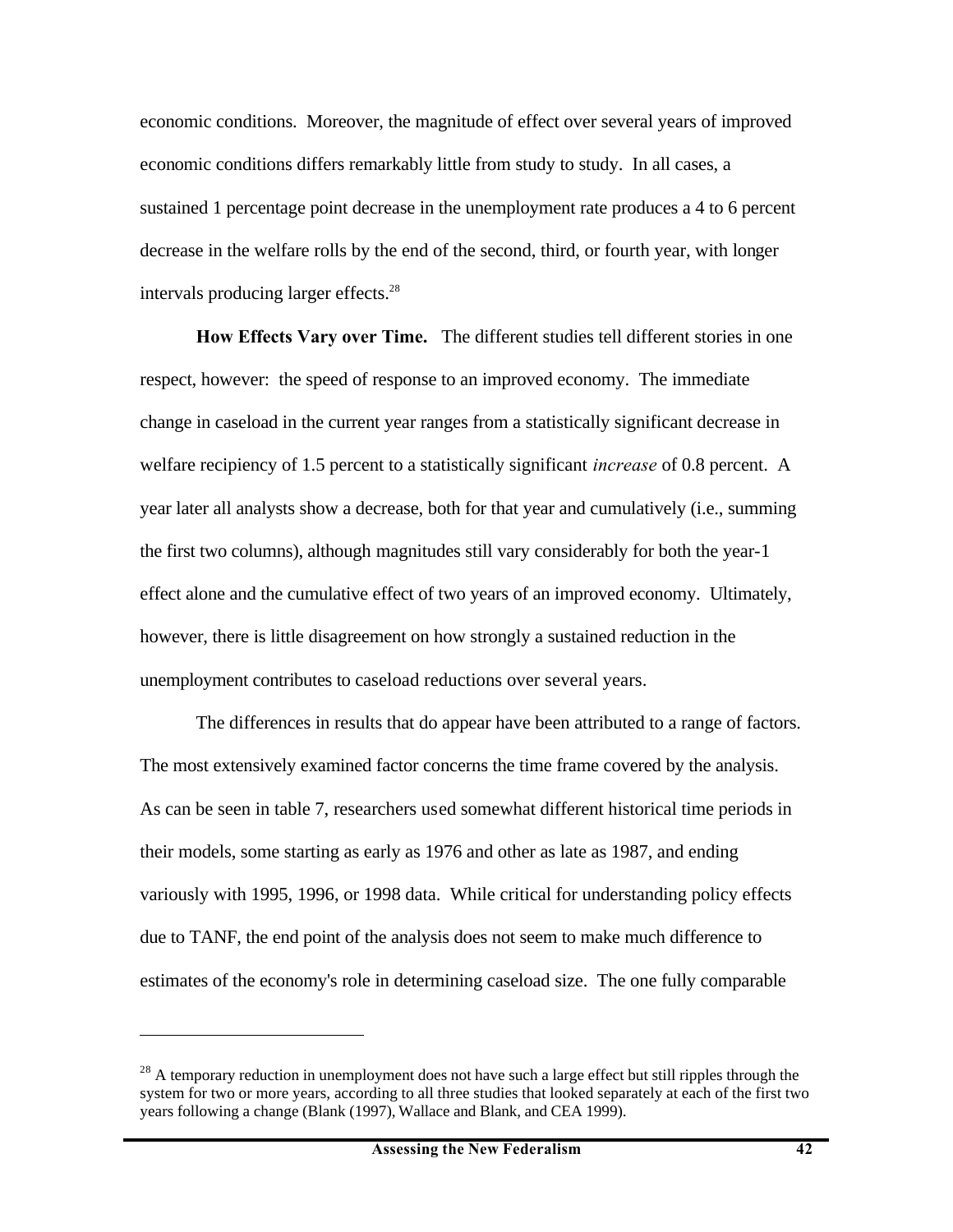economic conditions. Moreover, the magnitude of effect over several years of improved economic conditions differs remarkably little from study to study. In all cases, a sustained 1 percentage point decrease in the unemployment rate produces a 4 to 6 percent decrease in the welfare rolls by the end of the second, third, or fourth year, with longer intervals producing larger effects.[28]

**How Effects Vary over Time.** The different studies tell different stories in one respect, however: the speed of response to an improved economy. The immediate change in caseload in the current year ranges from a statistically significant decrease in welfare recipiency of 1.5 percent to a statistically significant *increase* of 0.8 percent. A year later all analysts show a decrease, both for that year and cumulatively (i.e., summing the first two columns), although magnitudes still vary considerably for both the year-1 effect alone and the cumulative effect of two years of an improved economy. Ultimately, however, there is little disagreement on how strongly a sustained reduction in the unemployment contributes to caseload reductions over several years.

The differences in results that do appear have been attributed to a range of factors. The most extensively examined factor concerns the time frame covered by the analysis. As can be seen in table 7, researchers used somewhat different historical time periods in their models, some starting as early as 1976 and other as late as 1987, and ending variously with 1995, 1996, or 1998 data. While critical for understanding policy effects due to TANF, the end point of the analysis does not seem to make much difference to estimates of the economy's role in determining caseload size. The one fully comparable

[28] A temporary reduction in unemployment does not have such a large effect but still ripples through the system for two or more years, according to all three studies that looked separately at each of the first two years following a change (Blank (1997), Wallace and Blank, and CEA 1999).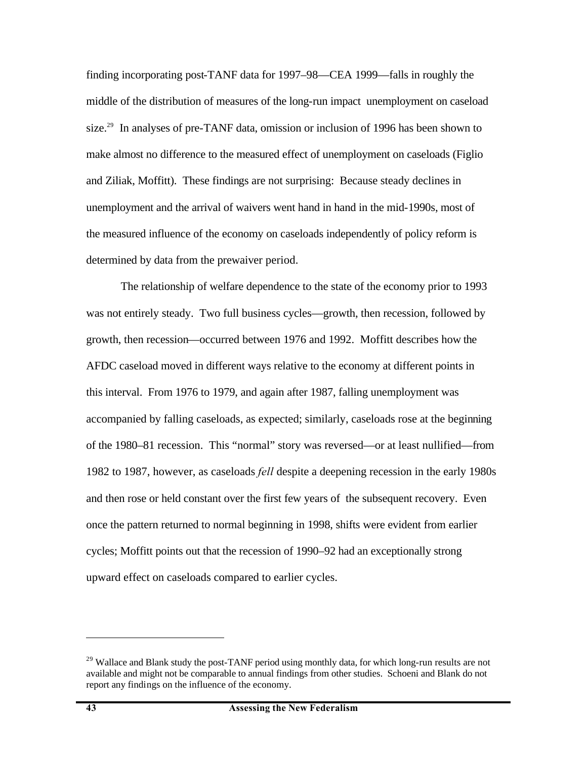finding incorporating post-TANF data for 1997–98—CEA 1999—falls in roughly the middle of the distribution of measures of the long-run impact unemployment on caseload size.[29] In analyses of pre-TANF data, omission or inclusion of 1996 has been shown to make almost no difference to the measured effect of unemployment on caseloads (Figlio and Ziliak, Moffitt). These findings are not surprising: Because steady declines in unemployment and the arrival of waivers went hand in hand in the mid-1990s, most of the measured influence of the economy on caseloads independently of policy reform is determined by data from the prewaiver period.

The relationship of welfare dependence to the state of the economy prior to 1993 was not entirely steady. Two full business cycles—growth, then recession, followed by growth, then recession—occurred between 1976 and 1992. Moffitt describes how the AFDC caseload moved in different ways relative to the economy at different points in this interval. From 1976 to 1979, and again after 1987, falling unemployment was accompanied by falling caseloads, as expected; similarly, caseloads rose at the beginning of the 1980–81 recession. This "normal" story was reversed—or at least nullified—from 1982 to 1987, however, as caseloads *fell* despite a deepening recession in the early 1980s and then rose or held constant over the first few years of the subsequent recovery. Even once the pattern returned to normal beginning in 1998, shifts were evident from earlier cycles; Moffitt points out that the recession of 1990–92 had an exceptionally strong upward effect on caseloads compared to earlier cycles.

---

[29] Wallace and Blank study the post-TANF period using monthly data, for which long-run results are not available and might not be comparable to annual findings from other studies. Schoeni and Blank do not report any findings on the influence of the economy.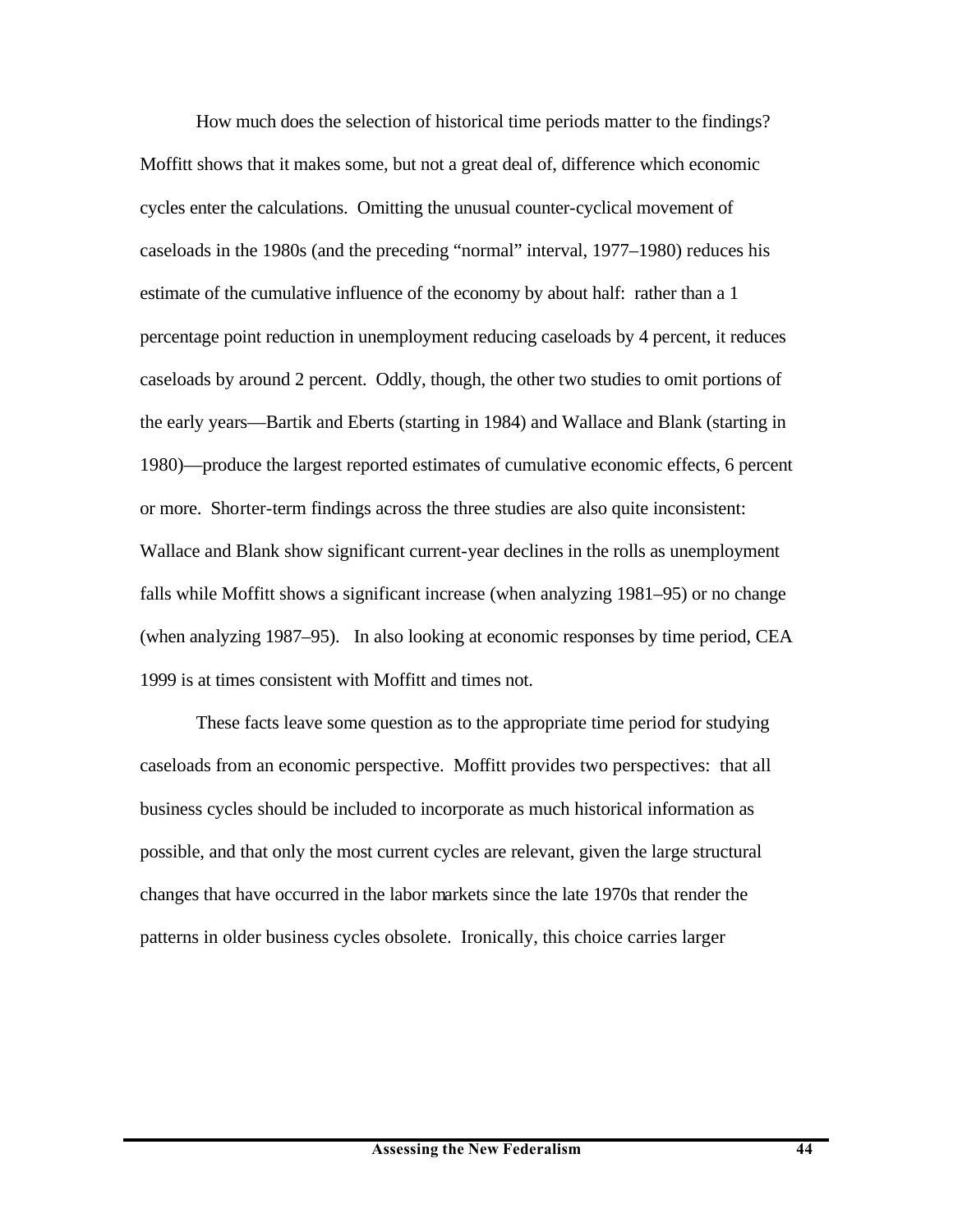How much does the selection of historical time periods matter to the findings? Moffitt shows that it makes some, but not a great deal of, difference which economic cycles enter the calculations. Omitting the unusual counter-cyclical movement of caseloads in the 1980s (and the preceding "normal" interval, 1977–1980) reduces his estimate of the cumulative influence of the economy by about half: rather than a 1 percentage point reduction in unemployment reducing caseloads by 4 percent, it reduces caseloads by around 2 percent. Oddly, though, the other two studies to omit portions of the early years—Bartik and Eberts (starting in 1984) and Wallace and Blank (starting in 1980)—produce the largest reported estimates of cumulative economic effects, 6 percent or more. Shorter-term findings across the three studies are also quite inconsistent: Wallace and Blank show significant current-year declines in the rolls as unemployment falls while Moffitt shows a significant increase (when analyzing 1981–95) or no change (when analyzing 1987–95). In also looking at economic responses by time period, CEA 1999 is at times consistent with Moffitt and times not.

These facts leave some question as to the appropriate time period for studying caseloads from an economic perspective. Moffitt provides two perspectives: that all business cycles should be included to incorporate as much historical information as possible, and that only the most current cycles are relevant, given the large structural changes that have occurred in the labor markets since the late 1970s that render the patterns in older business cycles obsolete. Ironically, this choice carries larger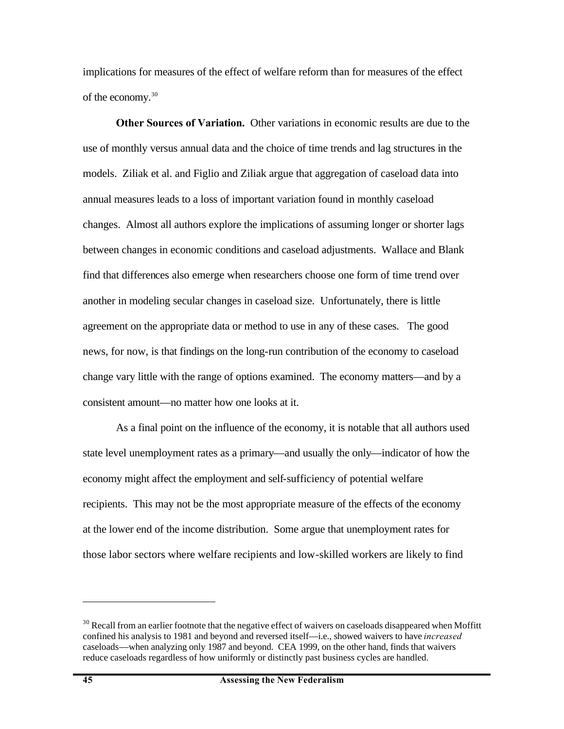implications for measures of the effect of welfare reform than for measures of the effect of the economy.[30]

**Other Sources of Variation.** Other variations in economic results are due to the use of monthly versus annual data and the choice of time trends and lag structures in the models. Ziliak et al. and Figlio and Ziliak argue that aggregation of caseload data into annual measures leads to a loss of important variation found in monthly caseload changes. Almost all authors explore the implications of assuming longer or shorter lags between changes in economic conditions and caseload adjustments. Wallace and Blank find that differences also emerge when researchers choose one form of time trend over another in modeling secular changes in caseload size. Unfortunately, there is little agreement on the appropriate data or method to use in any of these cases. The good news, for now, is that findings on the long-run contribution of the economy to caseload change vary little with the range of options examined. The economy matters—and by a consistent amount—no matter how one looks at it.

As a final point on the influence of the economy, it is notable that all authors used state level unemployment rates as a primary—and usually the only—indicator of how the economy might affect the employment and self-sufficiency of potential welfare recipients. This may not be the most appropriate measure of the effects of the economy at the lower end of the income distribution. Some argue that unemployment rates for those labor sectors where welfare recipients and low-skilled workers are likely to find

---

[30] Recall from an earlier footnote that the negative effect of waivers on caseloads disappeared when Moffitt confined his analysis to 1981 and beyond and reversed itself—i.e., showed waivers to have *increased* caseloads—when analyzing only 1987 and beyond. CEA 1999, on the other hand, finds that waivers reduce caseloads regardless of how uniformly or distinctly past business cycles are handled.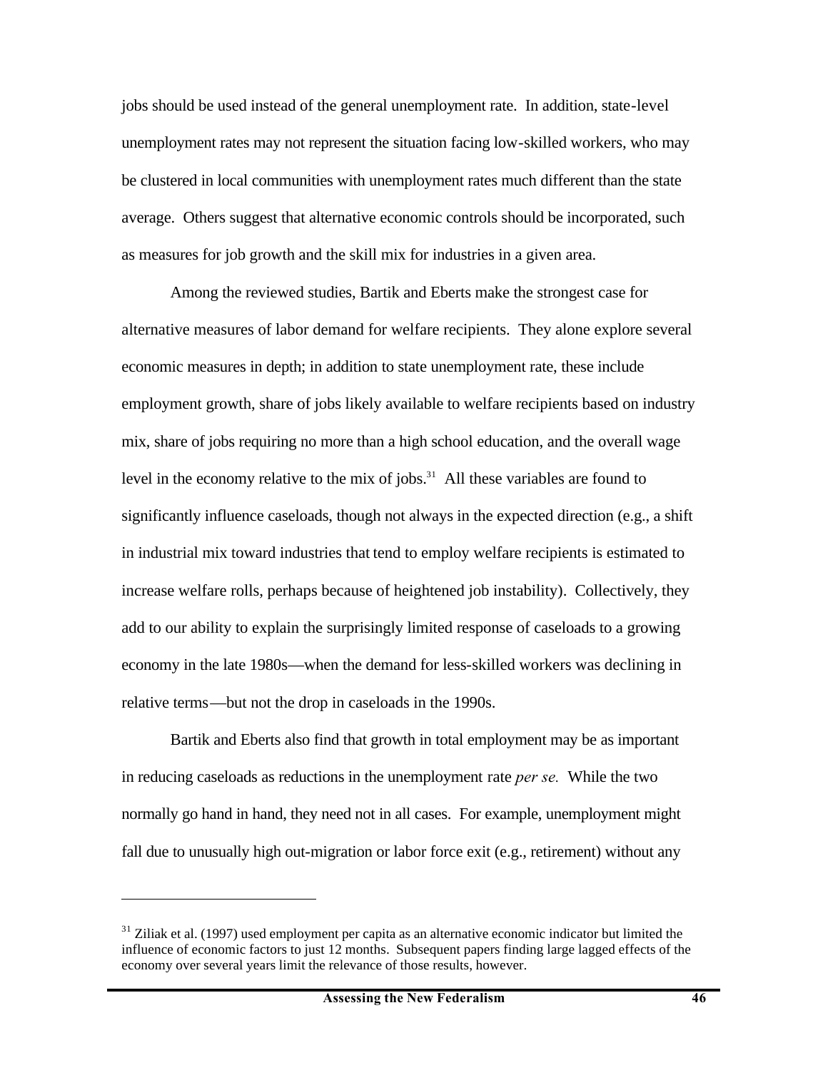jobs should be used instead of the general unemployment rate. In addition, state-level unemployment rates may not represent the situation facing low-skilled workers, who may be clustered in local communities with unemployment rates much different than the state average. Others suggest that alternative economic controls should be incorporated, such as measures for job growth and the skill mix for industries in a given area.

Among the reviewed studies, Bartik and Eberts make the strongest case for alternative measures of labor demand for welfare recipients. They alone explore several economic measures in depth; in addition to state unemployment rate, these include employment growth, share of jobs likely available to welfare recipients based on industry mix, share of jobs requiring no more than a high school education, and the overall wage level in the economy relative to the mix of jobs.[31] All these variables are found to significantly influence caseloads, though not always in the expected direction (e.g., a shift in industrial mix toward industries that tend to employ welfare recipients is estimated to increase welfare rolls, perhaps because of heightened job instability). Collectively, they add to our ability to explain the surprisingly limited response of caseloads to a growing economy in the late 1980s—when the demand for less-skilled workers was declining in relative terms—but not the drop in caseloads in the 1990s.

Bartik and Eberts also find that growth in total employment may be as important in reducing caseloads as reductions in the unemployment rate *per se.* While the two normally go hand in hand, they need not in all cases. For example, unemployment might fall due to unusually high out-migration or labor force exit (e.g., retirement) without any

---

[31] Ziliak et al. (1997) used employment per capita as an alternative economic indicator but limited the influence of economic factors to just 12 months. Subsequent papers finding large lagged effects of the economy over several years limit the relevance of those results, however.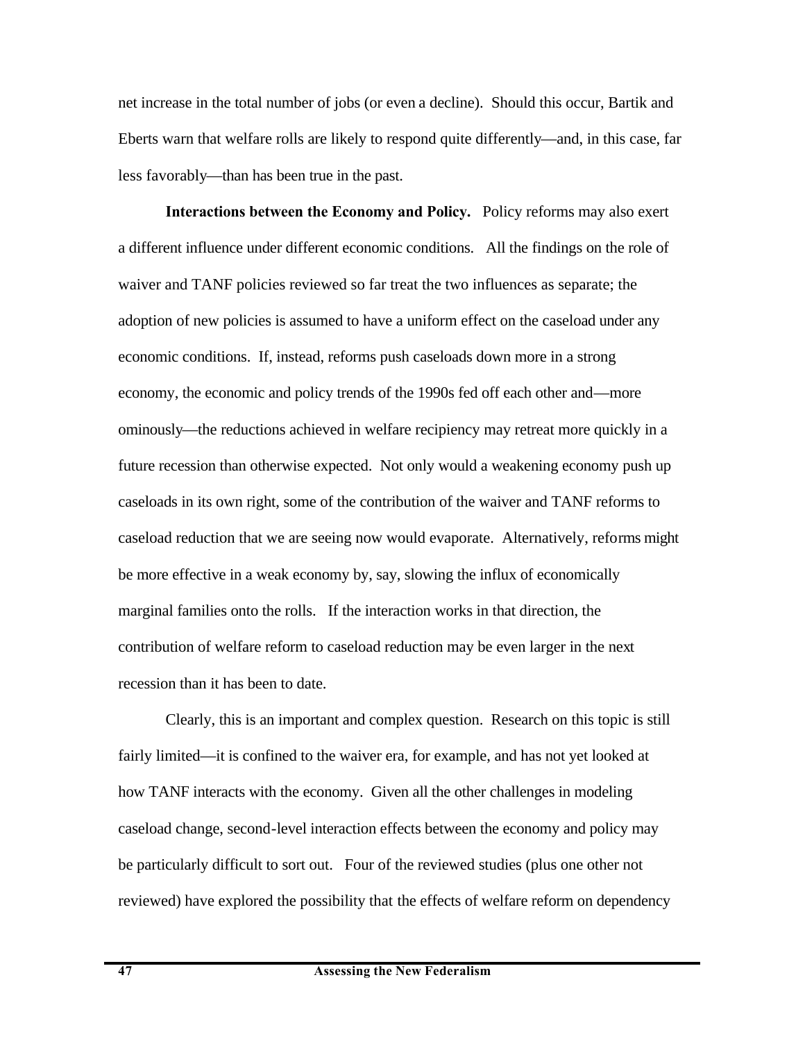net increase in the total number of jobs (or even a decline). Should this occur, Bartik and Eberts warn that welfare rolls are likely to respond quite differently—and, in this case, far less favorably—than has been true in the past.

**Interactions between the Economy and Policy.** Policy reforms may also exert a different influence under different economic conditions. All the findings on the role of waiver and TANF policies reviewed so far treat the two influences as separate; the adoption of new policies is assumed to have a uniform effect on the caseload under any economic conditions. If, instead, reforms push caseloads down more in a strong economy, the economic and policy trends of the 1990s fed off each other and—more ominously—the reductions achieved in welfare recipiency may retreat more quickly in a future recession than otherwise expected. Not only would a weakening economy push up caseloads in its own right, some of the contribution of the waiver and TANF reforms to caseload reduction that we are seeing now would evaporate. Alternatively, reforms might be more effective in a weak economy by, say, slowing the influx of economically marginal families onto the rolls. If the interaction works in that direction, the contribution of welfare reform to caseload reduction may be even larger in the next recession than it has been to date.

Clearly, this is an important and complex question. Research on this topic is still fairly limited—it is confined to the waiver era, for example, and has not yet looked at how TANF interacts with the economy. Given all the other challenges in modeling caseload change, second-level interaction effects between the economy and policy may be particularly difficult to sort out. Four of the reviewed studies (plus one other not reviewed) have explored the possibility that the effects of welfare reform on dependency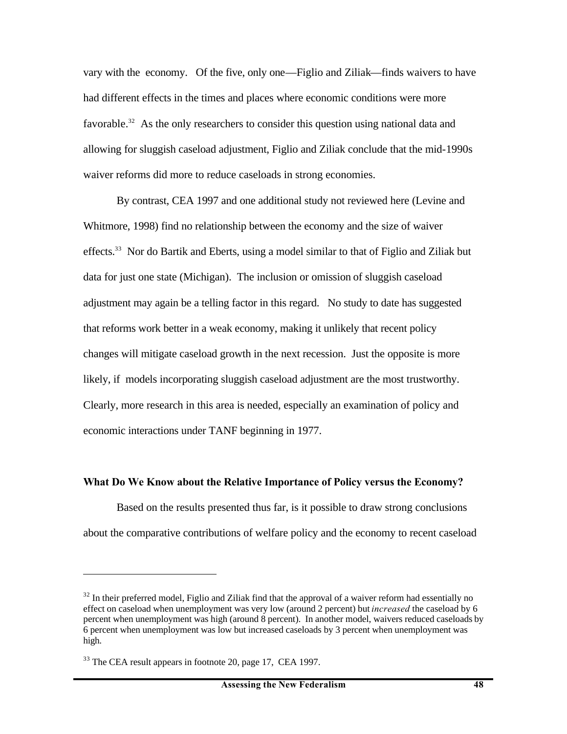vary with the economy. Of the five, only one—Figlio and Ziliak—finds waivers to have had different effects in the times and places where economic conditions were more favorable.[32] As the only researchers to consider this question using national data and allowing for sluggish caseload adjustment, Figlio and Ziliak conclude that the mid-1990s waiver reforms did more to reduce caseloads in strong economies.

By contrast, CEA 1997 and one additional study not reviewed here (Levine and Whitmore, 1998) find no relationship between the economy and the size of waiver effects.[33] Nor do Bartik and Eberts, using a model similar to that of Figlio and Ziliak but data for just one state (Michigan). The inclusion or omission of sluggish caseload adjustment may again be a telling factor in this regard. No study to date has suggested that reforms work better in a weak economy, making it unlikely that recent policy changes will mitigate caseload growth in the next recession. Just the opposite is more likely, if models incorporating sluggish caseload adjustment are the most trustworthy. Clearly, more research in this area is needed, especially an examination of policy and economic interactions under TANF beginning in 1977.

**What Do We Know about the Relative Importance of Policy versus the Economy?**

Based on the results presented thus far, is it possible to draw strong conclusions about the comparative contributions of welfare policy and the economy to recent caseload

---

[32] In their preferred model, Figlio and Ziliak find that the approval of a waiver reform had essentially no effect on caseload when unemployment was very low (around 2 percent) but *increased* the caseload by 6 percent when unemployment was high (around 8 percent). In another model, waivers reduced caseloads by 6 percent when unemployment was low but increased caseloads by 3 percent when unemployment was high.

[33] The CEA result appears in footnote 20, page 17, CEA 1997.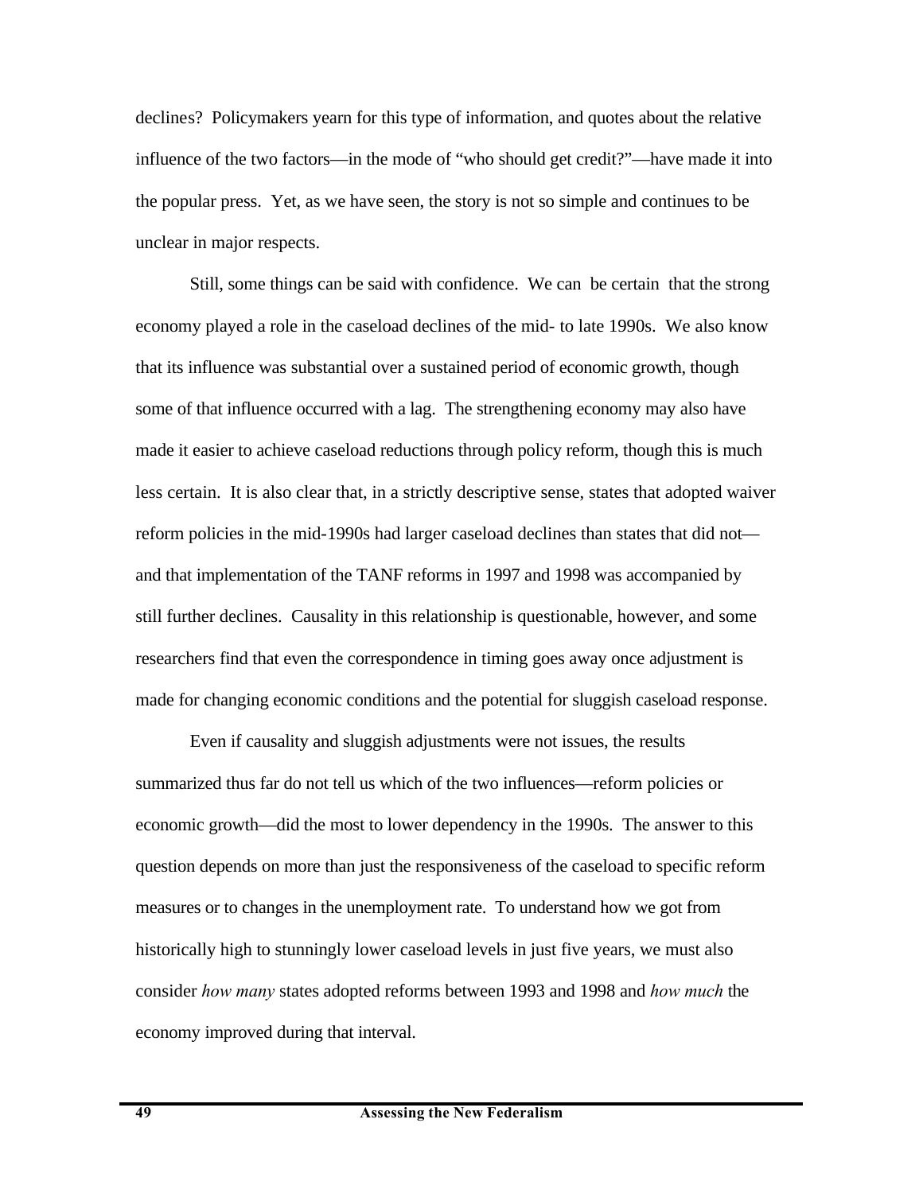declines? Policymakers yearn for this type of information, and quotes about the relative influence of the two factors—in the mode of "who should get credit?"—have made it into the popular press. Yet, as we have seen, the story is not so simple and continues to be unclear in major respects.

Still, some things can be said with confidence. We can be certain that the strong economy played a role in the caseload declines of the mid- to late 1990s. We also know that its influence was substantial over a sustained period of economic growth, though some of that influence occurred with a lag. The strengthening economy may also have made it easier to achieve caseload reductions through policy reform, though this is much less certain. It is also clear that, in a strictly descriptive sense, states that adopted waiver reform policies in the mid-1990s had larger caseload declines than states that did not—and that implementation of the TANF reforms in 1997 and 1998 was accompanied by still further declines. Causality in this relationship is questionable, however, and some researchers find that even the correspondence in timing goes away once adjustment is made for changing economic conditions and the potential for sluggish caseload response.

Even if causality and sluggish adjustments were not issues, the results summarized thus far do not tell us which of the two influences—reform policies or economic growth—did the most to lower dependency in the 1990s. The answer to this question depends on more than just the responsiveness of the caseload to specific reform measures or to changes in the unemployment rate. To understand how we got from historically high to stunningly lower caseload levels in just five years, we must also consider *how many* states adopted reforms between 1993 and 1998 and *how much* the economy improved during that interval.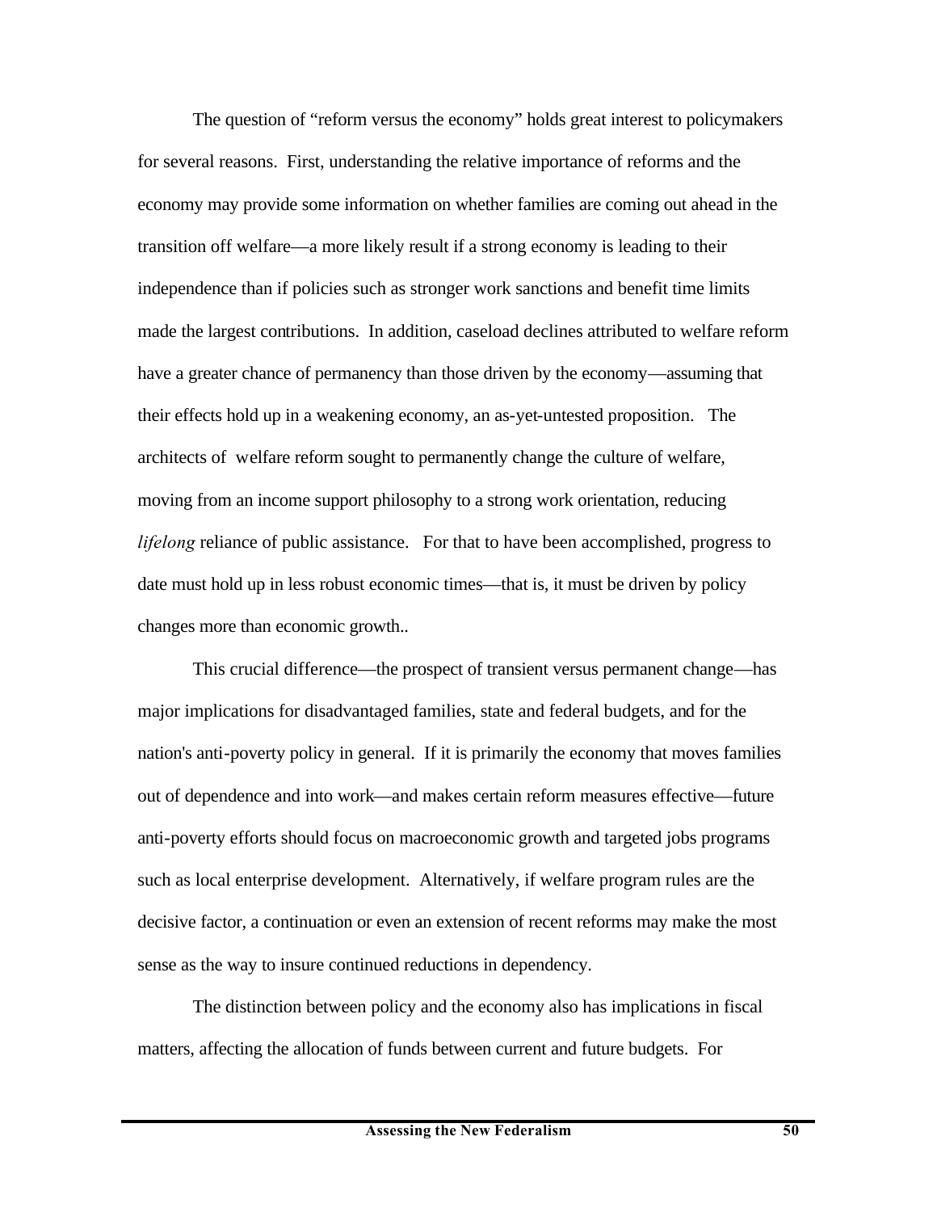The question of "reform versus the economy" holds great interest to policymakers for several reasons. First, understanding the relative importance of reforms and the economy may provide some information on whether families are coming out ahead in the transition off welfare—a more likely result if a strong economy is leading to their independence than if policies such as stronger work sanctions and benefit time limits made the largest contributions. In addition, caseload declines attributed to welfare reform have a greater chance of permanency than those driven by the economy—assuming that their effects hold up in a weakening economy, an as-yet-untested proposition. The architects of welfare reform sought to permanently change the culture of welfare, moving from an income support philosophy to a strong work orientation, reducing *lifelong* reliance of public assistance. For that to have been accomplished, progress to date must hold up in less robust economic times—that is, it must be driven by policy changes more than economic growth..

This crucial difference—the prospect of transient versus permanent change—has major implications for disadvantaged families, state and federal budgets, and for the nation's anti-poverty policy in general. If it is primarily the economy that moves families out of dependence and into work—and makes certain reform measures effective—future anti-poverty efforts should focus on macroeconomic growth and targeted jobs programs such as local enterprise development. Alternatively, if welfare program rules are the decisive factor, a continuation or even an extension of recent reforms may make the most sense as the way to insure continued reductions in dependency.

The distinction between policy and the economy also has implications in fiscal matters, affecting the allocation of funds between current and future budgets. For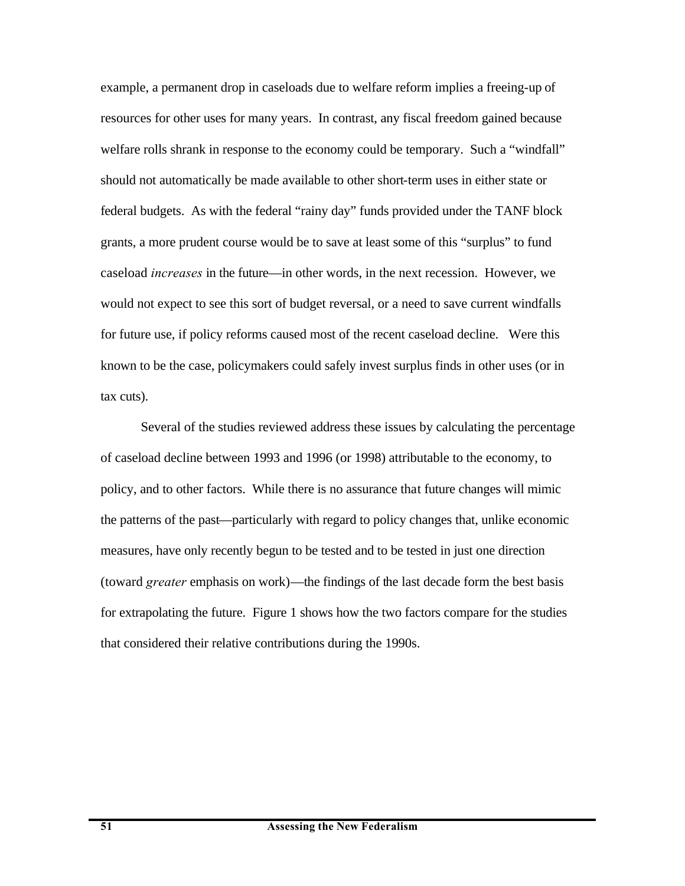example, a permanent drop in caseloads due to welfare reform implies a freeing-up of resources for other uses for many years. In contrast, any fiscal freedom gained because welfare rolls shrank in response to the economy could be temporary. Such a "windfall" should not automatically be made available to other short-term uses in either state or federal budgets. As with the federal "rainy day" funds provided under the TANF block grants, a more prudent course would be to save at least some of this "surplus" to fund caseload *increases* in the future—in other words, in the next recession. However, we would not expect to see this sort of budget reversal, or a need to save current windfalls for future use, if policy reforms caused most of the recent caseload decline. Were this known to be the case, policymakers could safely invest surplus finds in other uses (or in tax cuts).

Several of the studies reviewed address these issues by calculating the percentage of caseload decline between 1993 and 1996 (or 1998) attributable to the economy, to policy, and to other factors. While there is no assurance that future changes will mimic the patterns of the past—particularly with regard to policy changes that, unlike economic measures, have only recently begun to be tested and to be tested in just one direction (toward *greater* emphasis on work)—the findings of the last decade form the best basis for extrapolating the future. Figure 1 shows how the two factors compare for the studies that considered their relative contributions during the 1990s.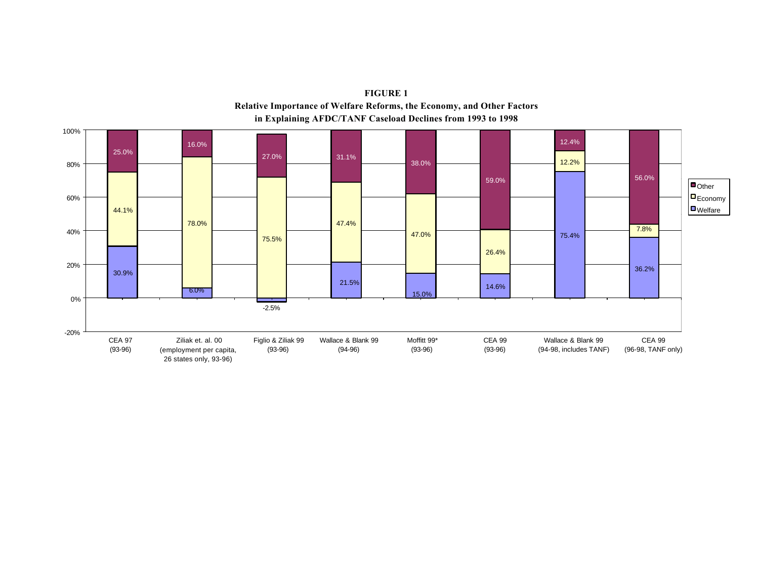**FIGURE 1**
**Relative Importance of Welfare Reforms, the Economy, and Other Factors in Explaining AFDC/TANF Caseload Declines from 1993 to 1998**

| Study | Welfare | Economy | Other |
|---|---|---|---|
| CEA 97 (93-96) | 30.9% | 44.1% | 25.0% |
| Ziliak et. al. 00 (employment per capita, 26 states only, 93-96) | 6.0% | 78.0% | 16.0% |
| Figlio & Ziliak 99 (93-96) | -2.5% | 75.5% | 27.0% |
| Wallace & Blank 99 (94-96) | 21.5% | 47.4% | 31.1% |
| Moffitt 99* (93-96) | 15.0% | 47.0% | 38.0% |
| CEA 99 (93-96) | 14.6% | 26.4% | 59.0% |
| Wallace & Blank 99 (94-98, includes TANF) | 75.4% | 12.2% | 12.4% |
| CEA 99 (96-98, TANF only) | 36.2% | 7.8% | 56.0% |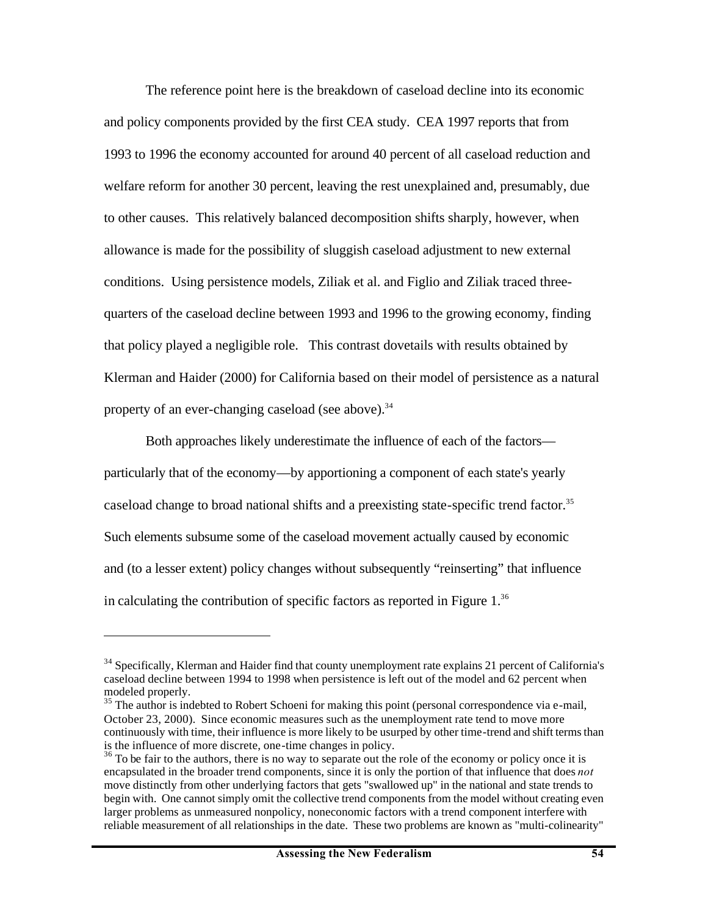The reference point here is the breakdown of caseload decline into its economic and policy components provided by the first CEA study. CEA 1997 reports that from 1993 to 1996 the economy accounted for around 40 percent of all caseload reduction and welfare reform for another 30 percent, leaving the rest unexplained and, presumably, due to other causes. This relatively balanced decomposition shifts sharply, however, when allowance is made for the possibility of sluggish caseload adjustment to new external conditions. Using persistence models, Ziliak et al. and Figlio and Ziliak traced three-quarters of the caseload decline between 1993 and 1996 to the growing economy, finding that policy played a negligible role. This contrast dovetails with results obtained by Klerman and Haider (2000) for California based on their model of persistence as a natural property of an ever-changing caseload (see above).[34]

Both approaches likely underestimate the influence of each of the factors—particularly that of the economy—by apportioning a component of each state's yearly caseload change to broad national shifts and a preexisting state-specific trend factor.[35] Such elements subsume some of the caseload movement actually caused by economic and (to a lesser extent) policy changes without subsequently "reinserting" that influence in calculating the contribution of specific factors as reported in Figure 1.[36]

---

[34] Specifically, Klerman and Haider find that county unemployment rate explains 21 percent of California's caseload decline between 1994 to 1998 when persistence is left out of the model and 62 percent when modeled properly.

[35] The author is indebted to Robert Schoeni for making this point (personal correspondence via e-mail, October 23, 2000). Since economic measures such as the unemployment rate tend to move more continuously with time, their influence is more likely to be usurped by other time-trend and shift terms than is the influence of more discrete, one-time changes in policy.

[36] To be fair to the authors, there is no way to separate out the role of the economy or policy once it is encapsulated in the broader trend components, since it is only the portion of that influence that does *not* move distinctly from other underlying factors that gets "swallowed up" in the national and state trends to begin with. One cannot simply omit the collective trend components from the model without creating even larger problems as unmeasured nonpolicy, noneconomic factors with a trend component interfere with reliable measurement of all relationships in the date. These two problems are known as "multi-colinearity"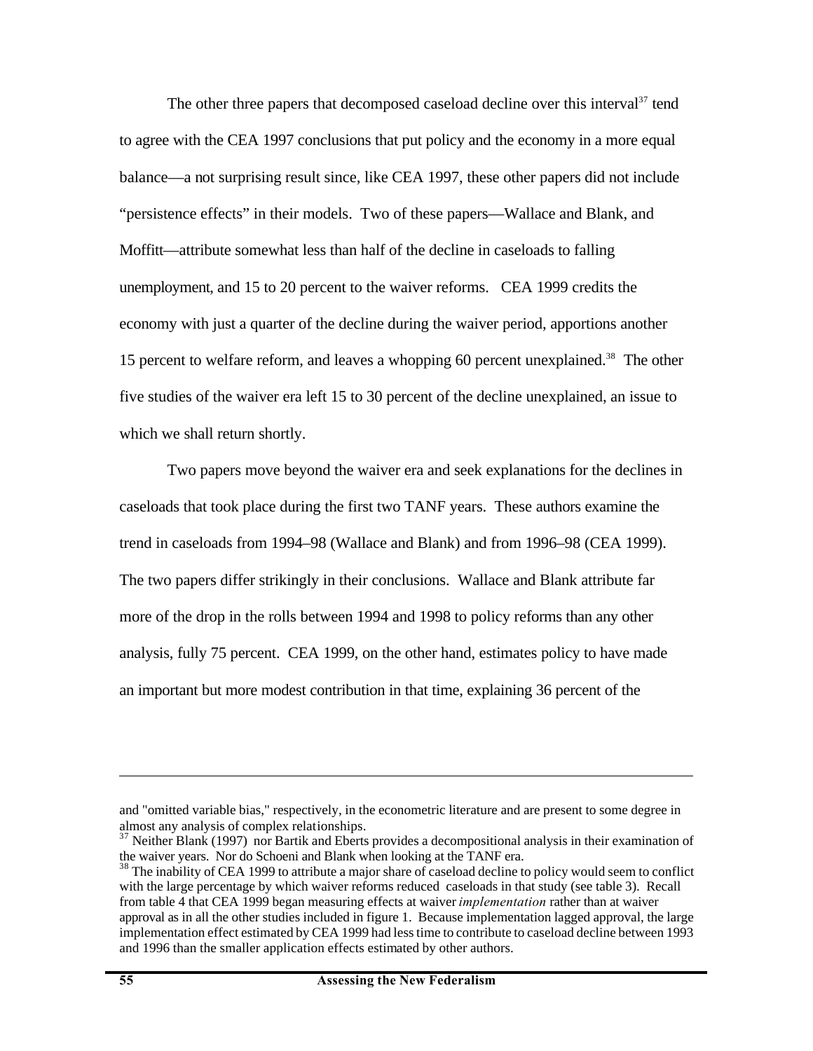The other three papers that decomposed caseload decline over this interval[37] tend to agree with the CEA 1997 conclusions that put policy and the economy in a more equal balance—a not surprising result since, like CEA 1997, these other papers did not include "persistence effects" in their models. Two of these papers—Wallace and Blank, and Moffitt—attribute somewhat less than half of the decline in caseloads to falling unemployment, and 15 to 20 percent to the waiver reforms. CEA 1999 credits the economy with just a quarter of the decline during the waiver period, apportions another 15 percent to welfare reform, and leaves a whopping 60 percent unexplained.[38] The other five studies of the waiver era left 15 to 30 percent of the decline unexplained, an issue to which we shall return shortly.

Two papers move beyond the waiver era and seek explanations for the declines in caseloads that took place during the first two TANF years. These authors examine the trend in caseloads from 1994–98 (Wallace and Blank) and from 1996–98 (CEA 1999). The two papers differ strikingly in their conclusions. Wallace and Blank attribute far more of the drop in the rolls between 1994 and 1998 to policy reforms than any other analysis, fully 75 percent. CEA 1999, on the other hand, estimates policy to have made an important but more modest contribution in that time, explaining 36 percent of the

---

and "omitted variable bias," respectively, in the econometric literature and are present to some degree in almost any analysis of complex relationships.

[37] Neither Blank (1997) nor Bartik and Eberts provides a decompositional analysis in their examination of the waiver years. Nor do Schoeni and Blank when looking at the TANF era.

[38] The inability of CEA 1999 to attribute a major share of caseload decline to policy would seem to conflict with the large percentage by which waiver reforms reduced caseloads in that study (see table 3). Recall from table 4 that CEA 1999 began measuring effects at waiver *implementation* rather than at waiver approval as in all the other studies included in figure 1. Because implementation lagged approval, the large implementation effect estimated by CEA 1999 had less time to contribute to caseload decline between 1993 and 1996 than the smaller application effects estimated by other authors.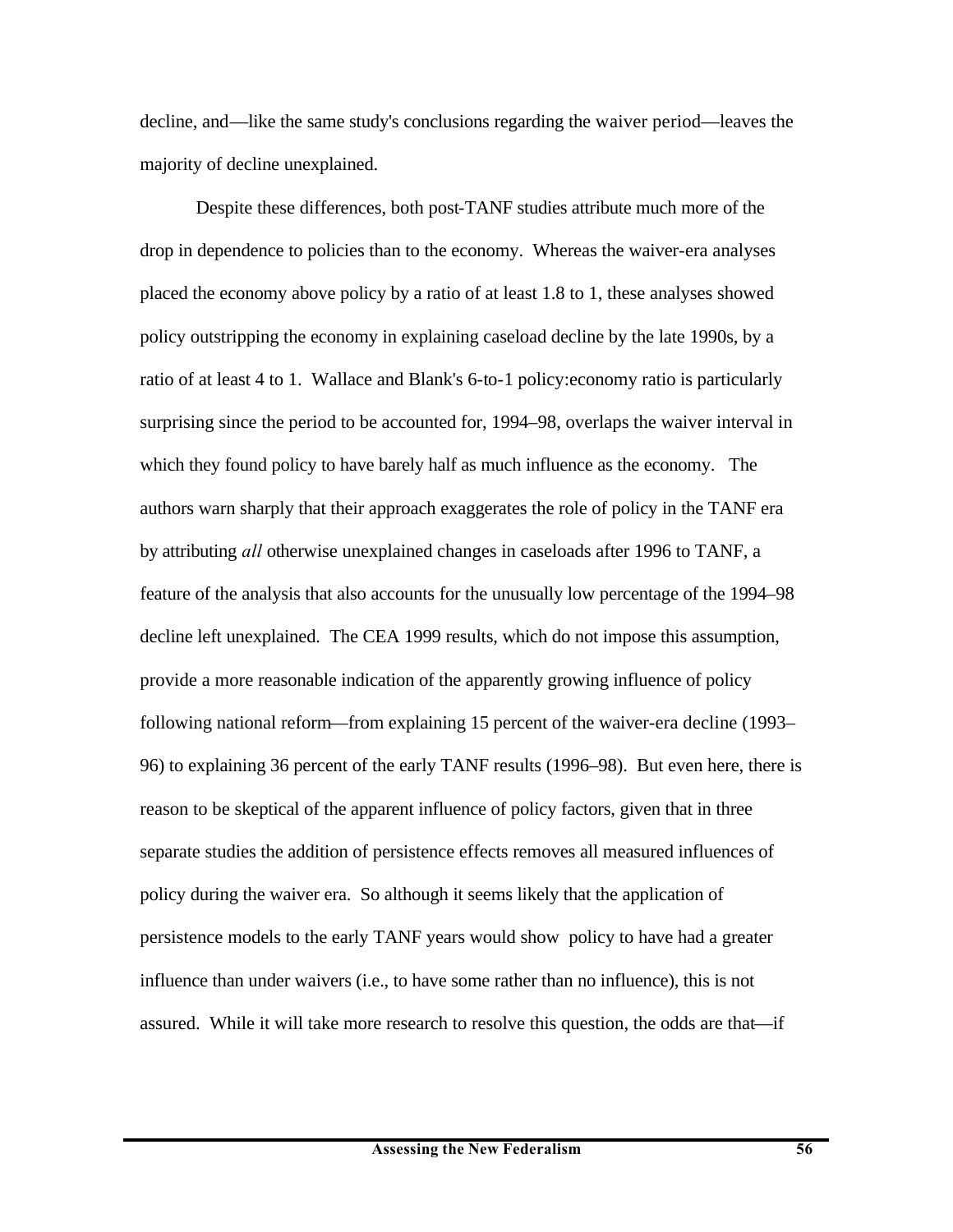decline, and—like the same study's conclusions regarding the waiver period—leaves the majority of decline unexplained.

Despite these differences, both post-TANF studies attribute much more of the drop in dependence to policies than to the economy. Whereas the waiver-era analyses placed the economy above policy by a ratio of at least 1.8 to 1, these analyses showed policy outstripping the economy in explaining caseload decline by the late 1990s, by a ratio of at least 4 to 1. Wallace and Blank's 6-to-1 policy:economy ratio is particularly surprising since the period to be accounted for, 1994–98, overlaps the waiver interval in which they found policy to have barely half as much influence as the economy. The authors warn sharply that their approach exaggerates the role of policy in the TANF era by attributing *all* otherwise unexplained changes in caseloads after 1996 to TANF, a feature of the analysis that also accounts for the unusually low percentage of the 1994–98 decline left unexplained. The CEA 1999 results, which do not impose this assumption, provide a more reasonable indication of the apparently growing influence of policy following national reform—from explaining 15 percent of the waiver-era decline (1993–96) to explaining 36 percent of the early TANF results (1996–98). But even here, there is reason to be skeptical of the apparent influence of policy factors, given that in three separate studies the addition of persistence effects removes all measured influences of policy during the waiver era. So although it seems likely that the application of persistence models to the early TANF years would show policy to have had a greater influence than under waivers (i.e., to have some rather than no influence), this is not assured. While it will take more research to resolve this question, the odds are that—if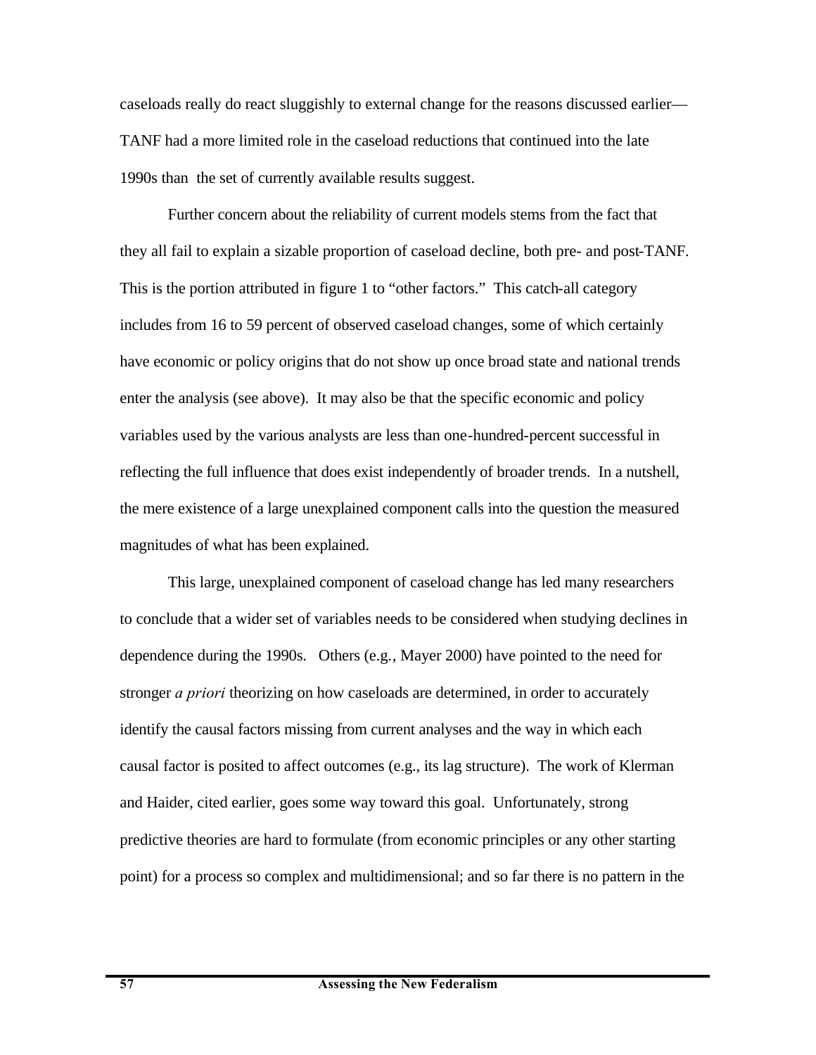caseloads really do react sluggishly to external change for the reasons discussed earlier—TANF had a more limited role in the caseload reductions that continued into the late 1990s than the set of currently available results suggest.

Further concern about the reliability of current models stems from the fact that they all fail to explain a sizable proportion of caseload decline, both pre- and post-TANF. This is the portion attributed in figure 1 to "other factors." This catch-all category includes from 16 to 59 percent of observed caseload changes, some of which certainly have economic or policy origins that do not show up once broad state and national trends enter the analysis (see above). It may also be that the specific economic and policy variables used by the various analysts are less than one-hundred-percent successful in reflecting the full influence that does exist independently of broader trends. In a nutshell, the mere existence of a large unexplained component calls into the question the measured magnitudes of what has been explained.

This large, unexplained component of caseload change has led many researchers to conclude that a wider set of variables needs to be considered when studying declines in dependence during the 1990s. Others (e.g., Mayer 2000) have pointed to the need for stronger *a priori* theorizing on how caseloads are determined, in order to accurately identify the causal factors missing from current analyses and the way in which each causal factor is posited to affect outcomes (e.g., its lag structure). The work of Klerman and Haider, cited earlier, goes some way toward this goal. Unfortunately, strong predictive theories are hard to formulate (from economic principles or any other starting point) for a process so complex and multidimensional; and so far there is no pattern in the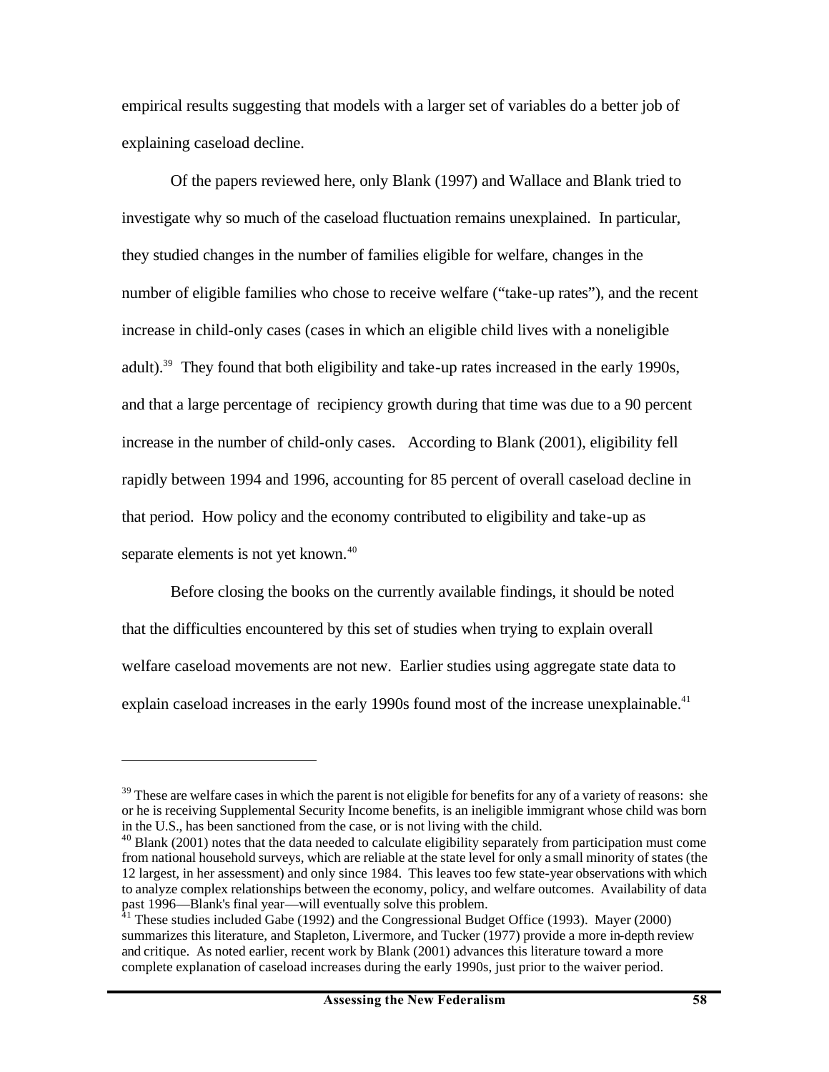empirical results suggesting that models with a larger set of variables do a better job of explaining caseload decline.

Of the papers reviewed here, only Blank (1997) and Wallace and Blank tried to investigate why so much of the caseload fluctuation remains unexplained. In particular, they studied changes in the number of families eligible for welfare, changes in the number of eligible families who chose to receive welfare ("take-up rates"), and the recent increase in child-only cases (cases in which an eligible child lives with a noneligible adult).[39] They found that both eligibility and take-up rates increased in the early 1990s, and that a large percentage of recipiency growth during that time was due to a 90 percent increase in the number of child-only cases. According to Blank (2001), eligibility fell rapidly between 1994 and 1996, accounting for 85 percent of overall caseload decline in that period. How policy and the economy contributed to eligibility and take-up as separate elements is not yet known.[40]

Before closing the books on the currently available findings, it should be noted that the difficulties encountered by this set of studies when trying to explain overall welfare caseload movements are not new. Earlier studies using aggregate state data to explain caseload increases in the early 1990s found most of the increase unexplainable.[41]

---

[39] These are welfare cases in which the parent is not eligible for benefits for any of a variety of reasons: she or he is receiving Supplemental Security Income benefits, is an ineligible immigrant whose child was born in the U.S., has been sanctioned from the case, or is not living with the child.

[40] Blank (2001) notes that the data needed to calculate eligibility separately from participation must come from national household surveys, which are reliable at the state level for only a small minority of states (the 12 largest, in her assessment) and only since 1984. This leaves too few state-year observations with which to analyze complex relationships between the economy, policy, and welfare outcomes. Availability of data past 1996—Blank's final year—will eventually solve this problem.

[41] These studies included Gabe (1992) and the Congressional Budget Office (1993). Mayer (2000) summarizes this literature, and Stapleton, Livermore, and Tucker (1977) provide a more in-depth review and critique. As noted earlier, recent work by Blank (2001) advances this literature toward a more complete explanation of caseload increases during the early 1990s, just prior to the waiver period.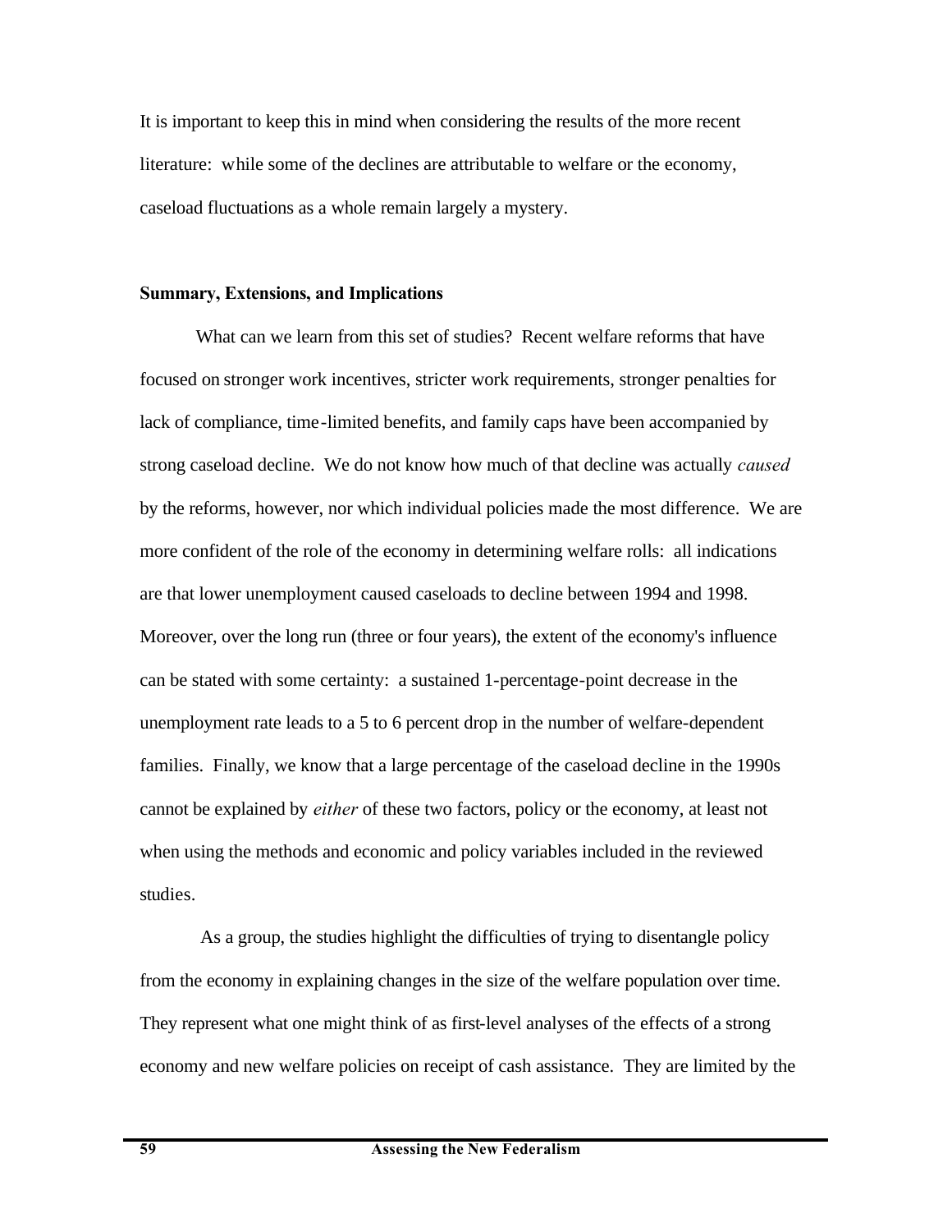It is important to keep this in mind when considering the results of the more recent literature: while some of the declines are attributable to welfare or the economy, caseload fluctuations as a whole remain largely a mystery.

### Summary, Extensions, and Implications

What can we learn from this set of studies? Recent welfare reforms that have focused on stronger work incentives, stricter work requirements, stronger penalties for lack of compliance, time-limited benefits, and family caps have been accompanied by strong caseload decline. We do not know how much of that decline was actually *caused* by the reforms, however, nor which individual policies made the most difference. We are more confident of the role of the economy in determining welfare rolls: all indications are that lower unemployment caused caseloads to decline between 1994 and 1998. Moreover, over the long run (three or four years), the extent of the economy's influence can be stated with some certainty: a sustained 1-percentage-point decrease in the unemployment rate leads to a 5 to 6 percent drop in the number of welfare-dependent families. Finally, we know that a large percentage of the caseload decline in the 1990s cannot be explained by *either* of these two factors, policy or the economy, at least not when using the methods and economic and policy variables included in the reviewed studies.

As a group, the studies highlight the difficulties of trying to disentangle policy from the economy in explaining changes in the size of the welfare population over time. They represent what one might think of as first-level analyses of the effects of a strong economy and new welfare policies on receipt of cash assistance. They are limited by the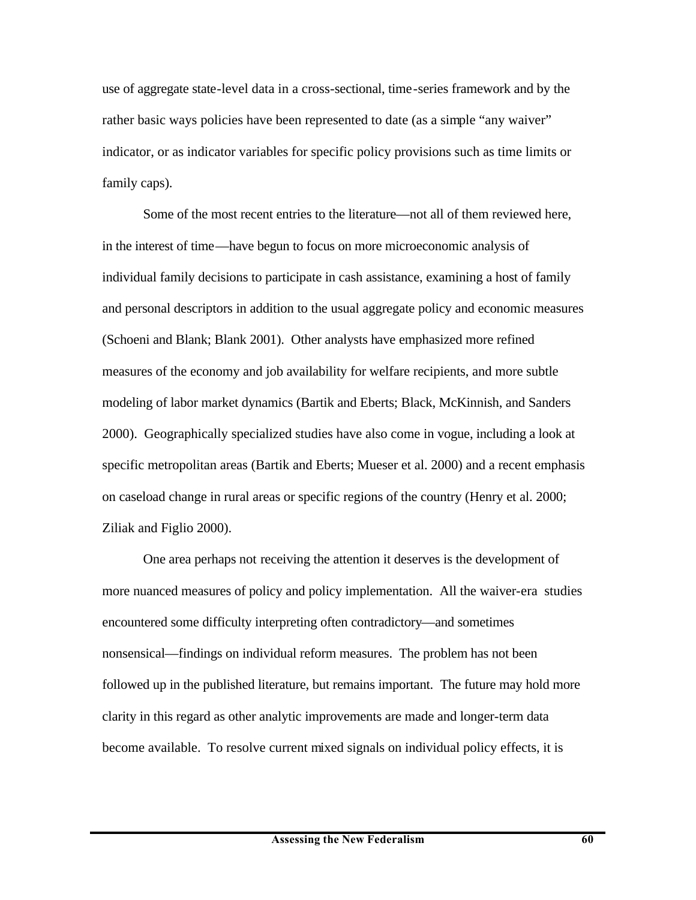use of aggregate state-level data in a cross-sectional, time-series framework and by the rather basic ways policies have been represented to date (as a simple "any waiver" indicator, or as indicator variables for specific policy provisions such as time limits or family caps).

Some of the most recent entries to the literature—not all of them reviewed here, in the interest of time—have begun to focus on more microeconomic analysis of individual family decisions to participate in cash assistance, examining a host of family and personal descriptors in addition to the usual aggregate policy and economic measures (Schoeni and Blank; Blank 2001). Other analysts have emphasized more refined measures of the economy and job availability for welfare recipients, and more subtle modeling of labor market dynamics (Bartik and Eberts; Black, McKinnish, and Sanders 2000). Geographically specialized studies have also come in vogue, including a look at specific metropolitan areas (Bartik and Eberts; Mueser et al. 2000) and a recent emphasis on caseload change in rural areas or specific regions of the country (Henry et al. 2000; Ziliak and Figlio 2000).

One area perhaps not receiving the attention it deserves is the development of more nuanced measures of policy and policy implementation. All the waiver-era studies encountered some difficulty interpreting often contradictory—and sometimes nonsensical—findings on individual reform measures. The problem has not been followed up in the published literature, but remains important. The future may hold more clarity in this regard as other analytic improvements are made and longer-term data become available. To resolve current mixed signals on individual policy effects, it is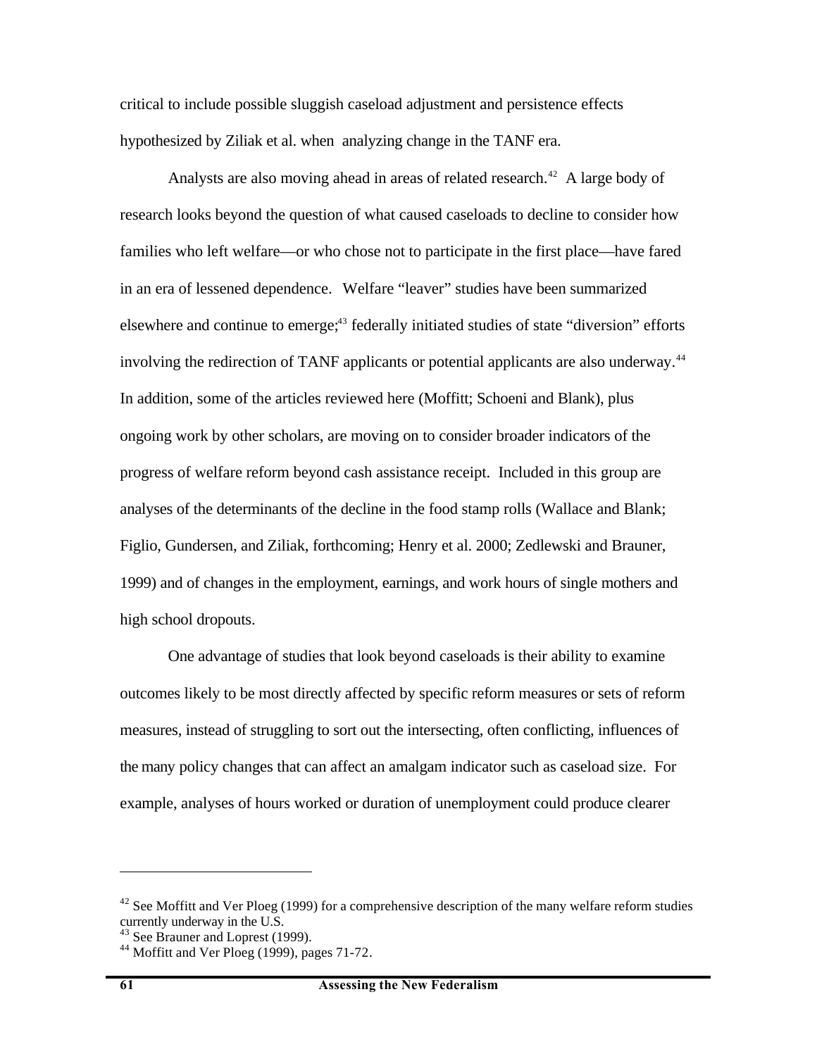critical to include possible sluggish caseload adjustment and persistence effects hypothesized by Ziliak et al. when analyzing change in the TANF era.

Analysts are also moving ahead in areas of related research.[42] A large body of research looks beyond the question of what caused caseloads to decline to consider how families who left welfare—or who chose not to participate in the first place—have fared in an era of lessened dependence. Welfare "leaver" studies have been summarized elsewhere and continue to emerge;[43] federally initiated studies of state "diversion" efforts involving the redirection of TANF applicants or potential applicants are also underway.[44] In addition, some of the articles reviewed here (Moffitt; Schoeni and Blank), plus ongoing work by other scholars, are moving on to consider broader indicators of the progress of welfare reform beyond cash assistance receipt. Included in this group are analyses of the determinants of the decline in the food stamp rolls (Wallace and Blank; Figlio, Gundersen, and Ziliak, forthcoming; Henry et al. 2000; Zedlewski and Brauner, 1999) and of changes in the employment, earnings, and work hours of single mothers and high school dropouts.

One advantage of studies that look beyond caseloads is their ability to examine outcomes likely to be most directly affected by specific reform measures or sets of reform measures, instead of struggling to sort out the intersecting, often conflicting, influences of the many policy changes that can affect an amalgam indicator such as caseload size. For example, analyses of hours worked or duration of unemployment could produce clearer

---

[42] See Moffitt and Ver Ploeg (1999) for a comprehensive description of the many welfare reform studies currently underway in the U.S.

[43] See Brauner and Loprest (1999).

[44] Moffitt and Ver Ploeg (1999), pages 71-72.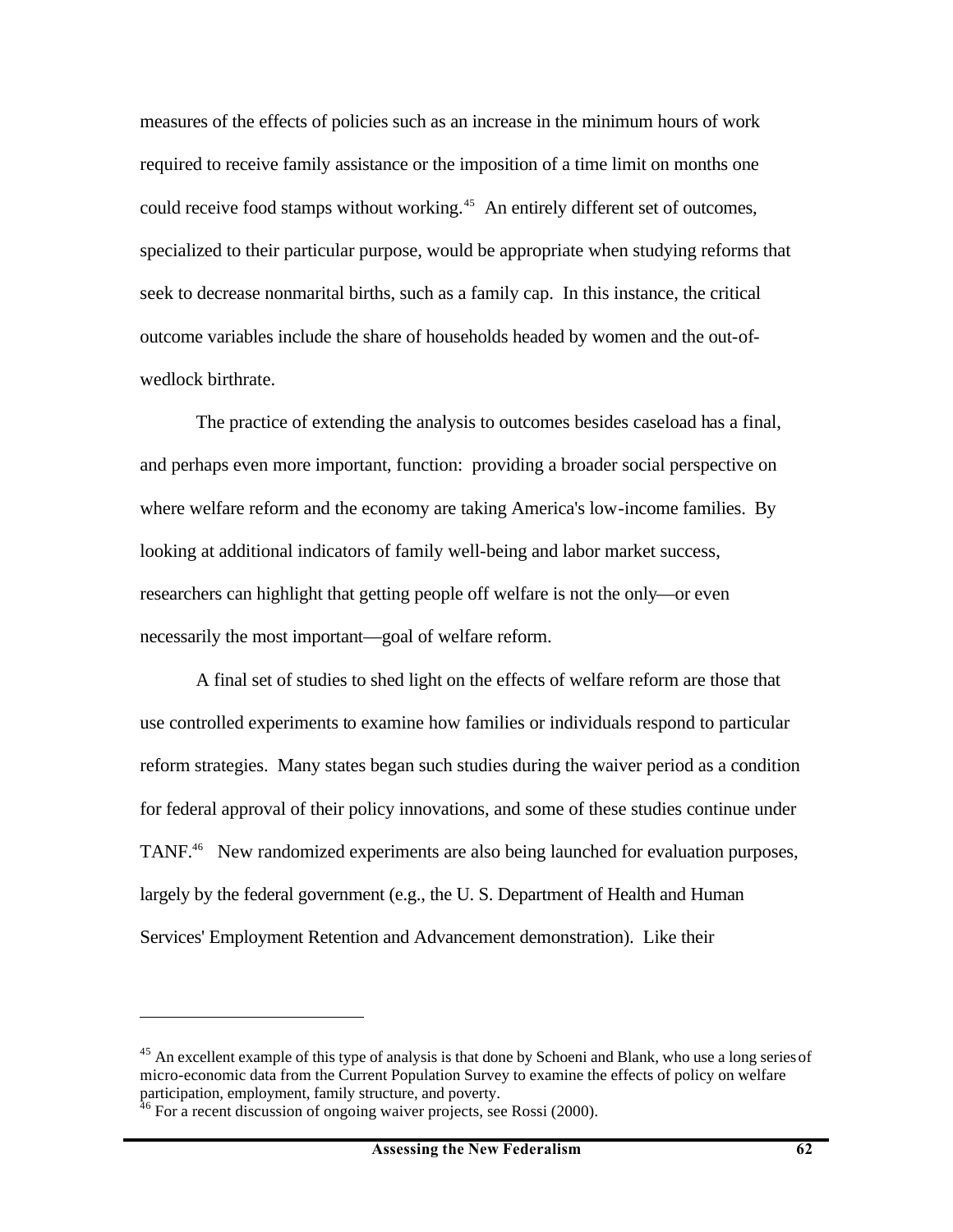measures of the effects of policies such as an increase in the minimum hours of work required to receive family assistance or the imposition of a time limit on months one could receive food stamps without working.[45] An entirely different set of outcomes, specialized to their particular purpose, would be appropriate when studying reforms that seek to decrease nonmarital births, such as a family cap. In this instance, the critical outcome variables include the share of households headed by women and the out-of-wedlock birthrate.

The practice of extending the analysis to outcomes besides caseload has a final, and perhaps even more important, function: providing a broader social perspective on where welfare reform and the economy are taking America's low-income families. By looking at additional indicators of family well-being and labor market success, researchers can highlight that getting people off welfare is not the only—or even necessarily the most important—goal of welfare reform.

A final set of studies to shed light on the effects of welfare reform are those that use controlled experiments to examine how families or individuals respond to particular reform strategies. Many states began such studies during the waiver period as a condition for federal approval of their policy innovations, and some of these studies continue under TANF.[46] New randomized experiments are also being launched for evaluation purposes, largely by the federal government (e.g., the U. S. Department of Health and Human Services' Employment Retention and Advancement demonstration). Like their

---

[45] An excellent example of this type of analysis is that done by Schoeni and Blank, who use a long series of micro-economic data from the Current Population Survey to examine the effects of policy on welfare participation, employment, family structure, and poverty.

[46] For a recent discussion of ongoing waiver projects, see Rossi (2000).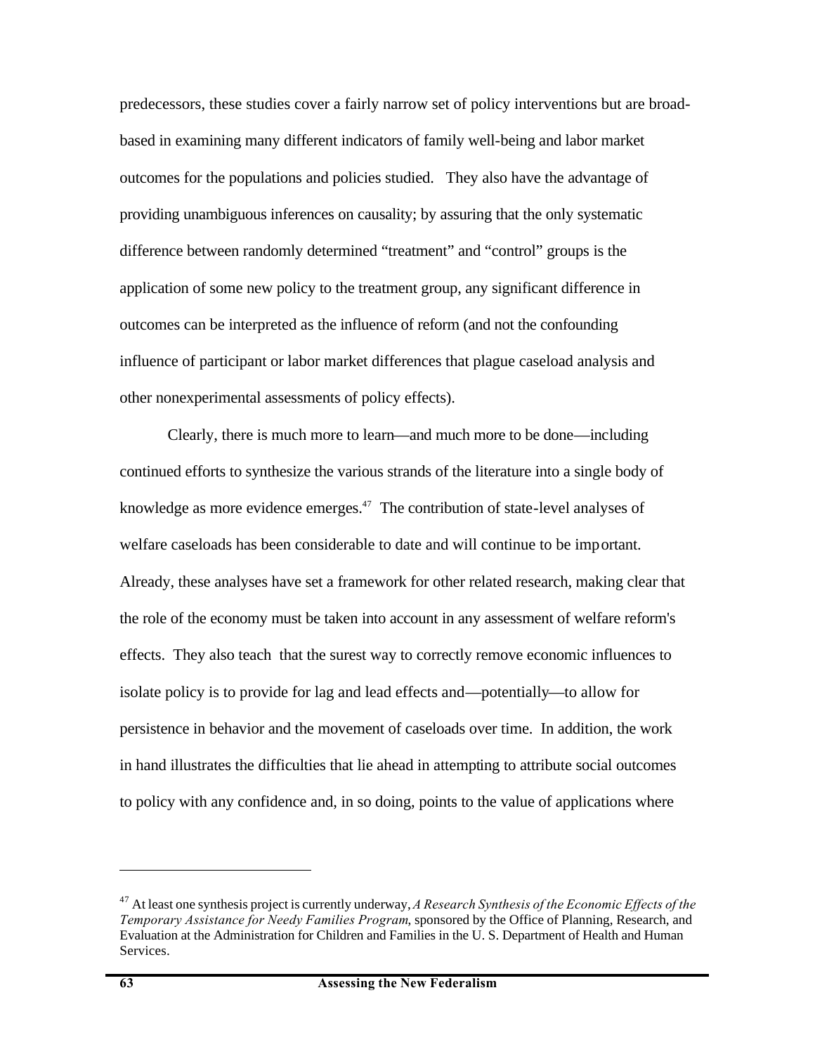predecessors, these studies cover a fairly narrow set of policy interventions but are broad-based in examining many different indicators of family well-being and labor market outcomes for the populations and policies studied. They also have the advantage of providing unambiguous inferences on causality; by assuring that the only systematic difference between randomly determined "treatment" and "control" groups is the application of some new policy to the treatment group, any significant difference in outcomes can be interpreted as the influence of reform (and not the confounding influence of participant or labor market differences that plague caseload analysis and other nonexperimental assessments of policy effects).

Clearly, there is much more to learn—and much more to be done—including continued efforts to synthesize the various strands of the literature into a single body of knowledge as more evidence emerges.[47] The contribution of state-level analyses of welfare caseloads has been considerable to date and will continue to be important. Already, these analyses have set a framework for other related research, making clear that the role of the economy must be taken into account in any assessment of welfare reform's effects. They also teach that the surest way to correctly remove economic influences to isolate policy is to provide for lag and lead effects and—potentially—to allow for persistence in behavior and the movement of caseloads over time. In addition, the work in hand illustrates the difficulties that lie ahead in attempting to attribute social outcomes to policy with any confidence and, in so doing, points to the value of applications where

---

[47] At least one synthesis project is currently underway, *A Research Synthesis of the Economic Effects of the Temporary Assistance for Needy Families Program*, sponsored by the Office of Planning, Research, and Evaluation at the Administration for Children and Families in the U. S. Department of Health and Human Services.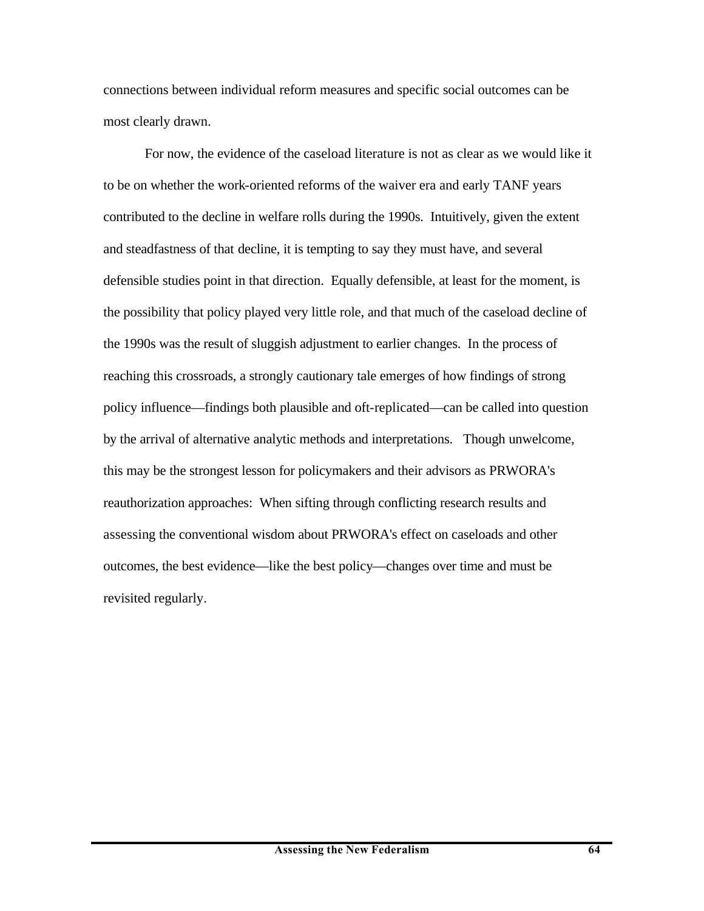connections between individual reform measures and specific social outcomes can be most clearly drawn.

For now, the evidence of the caseload literature is not as clear as we would like it to be on whether the work-oriented reforms of the waiver era and early TANF years contributed to the decline in welfare rolls during the 1990s. Intuitively, given the extent and steadfastness of that decline, it is tempting to say they must have, and several defensible studies point in that direction. Equally defensible, at least for the moment, is the possibility that policy played very little role, and that much of the caseload decline of the 1990s was the result of sluggish adjustment to earlier changes. In the process of reaching this crossroads, a strongly cautionary tale emerges of how findings of strong policy influence—findings both plausible and oft-replicated—can be called into question by the arrival of alternative analytic methods and interpretations. Though unwelcome, this may be the strongest lesson for policymakers and their advisors as PRWORA's reauthorization approaches: When sifting through conflicting research results and assessing the conventional wisdom about PRWORA's effect on caseloads and other outcomes, the best evidence—like the best policy—changes over time and must be revisited regularly.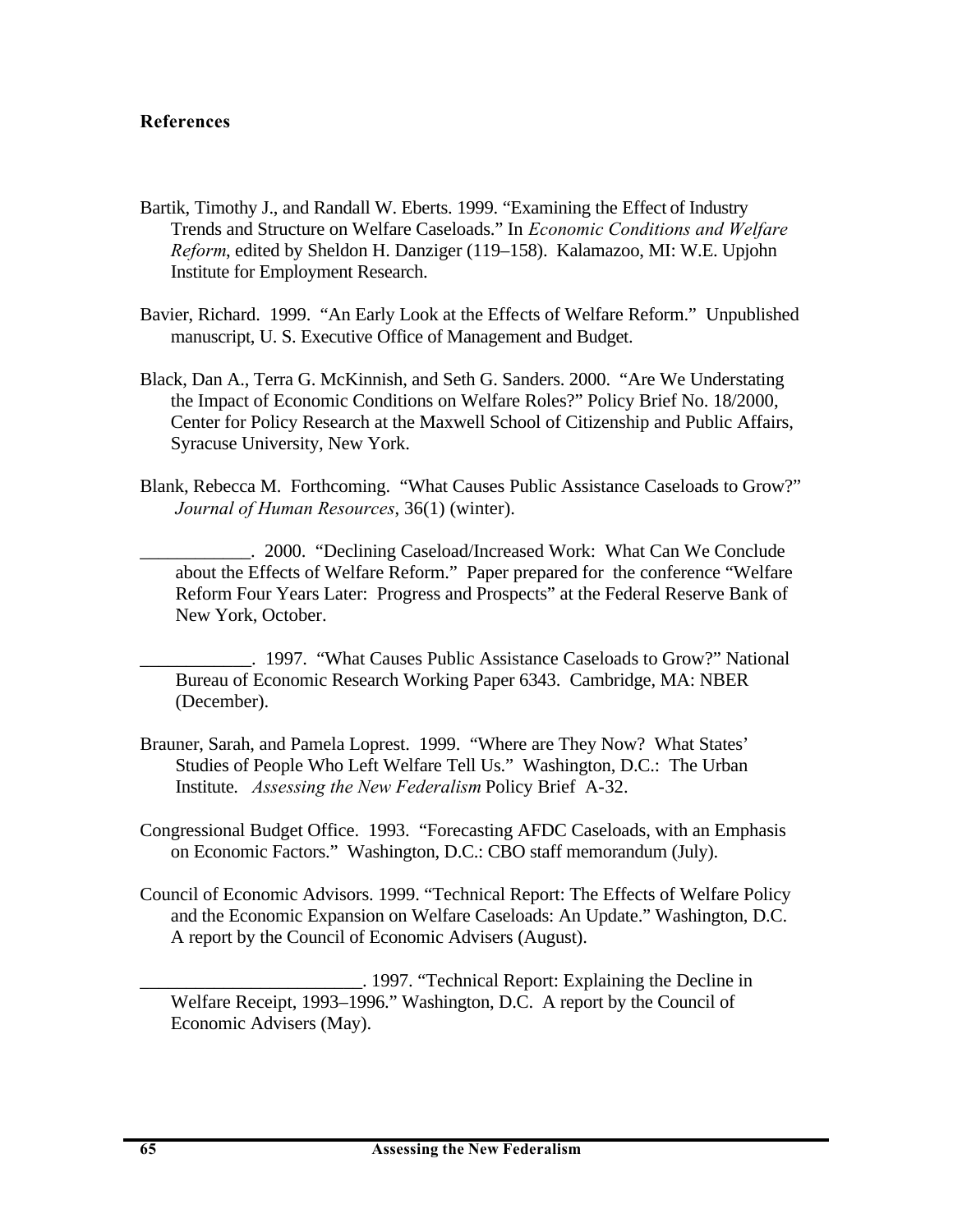### References

Bartik, Timothy J., and Randall W. Eberts. 1999. "Examining the Effect of Industry Trends and Structure on Welfare Caseloads." In *Economic Conditions and Welfare Reform*, edited by Sheldon H. Danziger (119–158). Kalamazoo, MI: W.E. Upjohn Institute for Employment Research.

Bavier, Richard. 1999. "An Early Look at the Effects of Welfare Reform." Unpublished manuscript, U. S. Executive Office of Management and Budget.

Black, Dan A., Terra G. McKinnish, and Seth G. Sanders. 2000. "Are We Understating the Impact of Economic Conditions on Welfare Roles?" Policy Brief No. 18/2000, Center for Policy Research at the Maxwell School of Citizenship and Public Affairs, Syracuse University, New York.

Blank, Rebecca M. Forthcoming. "What Causes Public Assistance Caseloads to Grow?" *Journal of Human Resources*, 36(1) (winter).

\_\_\_\_\_\_\_\_\_\_\_\_. 2000. "Declining Caseload/Increased Work: What Can We Conclude about the Effects of Welfare Reform." Paper prepared for the conference "Welfare Reform Four Years Later: Progress and Prospects" at the Federal Reserve Bank of New York, October.

\_\_\_\_\_\_\_\_\_\_\_\_. 1997. "What Causes Public Assistance Caseloads to Grow?" National Bureau of Economic Research Working Paper 6343. Cambridge, MA: NBER (December).

Brauner, Sarah, and Pamela Loprest. 1999. "Where are They Now? What States' Studies of People Who Left Welfare Tell Us." Washington, D.C.: The Urban Institute. *Assessing the New Federalism* Policy Brief A-32.

Congressional Budget Office. 1993. "Forecasting AFDC Caseloads, with an Emphasis on Economic Factors." Washington, D.C.: CBO staff memorandum (July).

Council of Economic Advisors. 1999. "Technical Report: The Effects of Welfare Policy and the Economic Expansion on Welfare Caseloads: An Update." Washington, D.C. A report by the Council of Economic Advisers (August).

\_\_\_\_\_\_\_\_\_\_\_\_\_\_\_\_\_\_\_\_\_\_\_\_. 1997. "Technical Report: Explaining the Decline in Welfare Receipt, 1993–1996." Washington, D.C. A report by the Council of Economic Advisers (May).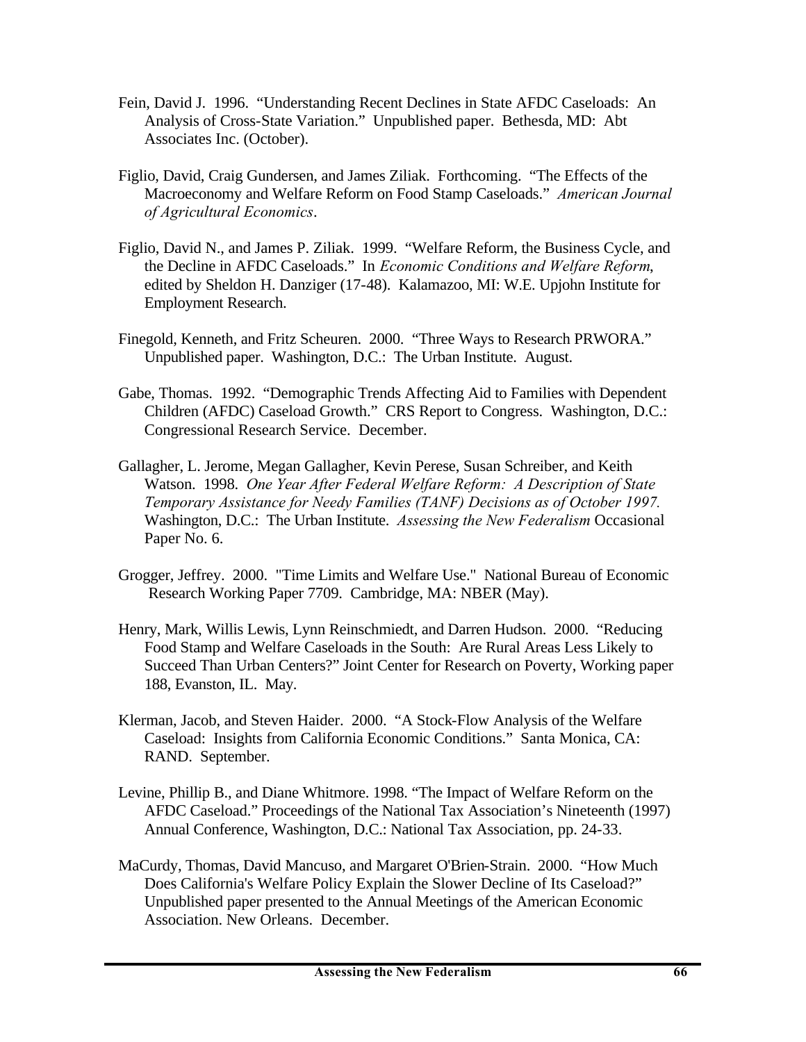Fein, David J. 1996. "Understanding Recent Declines in State AFDC Caseloads: An Analysis of Cross-State Variation." Unpublished paper. Bethesda, MD: Abt Associates Inc. (October).

Figlio, David, Craig Gundersen, and James Ziliak. Forthcoming. "The Effects of the Macroeconomy and Welfare Reform on Food Stamp Caseloads." *American Journal of Agricultural Economics*.

Figlio, David N., and James P. Ziliak. 1999. "Welfare Reform, the Business Cycle, and the Decline in AFDC Caseloads." In *Economic Conditions and Welfare Reform*, edited by Sheldon H. Danziger (17-48). Kalamazoo, MI: W.E. Upjohn Institute for Employment Research.

Finegold, Kenneth, and Fritz Scheuren. 2000. "Three Ways to Research PRWORA." Unpublished paper. Washington, D.C.: The Urban Institute. August.

Gabe, Thomas. 1992. "Demographic Trends Affecting Aid to Families with Dependent Children (AFDC) Caseload Growth." CRS Report to Congress. Washington, D.C.: Congressional Research Service. December.

Gallagher, L. Jerome, Megan Gallagher, Kevin Perese, Susan Schreiber, and Keith Watson. 1998. *One Year After Federal Welfare Reform: A Description of State Temporary Assistance for Needy Families (TANF) Decisions as of October 1997.* Washington, D.C.: The Urban Institute. *Assessing the New Federalism* Occasional Paper No. 6.

Grogger, Jeffrey. 2000. "Time Limits and Welfare Use." National Bureau of Economic Research Working Paper 7709. Cambridge, MA: NBER (May).

Henry, Mark, Willis Lewis, Lynn Reinschmiedt, and Darren Hudson. 2000. "Reducing Food Stamp and Welfare Caseloads in the South: Are Rural Areas Less Likely to Succeed Than Urban Centers?" Joint Center for Research on Poverty, Working paper 188, Evanston, IL. May.

Klerman, Jacob, and Steven Haider. 2000. "A Stock-Flow Analysis of the Welfare Caseload: Insights from California Economic Conditions." Santa Monica, CA: RAND. September.

Levine, Phillip B., and Diane Whitmore. 1998. "The Impact of Welfare Reform on the AFDC Caseload." Proceedings of the National Tax Association's Nineteenth (1997) Annual Conference, Washington, D.C.: National Tax Association, pp. 24-33.

MaCurdy, Thomas, David Mancuso, and Margaret O'Brien-Strain. 2000. "How Much Does California's Welfare Policy Explain the Slower Decline of Its Caseload?" Unpublished paper presented to the Annual Meetings of the American Economic Association. New Orleans. December.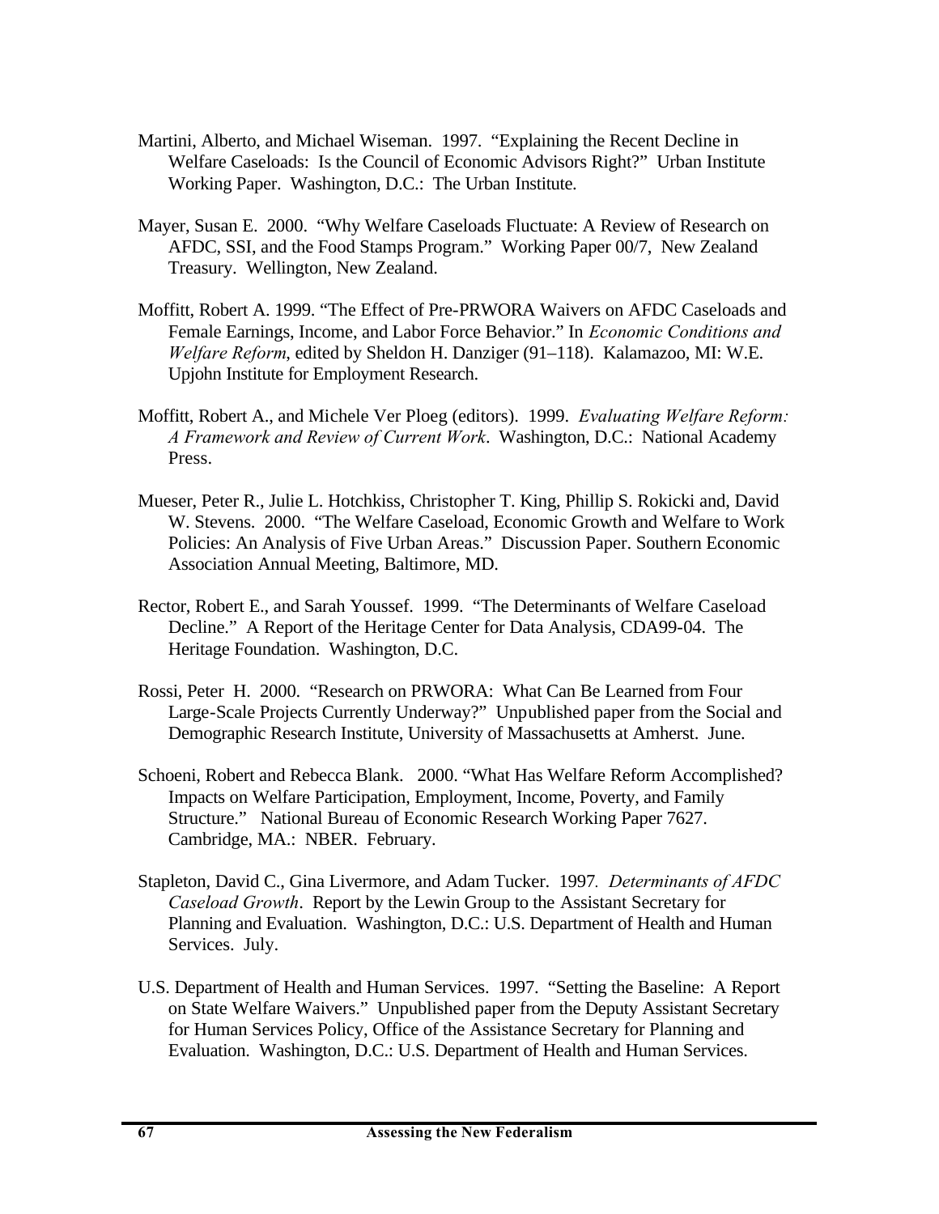Martini, Alberto, and Michael Wiseman. 1997. "Explaining the Recent Decline in Welfare Caseloads: Is the Council of Economic Advisors Right?" Urban Institute Working Paper. Washington, D.C.: The Urban Institute.

Mayer, Susan E. 2000. "Why Welfare Caseloads Fluctuate: A Review of Research on AFDC, SSI, and the Food Stamps Program." Working Paper 00/7, New Zealand Treasury. Wellington, New Zealand.

Moffitt, Robert A. 1999. "The Effect of Pre-PRWORA Waivers on AFDC Caseloads and Female Earnings, Income, and Labor Force Behavior." In *Economic Conditions and Welfare Reform*, edited by Sheldon H. Danziger (91–118). Kalamazoo, MI: W.E. Upjohn Institute for Employment Research.

Moffitt, Robert A., and Michele Ver Ploeg (editors). 1999. *Evaluating Welfare Reform: A Framework and Review of Current Work*. Washington, D.C.: National Academy Press.

Mueser, Peter R., Julie L. Hotchkiss, Christopher T. King, Phillip S. Rokicki and, David W. Stevens. 2000. "The Welfare Caseload, Economic Growth and Welfare to Work Policies: An Analysis of Five Urban Areas." Discussion Paper. Southern Economic Association Annual Meeting, Baltimore, MD.

Rector, Robert E., and Sarah Youssef. 1999. "The Determinants of Welfare Caseload Decline." A Report of the Heritage Center for Data Analysis, CDA99-04. The Heritage Foundation. Washington, D.C.

Rossi, Peter H. 2000. "Research on PRWORA: What Can Be Learned from Four Large-Scale Projects Currently Underway?" Unpublished paper from the Social and Demographic Research Institute, University of Massachusetts at Amherst. June.

Schoeni, Robert and Rebecca Blank. 2000. "What Has Welfare Reform Accomplished? Impacts on Welfare Participation, Employment, Income, Poverty, and Family Structure." National Bureau of Economic Research Working Paper 7627. Cambridge, MA.: NBER. February.

Stapleton, David C., Gina Livermore, and Adam Tucker. 1997. *Determinants of AFDC Caseload Growth*. Report by the Lewin Group to the Assistant Secretary for Planning and Evaluation. Washington, D.C.: U.S. Department of Health and Human Services. July.

U.S. Department of Health and Human Services. 1997. "Setting the Baseline: A Report on State Welfare Waivers." Unpublished paper from the Deputy Assistant Secretary for Human Services Policy, Office of the Assistance Secretary for Planning and Evaluation. Washington, D.C.: U.S. Department of Health and Human Services.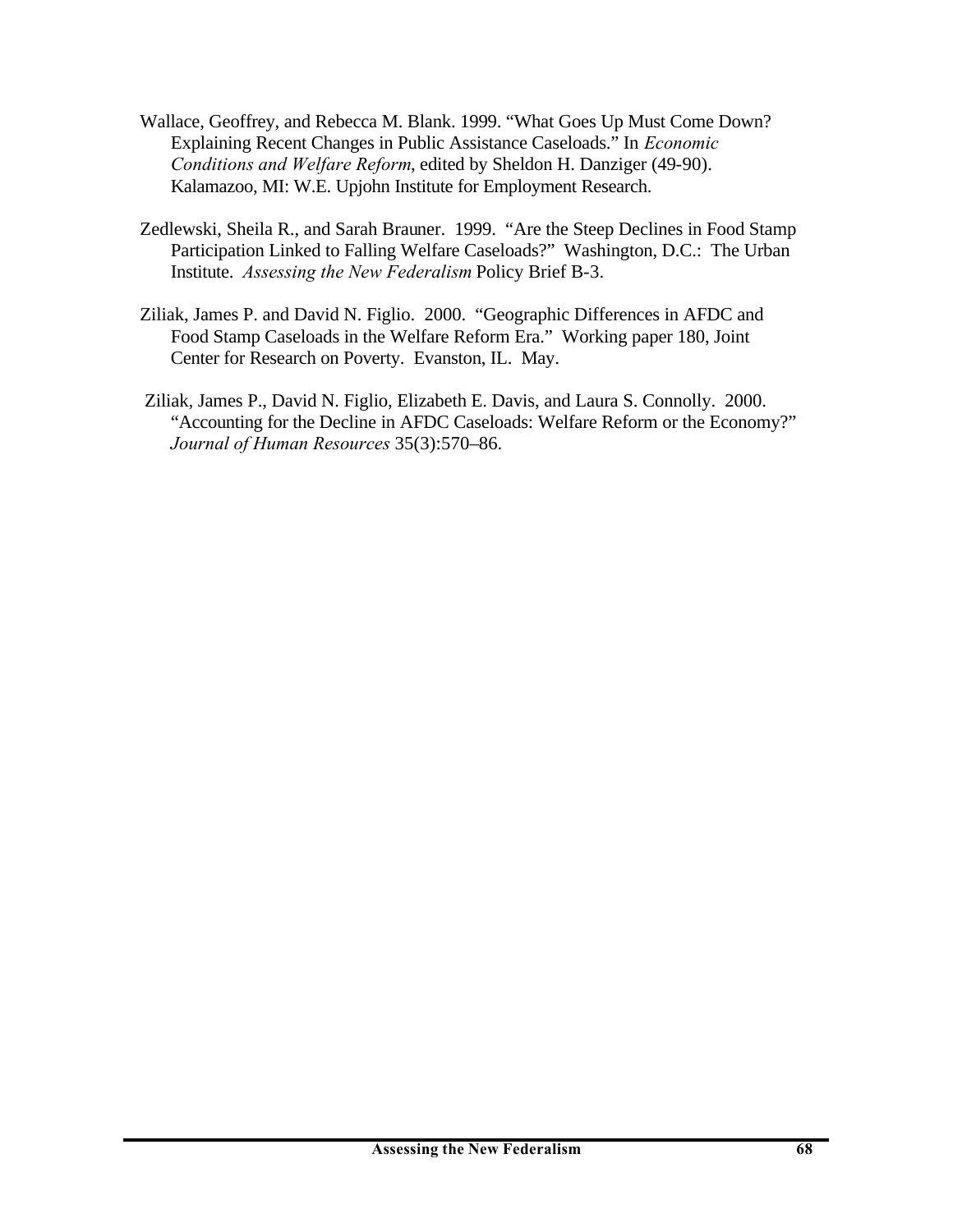Wallace, Geoffrey, and Rebecca M. Blank. 1999. "What Goes Up Must Come Down? Explaining Recent Changes in Public Assistance Caseloads." In *Economic Conditions and Welfare Reform*, edited by Sheldon H. Danziger (49-90). Kalamazoo, MI: W.E. Upjohn Institute for Employment Research.

Zedlewski, Sheila R., and Sarah Brauner. 1999. "Are the Steep Declines in Food Stamp Participation Linked to Falling Welfare Caseloads?" Washington, D.C.: The Urban Institute. *Assessing the New Federalism* Policy Brief B-3.

Ziliak, James P. and David N. Figlio. 2000. "Geographic Differences in AFDC and Food Stamp Caseloads in the Welfare Reform Era." Working paper 180, Joint Center for Research on Poverty. Evanston, IL. May.

Ziliak, James P., David N. Figlio, Elizabeth E. Davis, and Laura S. Connolly. 2000. "Accounting for the Decline in AFDC Caseloads: Welfare Reform or the Economy?" *Journal of Human Resources* 35(3):570–86.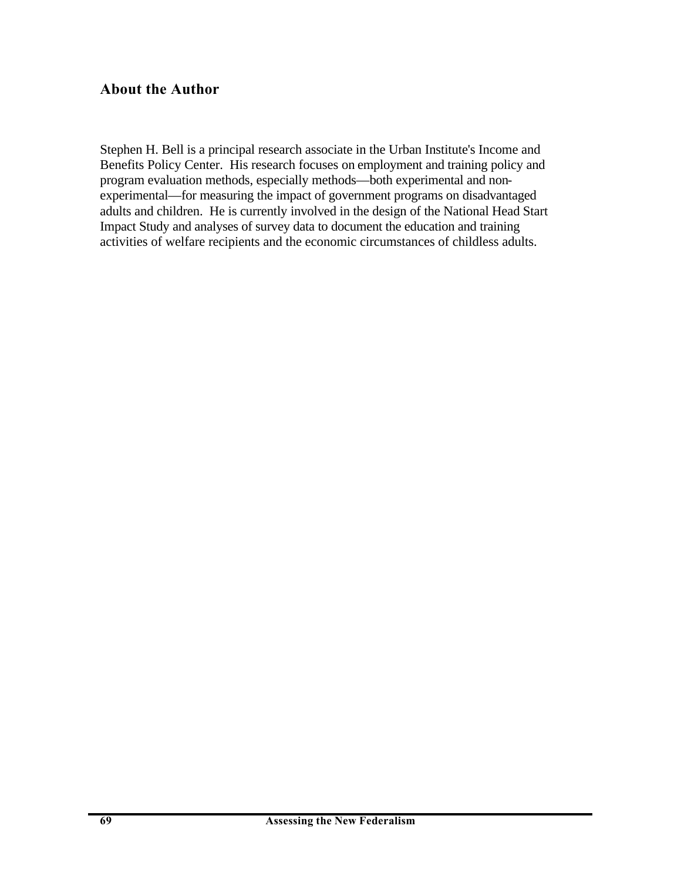## About the Author

Stephen H. Bell is a principal research associate in the Urban Institute's Income and Benefits Policy Center. His research focuses on employment and training policy and program evaluation methods, especially methods—both experimental and non-experimental—for measuring the impact of government programs on disadvantaged adults and children. He is currently involved in the design of the National Head Start Impact Study and analyses of survey data to document the education and training activities of welfare recipients and the economic circumstances of childless adults.